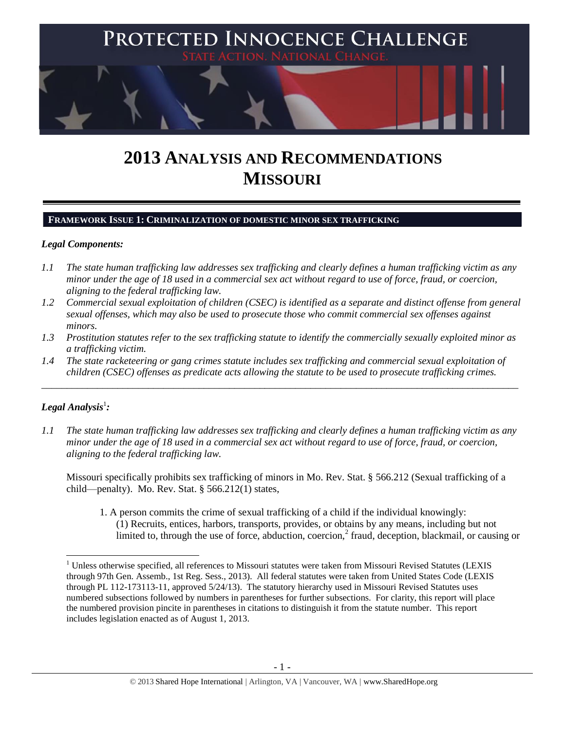# PROTECTED INNOCENCE CHALLENGE

STATE ACTION. NATIONAL CHANGE.

# 2013 ANALYSIS AND RECOMMENDATIONS MISSOURI

## FRAMEWORK ISSUE 1: CRIMINALIZATION OF DOMESTIC MINOR SEX TRAFFICKING

### *Legal Components:*

*1.1 The state human trafficking law addresses sex trafficking and clearly defines a human trafficking victim as any minor under the age of 18 used in a commercial sex act without regard to use of force, fraud, or coercion, aligning to the federal trafficking law.*

*1.2 Commercial sexual exploitation of children (CSEC) is identified as a separate and distinct offense from general sexual offenses, which may also be used to prosecute those who commit commercial sex offenses against minors.*

*1.3 Prostitution statutes refer to the sex trafficking statute to identify the commercially sexually exploited minor as a trafficking victim.*

*1.4 The state racketeering or gang crimes statute includes sex trafficking and commercial sexual exploitation of children (CSEC) offenses as predicate acts allowing the statute to be used to prosecute trafficking crimes.*

---

### *Legal Analysis*[1]*:*

*1.1 The state human trafficking law addresses sex trafficking and clearly defines a human trafficking victim as any minor under the age of 18 used in a commercial sex act without regard to use of force, fraud, or coercion, aligning to the federal trafficking law.*

Missouri specifically prohibits sex trafficking of minors in Mo. Rev. Stat. § 566.212 (Sexual trafficking of a child—penalty). Mo. Rev. Stat. § 566.212(1) states,

> 1. A person commits the crime of sexual trafficking of a child if the individual knowingly:
>
> (1) Recruits, entices, harbors, transports, provides, or obtains by any means, including but not limited to, through the use of force, abduction, coercion,[2] fraud, deception, blackmail, or causing or

[1] Unless otherwise specified, all references to Missouri statutes were taken from Missouri Revised Statutes (LEXIS through 97th Gen. Assemb., 1st Reg. Sess., 2013). All federal statutes were taken from United States Code (LEXIS through PL 112-173113-11, approved 5/24/13). The statutory hierarchy used in Missouri Revised Statutes uses numbered subsections followed by numbers in parentheses for further subsections. For clarity, this report will place the numbered provision pincite in parentheses in citations to distinguish it from the statute number. This report includes legislation enacted as of August 1, 2013.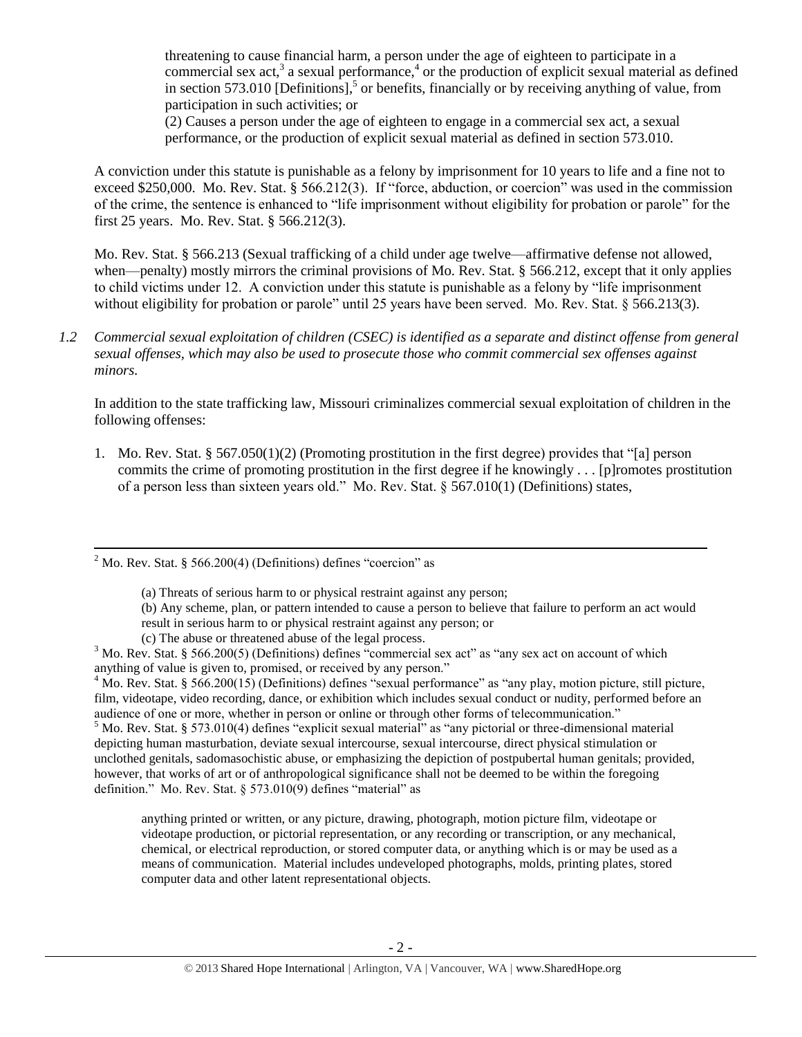threatening to cause financial harm, a person under the age of eighteen to participate in a commercial sex act,[3] a sexual performance,[4] or the production of explicit sexual material as defined in section 573.010 [Definitions],[5] or benefits, financially or by receiving anything of value, from participation in such activities; or

(2) Causes a person under the age of eighteen to engage in a commercial sex act, a sexual performance, or the production of explicit sexual material as defined in section 573.010.

A conviction under this statute is punishable as a felony by imprisonment for 10 years to life and a fine not to exceed $250,000. Mo. Rev. Stat. § 566.212(3). If "force, abduction, or coercion" was used in the commission of the crime, the sentence is enhanced to "life imprisonment without eligibility for probation or parole" for the first 25 years. Mo. Rev. Stat. § 566.212(3).

Mo. Rev. Stat. § 566.213 (Sexual trafficking of a child under age twelve—affirmative defense not allowed, when—penalty) mostly mirrors the criminal provisions of Mo. Rev. Stat. § 566.212, except that it only applies to child victims under 12. A conviction under this statute is punishable as a felony by "life imprisonment without eligibility for probation or parole" until 25 years have been served. Mo. Rev. Stat. § 566.213(3).

*1.2 Commercial sexual exploitation of children (CSEC) is identified as a separate and distinct offense from general sexual offenses, which may also be used to prosecute those who commit commercial sex offenses against minors.*

In addition to the state trafficking law, Missouri criminalizes commercial sexual exploitation of children in the following offenses:

1. Mo. Rev. Stat. § 567.050(1)(2) (Promoting prostitution in the first degree) provides that "[a] person commits the crime of promoting prostitution in the first degree if he knowingly . . . [p]romotes prostitution of a person less than sixteen years old." Mo. Rev. Stat. § 567.010(1) (Definitions) states,

---

[2] Mo. Rev. Stat. § 566.200(4) (Definitions) defines "coercion" as

> (a) Threats of serious harm to or physical restraint against any person;
> (b) Any scheme, plan, or pattern intended to cause a person to believe that failure to perform an act would result in serious harm to or physical restraint against any person; or
> (c) The abuse or threatened abuse of the legal process.

[3] Mo. Rev. Stat. § 566.200(5) (Definitions) defines "commercial sex act" as "any sex act on account of which anything of value is given to, promised, or received by any person."

[4] Mo. Rev. Stat. § 566.200(15) (Definitions) defines "sexual performance" as "any play, motion picture, still picture, film, videotape, video recording, dance, or exhibition which includes sexual conduct or nudity, performed before an audience of one or more, whether in person or online or through other forms of telecommunication."

[5] Mo. Rev. Stat. § 573.010(4) defines "explicit sexual material" as "any pictorial or three-dimensional material depicting human masturbation, deviate sexual intercourse, sexual intercourse, direct physical stimulation or unclothed genitals, sadomasochistic abuse, or emphasizing the depiction of postpubertal human genitals; provided, however, that works of art or of anthropological significance shall not be deemed to be within the foregoing definition." Mo. Rev. Stat. § 573.010(9) defines "material" as

> anything printed or written, or any picture, drawing, photograph, motion picture film, videotape or videotape production, or pictorial representation, or any recording or transcription, or any mechanical, chemical, or electrical reproduction, or stored computer data, or anything which is or may be used as a means of communication. Material includes undeveloped photographs, molds, printing plates, stored computer data and other latent representational objects.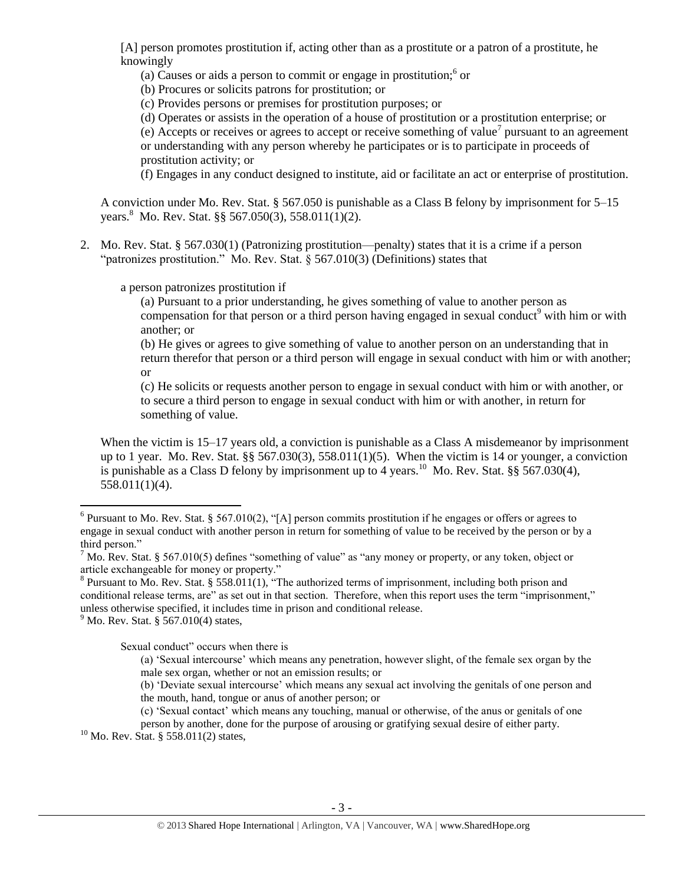[A] person promotes prostitution if, acting other than as a prostitute or a patron of a prostitute, he knowingly

(a) Causes or aids a person to commit or engage in prostitution;[6] or
(b) Procures or solicits patrons for prostitution; or
(c) Provides persons or premises for prostitution purposes; or
(d) Operates or assists in the operation of a house of prostitution or a prostitution enterprise; or
(e) Accepts or receives or agrees to accept or receive something of value[7] pursuant to an agreement or understanding with any person whereby he participates or is to participate in proceeds of prostitution activity; or
(f) Engages in any conduct designed to institute, aid or facilitate an act or enterprise of prostitution.

A conviction under Mo. Rev. Stat. § 567.050 is punishable as a Class B felony by imprisonment for 5–15 years.[8] Mo. Rev. Stat. §§ 567.050(3), 558.011(1)(2).

2. Mo. Rev. Stat. § 567.030(1) (Patronizing prostitution—penalty) states that it is a crime if a person "patronizes prostitution." Mo. Rev. Stat. § 567.010(3) (Definitions) states that

   a person patronizes prostitution if

   (a) Pursuant to a prior understanding, he gives something of value to another person as compensation for that person or a third person having engaged in sexual conduct[9] with him or with another; or
   (b) He gives or agrees to give something of value to another person on an understanding that in return therefor that person or a third person will engage in sexual conduct with him or with another; or
   (c) He solicits or requests another person to engage in sexual conduct with him or with another, or to secure a third person to engage in sexual conduct with him or with another, in return for something of value.

   When the victim is 15–17 years old, a conviction is punishable as a Class A misdemeanor by imprisonment up to 1 year. Mo. Rev. Stat. §§ 567.030(3), 558.011(1)(5). When the victim is 14 or younger, a conviction is punishable as a Class D felony by imprisonment up to 4 years.[10] Mo. Rev. Stat. §§ 567.030(4), 558.011(1)(4).

---

[6] Pursuant to Mo. Rev. Stat. § 567.010(2), "[A] person commits prostitution if he engages or offers or agrees to engage in sexual conduct with another person in return for something of value to be received by the person or by a third person."

[7] Mo. Rev. Stat. § 567.010(5) defines "something of value" as "any money or property, or any token, object or article exchangeable for money or property."

[8] Pursuant to Mo. Rev. Stat. § 558.011(1), "The authorized terms of imprisonment, including both prison and conditional release terms, are" as set out in that section. Therefore, when this report uses the term "imprisonment," unless otherwise specified, it includes time in prison and conditional release.

[9] Mo. Rev. Stat. § 567.010(4) states,

> Sexual conduct" occurs when there is
>
> (a) 'Sexual intercourse' which means any penetration, however slight, of the female sex organ by the male sex organ, whether or not an emission results; or
> (b) 'Deviate sexual intercourse' which means any sexual act involving the genitals of one person and the mouth, hand, tongue or anus of another person; or
> (c) 'Sexual contact' which means any touching, manual or otherwise, of the anus or genitals of one person by another, done for the purpose of arousing or gratifying sexual desire of either party.

[10] Mo. Rev. Stat. § 558.011(2) states,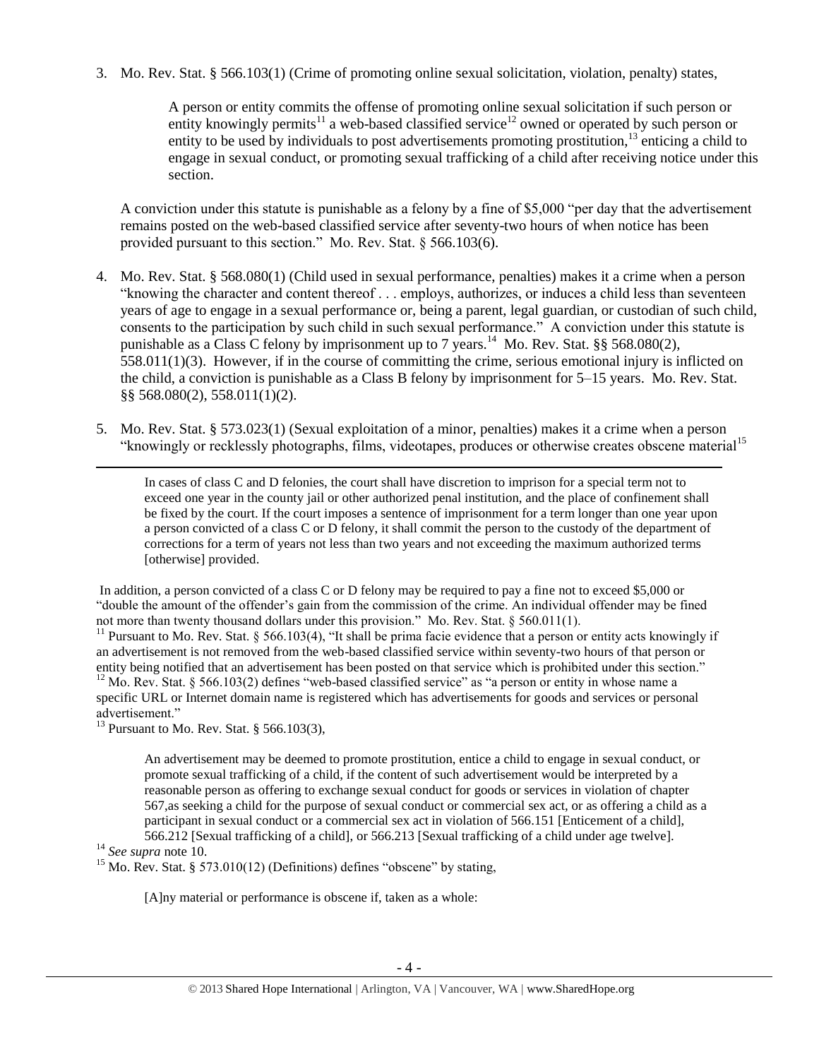3. Mo. Rev. Stat. § 566.103(1) (Crime of promoting online sexual solicitation, violation, penalty) states,

   > A person or entity commits the offense of promoting online sexual solicitation if such person or entity knowingly permits[11] a web-based classified service[12] owned or operated by such person or entity to be used by individuals to post advertisements promoting prostitution,[13] enticing a child to engage in sexual conduct, or promoting sexual trafficking of a child after receiving notice under this section.

   A conviction under this statute is punishable as a felony by a fine of $5,000 "per day that the advertisement remains posted on the web-based classified service after seventy-two hours of when notice has been provided pursuant to this section." Mo. Rev. Stat. § 566.103(6).

4. Mo. Rev. Stat. § 568.080(1) (Child used in sexual performance, penalties) makes it a crime when a person "knowing the character and content thereof . . . employs, authorizes, or induces a child less than seventeen years of age to engage in a sexual performance or, being a parent, legal guardian, or custodian of such child, consents to the participation by such child in such sexual performance." A conviction under this statute is punishable as a Class C felony by imprisonment up to 7 years.[14] Mo. Rev. Stat. §§ 568.080(2), 558.011(1)(3). However, if in the course of committing the crime, serious emotional injury is inflicted on the child, a conviction is punishable as a Class B felony by imprisonment for 5–15 years. Mo. Rev. Stat. §§ 568.080(2), 558.011(1)(2).

5. Mo. Rev. Stat. § 573.023(1) (Sexual exploitation of a minor, penalties) makes it a crime when a person "knowingly or recklessly photographs, films, videotapes, produces or otherwise creates obscene material[15]

---

> In cases of class C and D felonies, the court shall have discretion to imprison for a special term not to exceed one year in the county jail or other authorized penal institution, and the place of confinement shall be fixed by the court. If the court imposes a sentence of imprisonment for a term longer than one year upon a person convicted of a class C or D felony, it shall commit the person to the custody of the department of corrections for a term of years not less than two years and not exceeding the maximum authorized terms [otherwise] provided.

In addition, a person convicted of a class C or D felony may be required to pay a fine not to exceed $5,000 or "double the amount of the offender's gain from the commission of the crime. An individual offender may be fined not more than twenty thousand dollars under this provision." Mo. Rev. Stat. § 560.011(1).

[11] Pursuant to Mo. Rev. Stat. § 566.103(4), "It shall be prima facie evidence that a person or entity acts knowingly if an advertisement is not removed from the web-based classified service within seventy-two hours of that person or entity being notified that an advertisement has been posted on that service which is prohibited under this section."

[12] Mo. Rev. Stat. § 566.103(2) defines "web-based classified service" as "a person or entity in whose name a specific URL or Internet domain name is registered which has advertisements for goods and services or personal advertisement."

[13] Pursuant to Mo. Rev. Stat. § 566.103(3),

> An advertisement may be deemed to promote prostitution, entice a child to engage in sexual conduct, or promote sexual trafficking of a child, if the content of such advertisement would be interpreted by a reasonable person as offering to exchange sexual conduct for goods or services in violation of chapter 567,as seeking a child for the purpose of sexual conduct or commercial sex act, or as offering a child as a participant in sexual conduct or a commercial sex act in violation of 566.151 [Enticement of a child], 566.212 [Sexual trafficking of a child], or 566.213 [Sexual trafficking of a child under age twelve].

[14] *See supra* note 10.

[15] Mo. Rev. Stat. § 573.010(12) (Definitions) defines "obscene" by stating,

> [A]ny material or performance is obscene if, taken as a whole: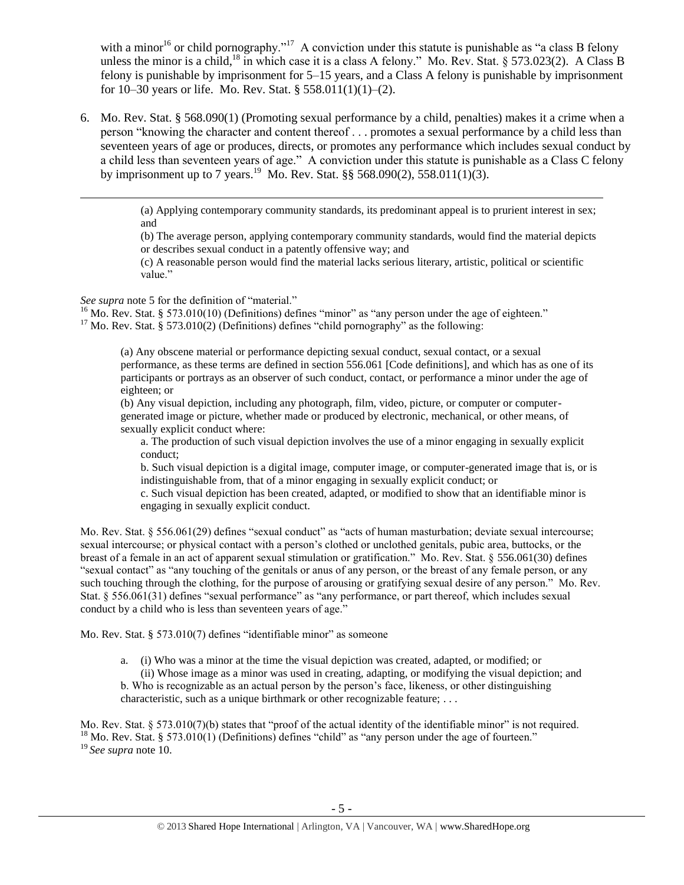with a minor[16] or child pornography."[17] A conviction under this statute is punishable as "a class B felony unless the minor is a child,[18] in which case it is a class A felony." Mo. Rev. Stat. § 573.023(2). A Class B felony is punishable by imprisonment for 5–15 years, and a Class A felony is punishable by imprisonment for 10–30 years or life. Mo. Rev. Stat. § 558.011(1)(1)–(2).

6. Mo. Rev. Stat. § 568.090(1) (Promoting sexual performance by a child, penalties) makes it a crime when a person "knowing the character and content thereof . . . promotes a sexual performance by a child less than seventeen years of age or produces, directs, or promotes any performance which includes sexual conduct by a child less than seventeen years of age." A conviction under this statute is punishable as a Class C felony by imprisonment up to 7 years.[19] Mo. Rev. Stat. §§ 568.090(2), 558.011(1)(3).

---

> (a) Applying contemporary community standards, its predominant appeal is to prurient interest in sex; and
>
> (b) The average person, applying contemporary community standards, would find the material depicts or describes sexual conduct in a patently offensive way; and
>
> (c) A reasonable person would find the material lacks serious literary, artistic, political or scientific value."

*See supra* note 5 for the definition of "material."

[16] Mo. Rev. Stat. § 573.010(10) (Definitions) defines "minor" as "any person under the age of eighteen."

[17] Mo. Rev. Stat. § 573.010(2) (Definitions) defines "child pornography" as the following:

> (a) Any obscene material or performance depicting sexual conduct, sexual contact, or a sexual performance, as these terms are defined in section 556.061 [Code definitions], and which has as one of its participants or portrays as an observer of such conduct, contact, or performance a minor under the age of eighteen; or
>
> (b) Any visual depiction, including any photograph, film, video, picture, or computer or computer-generated image or picture, whether made or produced by electronic, mechanical, or other means, of sexually explicit conduct where:
>
> a. The production of such visual depiction involves the use of a minor engaging in sexually explicit conduct;
>
> b. Such visual depiction is a digital image, computer image, or computer-generated image that is, or is indistinguishable from, that of a minor engaging in sexually explicit conduct; or
>
> c. Such visual depiction has been created, adapted, or modified to show that an identifiable minor is engaging in sexually explicit conduct.

Mo. Rev. Stat. § 556.061(29) defines "sexual conduct" as "acts of human masturbation; deviate sexual intercourse; sexual intercourse; or physical contact with a person's clothed or unclothed genitals, pubic area, buttocks, or the breast of a female in an act of apparent sexual stimulation or gratification." Mo. Rev. Stat. § 556.061(30) defines "sexual contact" as "any touching of the genitals or anus of any person, or the breast of any female person, or any such touching through the clothing, for the purpose of arousing or gratifying sexual desire of any person." Mo. Rev. Stat. § 556.061(31) defines "sexual performance" as "any performance, or part thereof, which includes sexual conduct by a child who is less than seventeen years of age."

Mo. Rev. Stat. § 573.010(7) defines "identifiable minor" as someone

> a. (i) Who was a minor at the time the visual depiction was created, adapted, or modified; or
>
> (ii) Whose image as a minor was used in creating, adapting, or modifying the visual depiction; and
>
> b. Who is recognizable as an actual person by the person's face, likeness, or other distinguishing characteristic, such as a unique birthmark or other recognizable feature; . . .

Mo. Rev. Stat. § 573.010(7)(b) states that "proof of the actual identity of the identifiable minor" is not required.

[18] Mo. Rev. Stat. § 573.010(1) (Definitions) defines "child" as "any person under the age of fourteen."

[19] *See supra* note 10.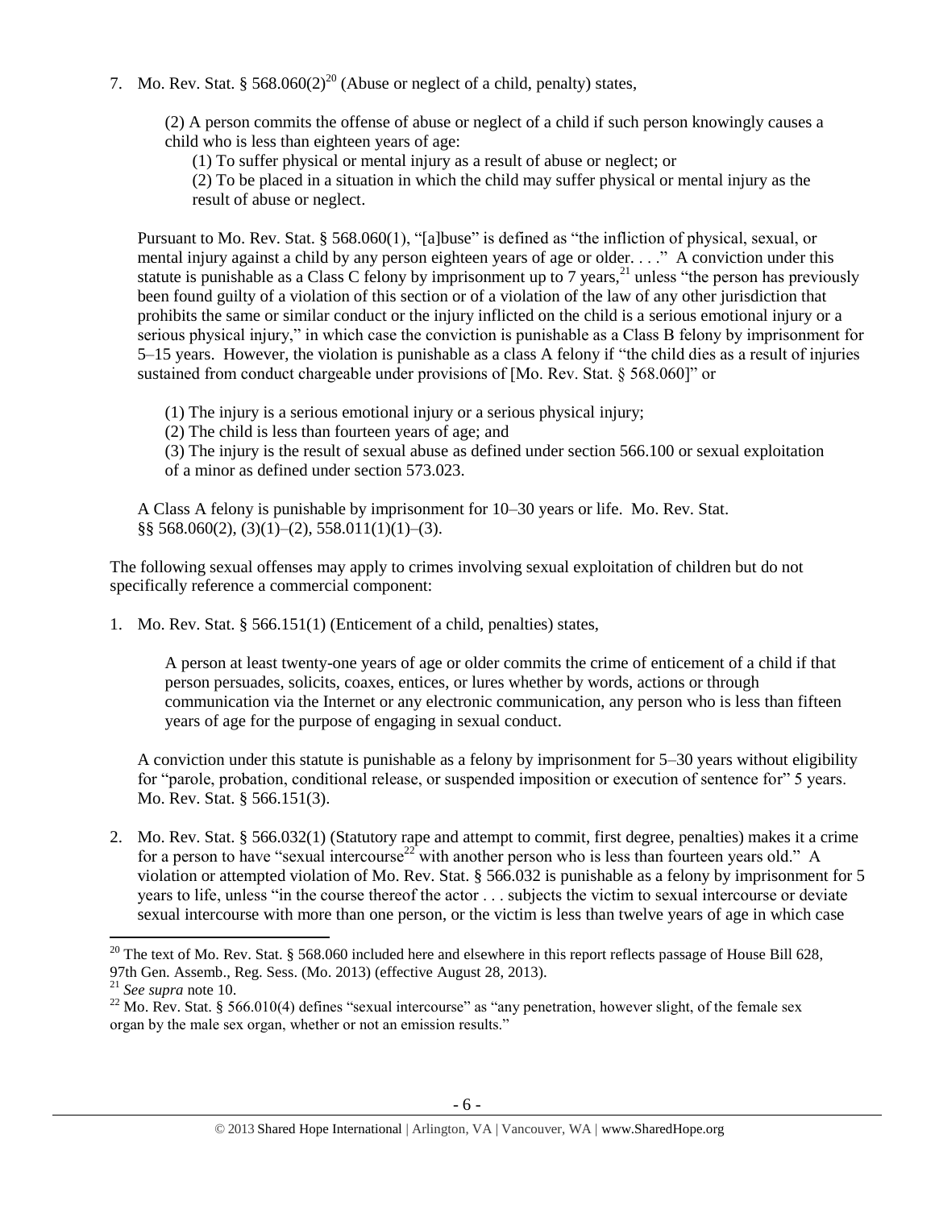7. Mo. Rev. Stat. § 568.060(2)[20] (Abuse or neglect of a child, penalty) states,

   (2) A person commits the offense of abuse or neglect of a child if such person knowingly causes a child who is less than eighteen years of age:

   (1) To suffer physical or mental injury as a result of abuse or neglect; or

   (2) To be placed in a situation in which the child may suffer physical or mental injury as the result of abuse or neglect.

   Pursuant to Mo. Rev. Stat. § 568.060(1), "[a]buse" is defined as "the infliction of physical, sexual, or mental injury against a child by any person eighteen years of age or older. . . ." A conviction under this statute is punishable as a Class C felony by imprisonment up to 7 years,[21] unless "the person has previously been found guilty of a violation of this section or of a violation of the law of any other jurisdiction that prohibits the same or similar conduct or the injury inflicted on the child is a serious emotional injury or a serious physical injury," in which case the conviction is punishable as a Class B felony by imprisonment for 5–15 years. However, the violation is punishable as a class A felony if "the child dies as a result of injuries sustained from conduct chargeable under provisions of [Mo. Rev. Stat. § 568.060]" or

   (1) The injury is a serious emotional injury or a serious physical injury;

   (2) The child is less than fourteen years of age; and

   (3) The injury is the result of sexual abuse as defined under section 566.100 or sexual exploitation of a minor as defined under section 573.023.

   A Class A felony is punishable by imprisonment for 10–30 years or life. Mo. Rev. Stat. §§ 568.060(2), (3)(1)–(2), 558.011(1)(1)–(3).

The following sexual offenses may apply to crimes involving sexual exploitation of children but do not specifically reference a commercial component:

1. Mo. Rev. Stat. § 566.151(1) (Enticement of a child, penalties) states,

   A person at least twenty-one years of age or older commits the crime of enticement of a child if that person persuades, solicits, coaxes, entices, or lures whether by words, actions or through communication via the Internet or any electronic communication, any person who is less than fifteen years of age for the purpose of engaging in sexual conduct.

   A conviction under this statute is punishable as a felony by imprisonment for 5–30 years without eligibility for "parole, probation, conditional release, or suspended imposition or execution of sentence for" 5 years. Mo. Rev. Stat. § 566.151(3).

2. Mo. Rev. Stat. § 566.032(1) (Statutory rape and attempt to commit, first degree, penalties) makes it a crime for a person to have "sexual intercourse[22] with another person who is less than fourteen years old." A violation or attempted violation of Mo. Rev. Stat. § 566.032 is punishable as a felony by imprisonment for 5 years to life, unless "in the course thereof the actor . . . subjects the victim to sexual intercourse or deviate sexual intercourse with more than one person, or the victim is less than twelve years of age in which case

---

[20] The text of Mo. Rev. Stat. § 568.060 included here and elsewhere in this report reflects passage of House Bill 628, 97th Gen. Assemb., Reg. Sess. (Mo. 2013) (effective August 28, 2013).

[21] *See supra* note 10.

[22] Mo. Rev. Stat. § 566.010(4) defines "sexual intercourse" as "any penetration, however slight, of the female sex organ by the male sex organ, whether or not an emission results."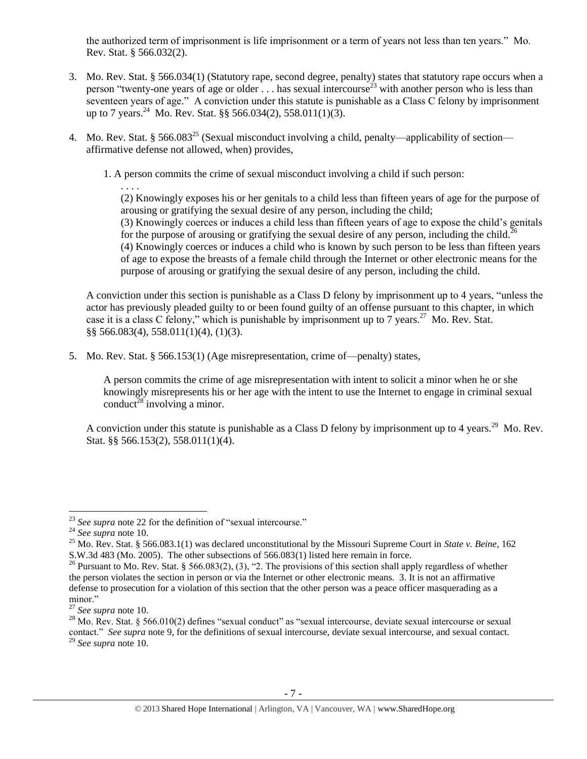the authorized term of imprisonment is life imprisonment or a term of years not less than ten years." Mo. Rev. Stat. § 566.032(2).

3. Mo. Rev. Stat. § 566.034(1) (Statutory rape, second degree, penalty) states that statutory rape occurs when a person "twenty-one years of age or older . . . has sexual intercourse[23] with another person who is less than seventeen years of age." A conviction under this statute is punishable as a Class C felony by imprisonment up to 7 years.[24] Mo. Rev. Stat. §§ 566.034(2), 558.011(1)(3).

4. Mo. Rev. Stat. § 566.083[25] (Sexual misconduct involving a child, penalty—applicability of section—affirmative defense not allowed, when) provides,

   1. A person commits the crime of sexual misconduct involving a child if such person:

      . . . .

      (2) Knowingly exposes his or her genitals to a child less than fifteen years of age for the purpose of arousing or gratifying the sexual desire of any person, including the child;
      (3) Knowingly coerces or induces a child less than fifteen years of age to expose the child's genitals for the purpose of arousing or gratifying the sexual desire of any person, including the child.[26]
      (4) Knowingly coerces or induces a child who is known by such person to be less than fifteen years of age to expose the breasts of a female child through the Internet or other electronic means for the purpose of arousing or gratifying the sexual desire of any person, including the child.

   A conviction under this section is punishable as a Class D felony by imprisonment up to 4 years, "unless the actor has previously pleaded guilty to or been found guilty of an offense pursuant to this chapter, in which case it is a class C felony," which is punishable by imprisonment up to 7 years.[27] Mo. Rev. Stat. §§ 566.083(4), 558.011(1)(4), (1)(3).

5. Mo. Rev. Stat. § 566.153(1) (Age misrepresentation, crime of—penalty) states,

   A person commits the crime of age misrepresentation with intent to solicit a minor when he or she knowingly misrepresents his or her age with the intent to use the Internet to engage in criminal sexual conduct[28] involving a minor.

   A conviction under this statute is punishable as a Class D felony by imprisonment up to 4 years.[29] Mo. Rev. Stat. §§ 566.153(2), 558.011(1)(4).

---

[23] *See supra* note 22 for the definition of "sexual intercourse."

[24] *See supra* note 10.

[25] Mo. Rev. Stat. § 566.083.1(1) was declared unconstitutional by the Missouri Supreme Court in *State v. Beine*, 162 S.W.3d 483 (Mo. 2005). The other subsections of 566.083(1) listed here remain in force.

[26] Pursuant to Mo. Rev. Stat. § 566.083(2), (3), "2. The provisions of this section shall apply regardless of whether the person violates the section in person or via the Internet or other electronic means. 3. It is not an affirmative defense to prosecution for a violation of this section that the other person was a peace officer masquerading as a minor."

[27] *See supra* note 10.

[28] Mo. Rev. Stat. § 566.010(2) defines "sexual conduct" as "sexual intercourse, deviate sexual intercourse or sexual contact." *See supra* note 9, for the definitions of sexual intercourse, deviate sexual intercourse, and sexual contact.

[29] *See supra* note 10.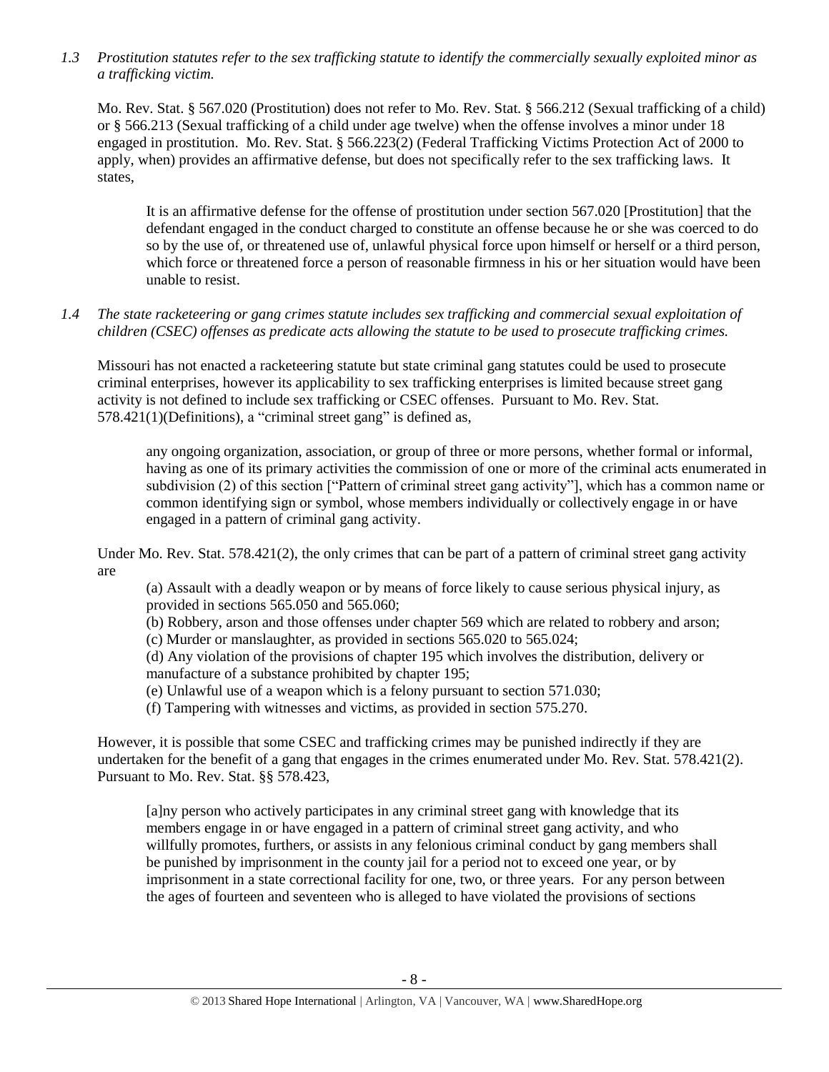*1.3 Prostitution statutes refer to the sex trafficking statute to identify the commercially sexually exploited minor as a trafficking victim.*

Mo. Rev. Stat. § 567.020 (Prostitution) does not refer to Mo. Rev. Stat. § 566.212 (Sexual trafficking of a child) or § 566.213 (Sexual trafficking of a child under age twelve) when the offense involves a minor under 18 engaged in prostitution. Mo. Rev. Stat. § 566.223(2) (Federal Trafficking Victims Protection Act of 2000 to apply, when) provides an affirmative defense, but does not specifically refer to the sex trafficking laws. It states,

> It is an affirmative defense for the offense of prostitution under section 567.020 [Prostitution] that the defendant engaged in the conduct charged to constitute an offense because he or she was coerced to do so by the use of, or threatened use of, unlawful physical force upon himself or herself or a third person, which force or threatened force a person of reasonable firmness in his or her situation would have been unable to resist.

*1.4 The state racketeering or gang crimes statute includes sex trafficking and commercial sexual exploitation of children (CSEC) offenses as predicate acts allowing the statute to be used to prosecute trafficking crimes.*

Missouri has not enacted a racketeering statute but state criminal gang statutes could be used to prosecute criminal enterprises, however its applicability to sex trafficking enterprises is limited because street gang activity is not defined to include sex trafficking or CSEC offenses. Pursuant to Mo. Rev. Stat. 578.421(1)(Definitions), a "criminal street gang" is defined as,

> any ongoing organization, association, or group of three or more persons, whether formal or informal, having as one of its primary activities the commission of one or more of the criminal acts enumerated in subdivision (2) of this section ["Pattern of criminal street gang activity"], which has a common name or common identifying sign or symbol, whose members individually or collectively engage in or have engaged in a pattern of criminal gang activity.

Under Mo. Rev. Stat. 578.421(2), the only crimes that can be part of a pattern of criminal street gang activity are

> (a) Assault with a deadly weapon or by means of force likely to cause serious physical injury, as provided in sections 565.050 and 565.060;
> (b) Robbery, arson and those offenses under chapter 569 which are related to robbery and arson;
> (c) Murder or manslaughter, as provided in sections 565.020 to 565.024;
> (d) Any violation of the provisions of chapter 195 which involves the distribution, delivery or manufacture of a substance prohibited by chapter 195;
> (e) Unlawful use of a weapon which is a felony pursuant to section 571.030;
> (f) Tampering with witnesses and victims, as provided in section 575.270.

However, it is possible that some CSEC and trafficking crimes may be punished indirectly if they are undertaken for the benefit of a gang that engages in the crimes enumerated under Mo. Rev. Stat. 578.421(2). Pursuant to Mo. Rev. Stat. §§ 578.423,

> [a]ny person who actively participates in any criminal street gang with knowledge that its members engage in or have engaged in a pattern of criminal street gang activity, and who willfully promotes, furthers, or assists in any felonious criminal conduct by gang members shall be punished by imprisonment in the county jail for a period not to exceed one year, or by imprisonment in a state correctional facility for one, two, or three years. For any person between the ages of fourteen and seventeen who is alleged to have violated the provisions of sections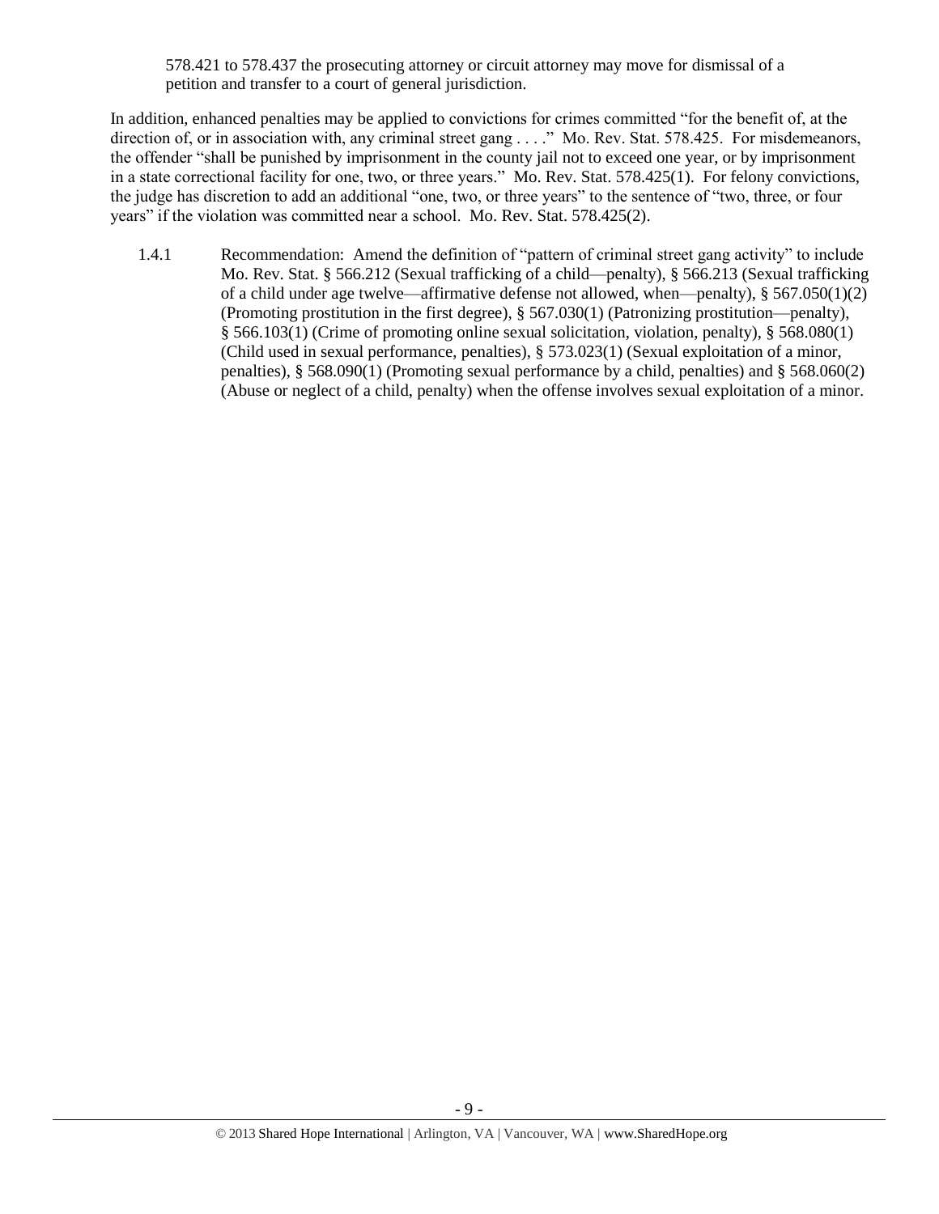578.421 to 578.437 the prosecuting attorney or circuit attorney may move for dismissal of a petition and transfer to a court of general jurisdiction.

In addition, enhanced penalties may be applied to convictions for crimes committed "for the benefit of, at the direction of, or in association with, any criminal street gang . . . ." Mo. Rev. Stat. 578.425. For misdemeanors, the offender "shall be punished by imprisonment in the county jail not to exceed one year, or by imprisonment in a state correctional facility for one, two, or three years." Mo. Rev. Stat. 578.425(1). For felony convictions, the judge has discretion to add an additional "one, two, or three years" to the sentence of "two, three, or four years" if the violation was committed near a school. Mo. Rev. Stat. 578.425(2).

1.4.1 Recommendation: Amend the definition of "pattern of criminal street gang activity" to include Mo. Rev. Stat. § 566.212 (Sexual trafficking of a child—penalty), § 566.213 (Sexual trafficking of a child under age twelve—affirmative defense not allowed, when—penalty), § 567.050(1)(2) (Promoting prostitution in the first degree), § 567.030(1) (Patronizing prostitution—penalty), § 566.103(1) (Crime of promoting online sexual solicitation, violation, penalty), § 568.080(1) (Child used in sexual performance, penalties), § 573.023(1) (Sexual exploitation of a minor, penalties), § 568.090(1) (Promoting sexual performance by a child, penalties) and § 568.060(2) (Abuse or neglect of a child, penalty) when the offense involves sexual exploitation of a minor.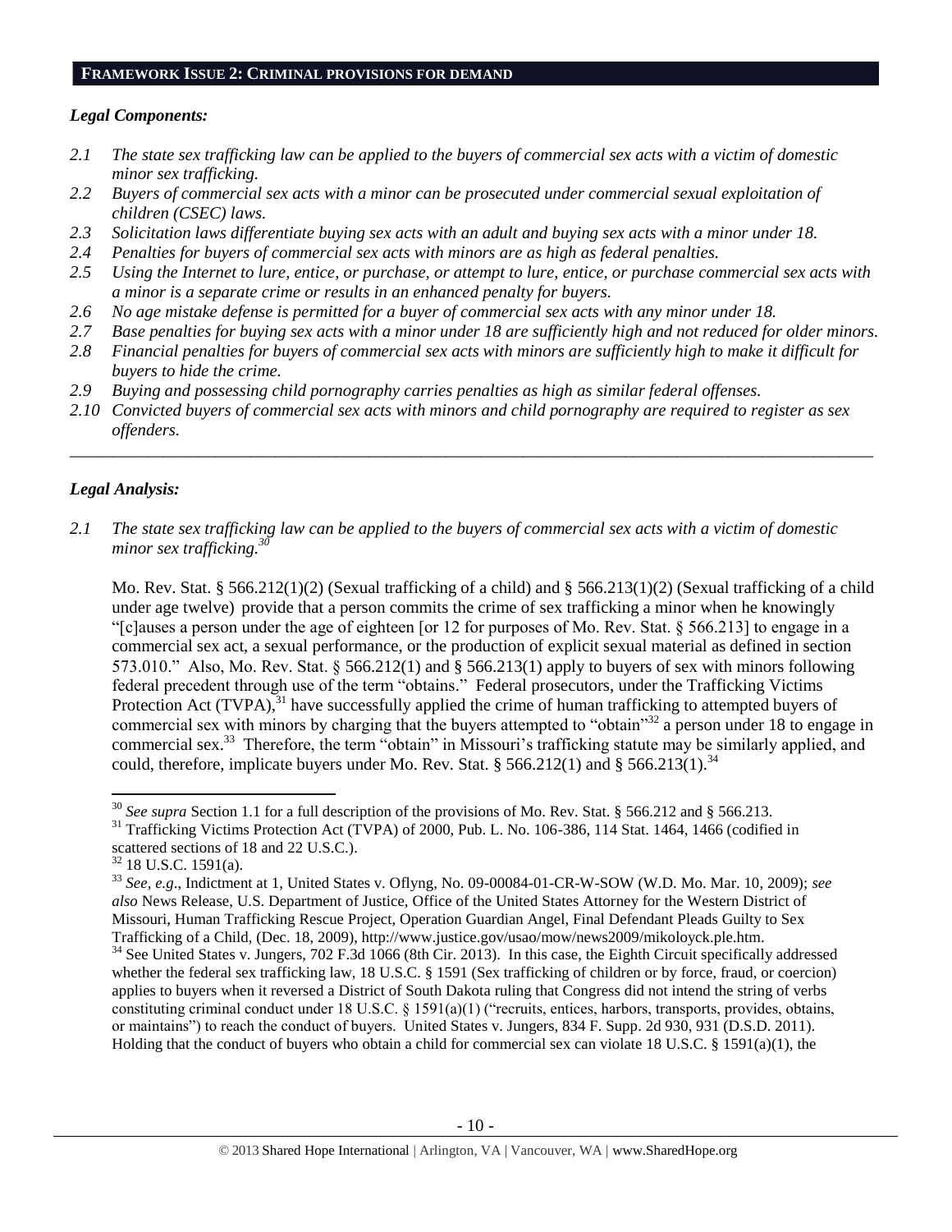## FRAMEWORK ISSUE 2: CRIMINAL PROVISIONS FOR DEMAND

### *Legal Components:*

- *2.1 The state sex trafficking law can be applied to the buyers of commercial sex acts with a victim of domestic minor sex trafficking.*
- *2.2 Buyers of commercial sex acts with a minor can be prosecuted under commercial sexual exploitation of children (CSEC) laws.*
- *2.3 Solicitation laws differentiate buying sex acts with an adult and buying sex acts with a minor under 18.*
- *2.4 Penalties for buyers of commercial sex acts with minors are as high as federal penalties.*
- *2.5 Using the Internet to lure, entice, or purchase, or attempt to lure, entice, or purchase commercial sex acts with a minor is a separate crime or results in an enhanced penalty for buyers.*
- *2.6 No age mistake defense is permitted for a buyer of commercial sex acts with any minor under 18.*
- *2.7 Base penalties for buying sex acts with a minor under 18 are sufficiently high and not reduced for older minors.*
- *2.8 Financial penalties for buyers of commercial sex acts with minors are sufficiently high to make it difficult for buyers to hide the crime.*
- *2.9 Buying and possessing child pornography carries penalties as high as similar federal offenses.*
- *2.10 Convicted buyers of commercial sex acts with minors and child pornography are required to register as sex offenders.*

---

### *Legal Analysis:*

*2.1 The state sex trafficking law can be applied to the buyers of commercial sex acts with a victim of domestic minor sex trafficking.*[30]

Mo. Rev. Stat. § 566.212(1)(2) (Sexual trafficking of a child) and § 566.213(1)(2) (Sexual trafficking of a child under age twelve) provide that a person commits the crime of sex trafficking a minor when he knowingly "[c]auses a person under the age of eighteen [or 12 for purposes of Mo. Rev. Stat. § 566.213] to engage in a commercial sex act, a sexual performance, or the production of explicit sexual material as defined in section 573.010." Also, Mo. Rev. Stat. § 566.212(1) and § 566.213(1) apply to buyers of sex with minors following federal precedent through use of the term "obtains." Federal prosecutors, under the Trafficking Victims Protection Act (TVPA),[31] have successfully applied the crime of human trafficking to attempted buyers of commercial sex with minors by charging that the buyers attempted to "obtain"[32] a person under 18 to engage in commercial sex.[33] Therefore, the term "obtain" in Missouri's trafficking statute may be similarly applied, and could, therefore, implicate buyers under Mo. Rev. Stat. § 566.212(1) and § 566.213(1).[34]

---

[30] *See supra* Section 1.1 for a full description of the provisions of Mo. Rev. Stat. § 566.212 and § 566.213.

[31] Trafficking Victims Protection Act (TVPA) of 2000, Pub. L. No. 106-386, 114 Stat. 1464, 1466 (codified in scattered sections of 18 and 22 U.S.C.).

[32] 18 U.S.C. 1591(a).

[33] *See, e.g*., Indictment at 1, United States v. Oflyng, No. 09-00084-01-CR-W-SOW (W.D. Mo. Mar. 10, 2009); *see also* News Release, U.S. Department of Justice, Office of the United States Attorney for the Western District of Missouri, Human Trafficking Rescue Project, Operation Guardian Angel, Final Defendant Pleads Guilty to Sex Trafficking of a Child, (Dec. 18, 2009), http://www.justice.gov/usao/mow/news2009/mikoloyck.ple.htm.

[34] See United States v. Jungers, 702 F.3d 1066 (8th Cir. 2013). In this case, the Eighth Circuit specifically addressed whether the federal sex trafficking law, 18 U.S.C. § 1591 (Sex trafficking of children or by force, fraud, or coercion) applies to buyers when it reversed a District of South Dakota ruling that Congress did not intend the string of verbs constituting criminal conduct under 18 U.S.C. § 1591(a)(1) ("recruits, entices, harbors, transports, provides, obtains, or maintains") to reach the conduct of buyers. United States v. Jungers, 834 F. Supp. 2d 930, 931 (D.S.D. 2011). Holding that the conduct of buyers who obtain a child for commercial sex can violate 18 U.S.C. § 1591(a)(1), the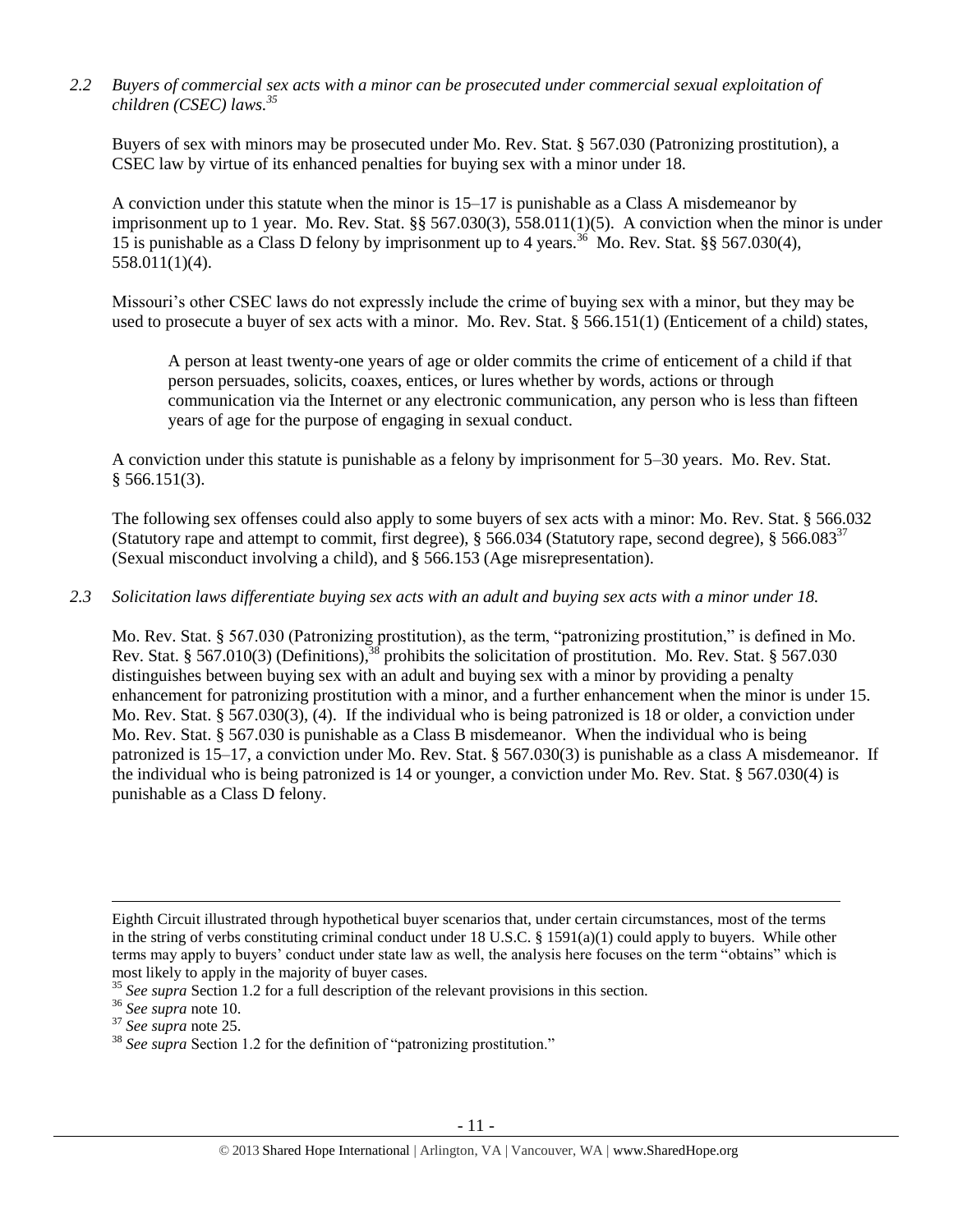*2.2 Buyers of commercial sex acts with a minor can be prosecuted under commercial sexual exploitation of children (CSEC) laws.*[35]

Buyers of sex with minors may be prosecuted under Mo. Rev. Stat. § 567.030 (Patronizing prostitution), a CSEC law by virtue of its enhanced penalties for buying sex with a minor under 18.

A conviction under this statute when the minor is 15–17 is punishable as a Class A misdemeanor by imprisonment up to 1 year. Mo. Rev. Stat. §§ 567.030(3), 558.011(1)(5). A conviction when the minor is under 15 is punishable as a Class D felony by imprisonment up to 4 years.[36] Mo. Rev. Stat. §§ 567.030(4), 558.011(1)(4).

Missouri's other CSEC laws do not expressly include the crime of buying sex with a minor, but they may be used to prosecute a buyer of sex acts with a minor. Mo. Rev. Stat. § 566.151(1) (Enticement of a child) states,

> A person at least twenty-one years of age or older commits the crime of enticement of a child if that person persuades, solicits, coaxes, entices, or lures whether by words, actions or through communication via the Internet or any electronic communication, any person who is less than fifteen years of age for the purpose of engaging in sexual conduct.

A conviction under this statute is punishable as a felony by imprisonment for 5–30 years. Mo. Rev. Stat. § 566.151(3).

The following sex offenses could also apply to some buyers of sex acts with a minor: Mo. Rev. Stat. § 566.032 (Statutory rape and attempt to commit, first degree), § 566.034 (Statutory rape, second degree), § 566.083[37] (Sexual misconduct involving a child), and § 566.153 (Age misrepresentation).

*2.3 Solicitation laws differentiate buying sex acts with an adult and buying sex acts with a minor under 18.*

Mo. Rev. Stat. § 567.030 (Patronizing prostitution), as the term, "patronizing prostitution," is defined in Mo. Rev. Stat. § 567.010(3) (Definitions),[38] prohibits the solicitation of prostitution. Mo. Rev. Stat. § 567.030 distinguishes between buying sex with an adult and buying sex with a minor by providing a penalty enhancement for patronizing prostitution with a minor, and a further enhancement when the minor is under 15. Mo. Rev. Stat. § 567.030(3), (4). If the individual who is being patronized is 18 or older, a conviction under Mo. Rev. Stat. § 567.030 is punishable as a Class B misdemeanor. When the individual who is being patronized is 15–17, a conviction under Mo. Rev. Stat. § 567.030(3) is punishable as a class A misdemeanor. If the individual who is being patronized is 14 or younger, a conviction under Mo. Rev. Stat. § 567.030(4) is punishable as a Class D felony.

---

Eighth Circuit illustrated through hypothetical buyer scenarios that, under certain circumstances, most of the terms in the string of verbs constituting criminal conduct under 18 U.S.C. § 1591(a)(1) could apply to buyers. While other terms may apply to buyers' conduct under state law as well, the analysis here focuses on the term "obtains" which is most likely to apply in the majority of buyer cases.

[35] *See supra* Section 1.2 for a full description of the relevant provisions in this section.

[36] *See supra* note 10.

[37] *See supra* note 25.

[38] *See supra* Section 1.2 for the definition of "patronizing prostitution."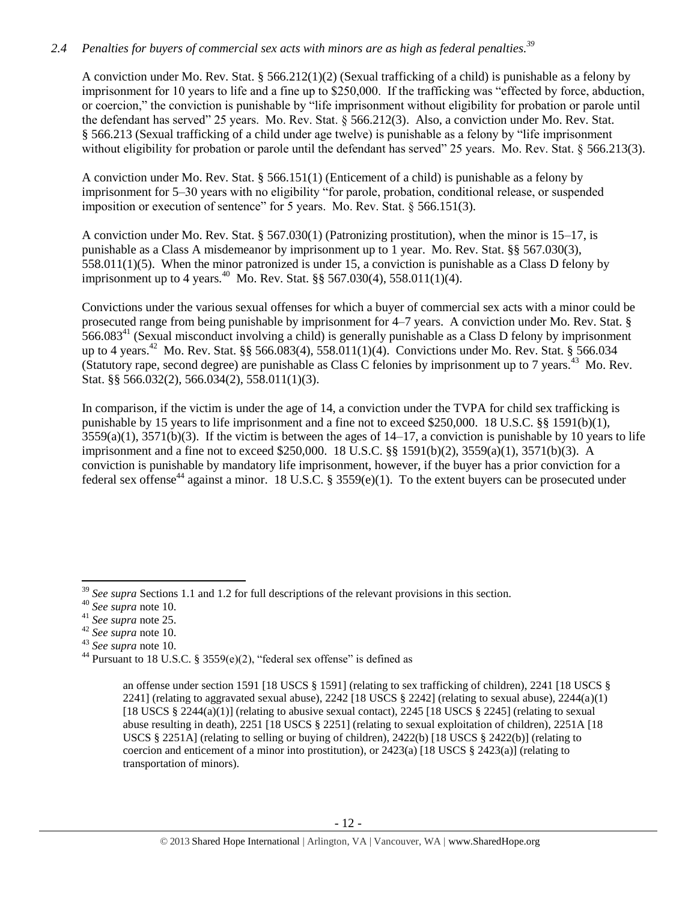*2.4 Penalties for buyers of commercial sex acts with minors are as high as federal penalties.*[39]

A conviction under Mo. Rev. Stat. § 566.212(1)(2) (Sexual trafficking of a child) is punishable as a felony by imprisonment for 10 years to life and a fine up to $250,000. If the trafficking was "effected by force, abduction, or coercion," the conviction is punishable by "life imprisonment without eligibility for probation or parole until the defendant has served" 25 years. Mo. Rev. Stat. § 566.212(3). Also, a conviction under Mo. Rev. Stat. § 566.213 (Sexual trafficking of a child under age twelve) is punishable as a felony by "life imprisonment without eligibility for probation or parole until the defendant has served" 25 years. Mo. Rev. Stat. § 566.213(3).

A conviction under Mo. Rev. Stat. § 566.151(1) (Enticement of a child) is punishable as a felony by imprisonment for 5–30 years with no eligibility "for parole, probation, conditional release, or suspended imposition or execution of sentence" for 5 years. Mo. Rev. Stat. § 566.151(3).

A conviction under Mo. Rev. Stat. § 567.030(1) (Patronizing prostitution), when the minor is 15–17, is punishable as a Class A misdemeanor by imprisonment up to 1 year. Mo. Rev. Stat. §§ 567.030(3), 558.011(1)(5). When the minor patronized is under 15, a conviction is punishable as a Class D felony by imprisonment up to 4 years.[40] Mo. Rev. Stat. §§ 567.030(4), 558.011(1)(4).

Convictions under the various sexual offenses for which a buyer of commercial sex acts with a minor could be prosecuted range from being punishable by imprisonment for 4–7 years. A conviction under Mo. Rev. Stat. § 566.083[41] (Sexual misconduct involving a child) is generally punishable as a Class D felony by imprisonment up to 4 years.[42] Mo. Rev. Stat. §§ 566.083(4), 558.011(1)(4). Convictions under Mo. Rev. Stat. § 566.034 (Statutory rape, second degree) are punishable as Class C felonies by imprisonment up to 7 years.[43] Mo. Rev. Stat. §§ 566.032(2), 566.034(2), 558.011(1)(3).

In comparison, if the victim is under the age of 14, a conviction under the TVPA for child sex trafficking is punishable by 15 years to life imprisonment and a fine not to exceed $250,000. 18 U.S.C. §§ 1591(b)(1), 3559(a)(1), 3571(b)(3). If the victim is between the ages of 14–17, a conviction is punishable by 10 years to life imprisonment and a fine not to exceed $250,000. 18 U.S.C. §§ 1591(b)(2), 3559(a)(1), 3571(b)(3). A conviction is punishable by mandatory life imprisonment, however, if the buyer has a prior conviction for a federal sex offense[44] against a minor. 18 U.S.C. § 3559(e)(1). To the extent buyers can be prosecuted under

---

[39] *See supra* Sections 1.1 and 1.2 for full descriptions of the relevant provisions in this section.

[40] *See supra* note 10.

[41] *See supra* note 25.

[42] *See supra* note 10.

[43] *See supra* note 10.

[44] Pursuant to 18 U.S.C. § 3559(e)(2), "federal sex offense" is defined as

> an offense under section 1591 [18 USCS § 1591] (relating to sex trafficking of children), 2241 [18 USCS § 2241] (relating to aggravated sexual abuse), 2242 [18 USCS § 2242] (relating to sexual abuse), 2244(a)(1) [18 USCS § 2244(a)(1)] (relating to abusive sexual contact), 2245 [18 USCS § 2245] (relating to sexual abuse resulting in death), 2251 [18 USCS § 2251] (relating to sexual exploitation of children), 2251A [18 USCS § 2251A] (relating to selling or buying of children), 2422(b) [18 USCS § 2422(b)] (relating to coercion and enticement of a minor into prostitution), or 2423(a) [18 USCS § 2423(a)] (relating to transportation of minors).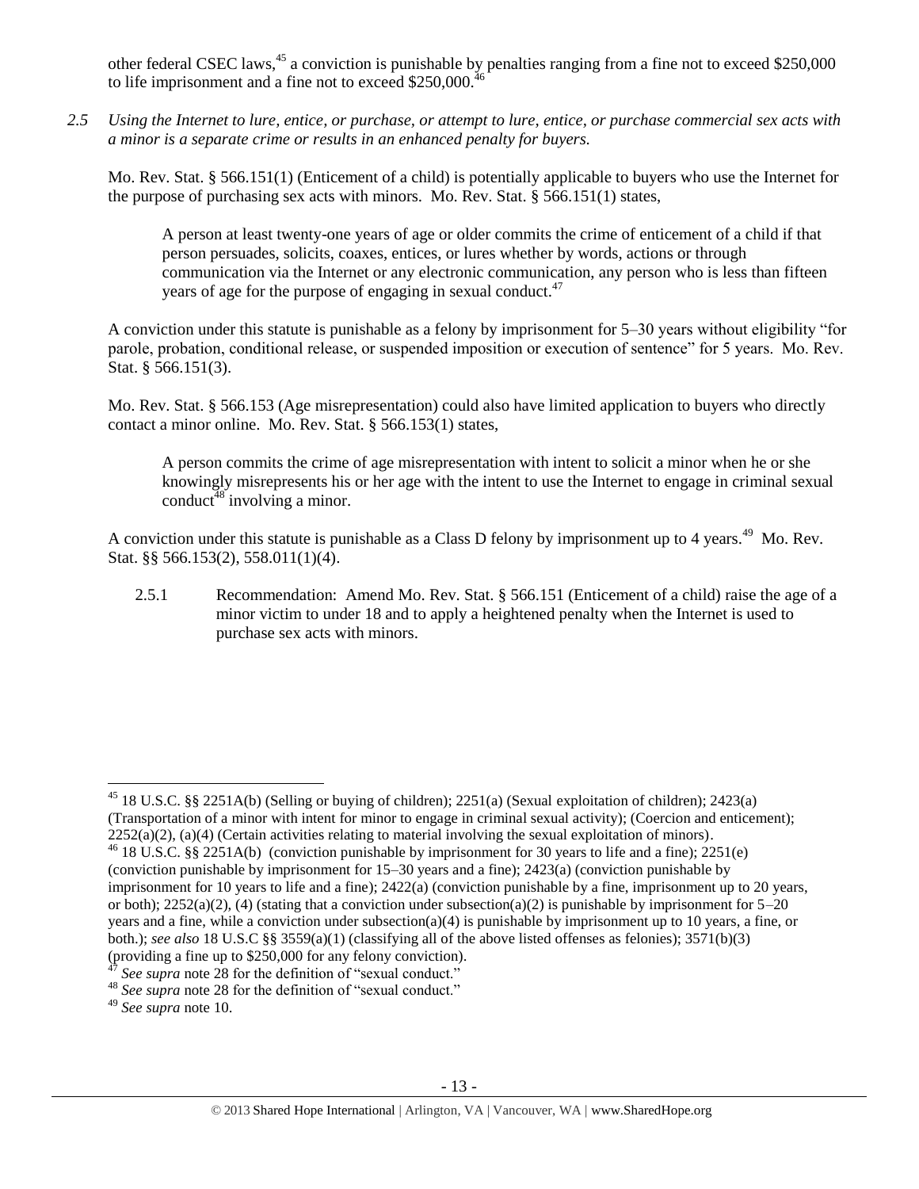other federal CSEC laws,[45] a conviction is punishable by penalties ranging from a fine not to exceed $250,000 to life imprisonment and a fine not to exceed $250,000.[46]

*2.5 Using the Internet to lure, entice, or purchase, or attempt to lure, entice, or purchase commercial sex acts with a minor is a separate crime or results in an enhanced penalty for buyers.*

Mo. Rev. Stat. § 566.151(1) (Enticement of a child) is potentially applicable to buyers who use the Internet for the purpose of purchasing sex acts with minors. Mo. Rev. Stat. § 566.151(1) states,

> A person at least twenty-one years of age or older commits the crime of enticement of a child if that person persuades, solicits, coaxes, entices, or lures whether by words, actions or through communication via the Internet or any electronic communication, any person who is less than fifteen years of age for the purpose of engaging in sexual conduct.[47]

A conviction under this statute is punishable as a felony by imprisonment for 5–30 years without eligibility "for parole, probation, conditional release, or suspended imposition or execution of sentence" for 5 years. Mo. Rev. Stat. § 566.151(3).

Mo. Rev. Stat. § 566.153 (Age misrepresentation) could also have limited application to buyers who directly contact a minor online. Mo. Rev. Stat. § 566.153(1) states,

> A person commits the crime of age misrepresentation with intent to solicit a minor when he or she knowingly misrepresents his or her age with the intent to use the Internet to engage in criminal sexual conduct[48] involving a minor.

A conviction under this statute is punishable as a Class D felony by imprisonment up to 4 years.[49] Mo. Rev. Stat. §§ 566.153(2), 558.011(1)(4).

2.5.1 Recommendation: Amend Mo. Rev. Stat. § 566.151 (Enticement of a child) raise the age of a minor victim to under 18 and to apply a heightened penalty when the Internet is used to purchase sex acts with minors.

---

[45] 18 U.S.C. §§ 2251A(b) (Selling or buying of children); 2251(a) (Sexual exploitation of children); 2423(a) (Transportation of a minor with intent for minor to engage in criminal sexual activity); (Coercion and enticement); 2252(a)(2), (a)(4) (Certain activities relating to material involving the sexual exploitation of minors).

[46] 18 U.S.C. §§ 2251A(b) (conviction punishable by imprisonment for 30 years to life and a fine); 2251(e) (conviction punishable by imprisonment for 15–30 years and a fine); 2423(a) (conviction punishable by imprisonment for 10 years to life and a fine); 2422(a) (conviction punishable by a fine, imprisonment up to 20 years, or both); 2252(a)(2), (4) (stating that a conviction under subsection(a)(2) is punishable by imprisonment for 5–20 years and a fine, while a conviction under subsection(a)(4) is punishable by imprisonment up to 10 years, a fine, or both.); *see also* 18 U.S.C §§ 3559(a)(1) (classifying all of the above listed offenses as felonies); 3571(b)(3) (providing a fine up to $250,000 for any felony conviction).

[47] *See supra* note 28 for the definition of "sexual conduct."

[48] *See supra* note 28 for the definition of "sexual conduct."

[49] *See supra* note 10.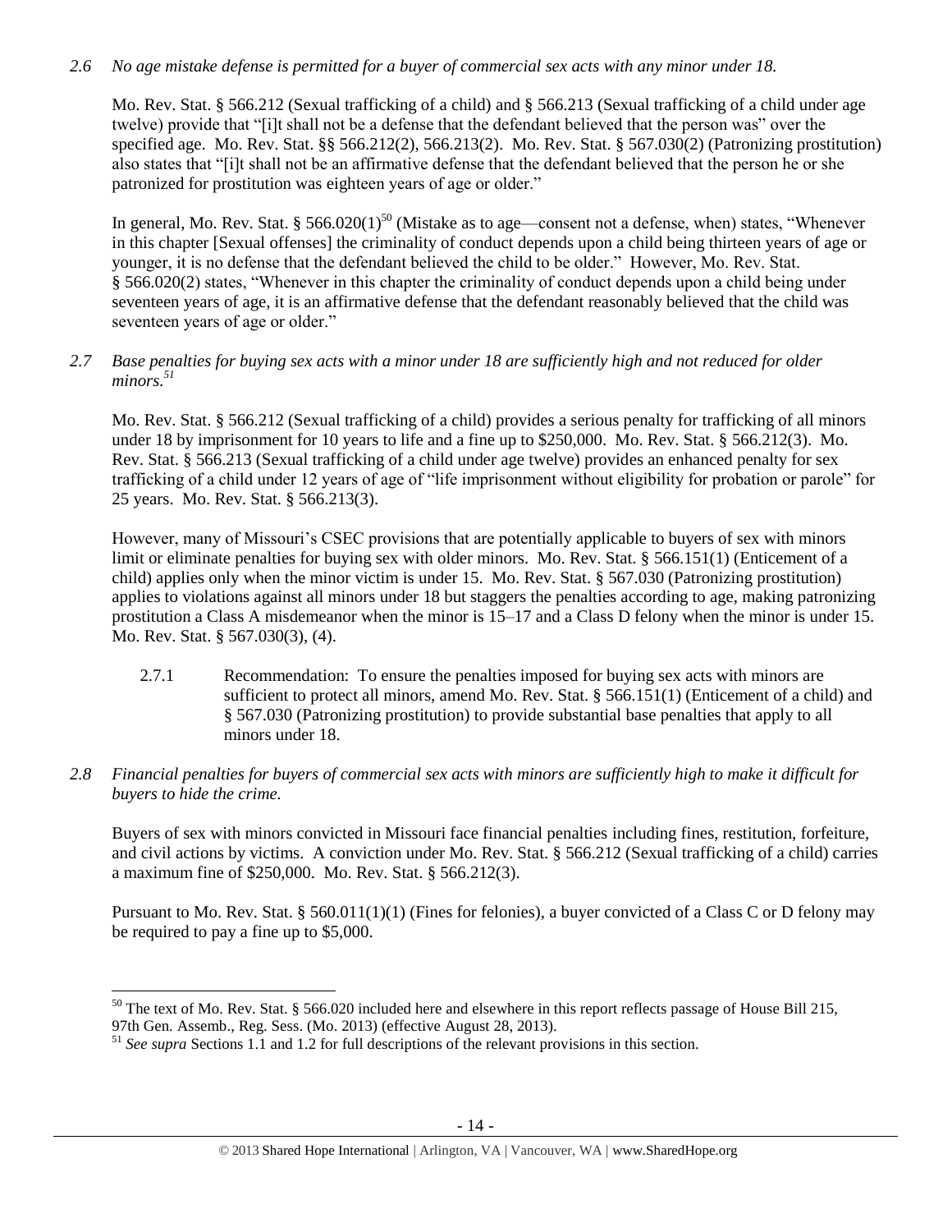*2.6 No age mistake defense is permitted for a buyer of commercial sex acts with any minor under 18.*

Mo. Rev. Stat. § 566.212 (Sexual trafficking of a child) and § 566.213 (Sexual trafficking of a child under age twelve) provide that "[i]t shall not be a defense that the defendant believed that the person was" over the specified age. Mo. Rev. Stat. §§ 566.212(2), 566.213(2). Mo. Rev. Stat. § 567.030(2) (Patronizing prostitution) also states that "[i]t shall not be an affirmative defense that the defendant believed that the person he or she patronized for prostitution was eighteen years of age or older."

In general, Mo. Rev. Stat. § 566.020(1)[50] (Mistake as to age—consent not a defense, when) states, "Whenever in this chapter [Sexual offenses] the criminality of conduct depends upon a child being thirteen years of age or younger, it is no defense that the defendant believed the child to be older." However, Mo. Rev. Stat. § 566.020(2) states, "Whenever in this chapter the criminality of conduct depends upon a child being under seventeen years of age, it is an affirmative defense that the defendant reasonably believed that the child was seventeen years of age or older."

*2.7 Base penalties for buying sex acts with a minor under 18 are sufficiently high and not reduced for older minors.[51]*

Mo. Rev. Stat. § 566.212 (Sexual trafficking of a child) provides a serious penalty for trafficking of all minors under 18 by imprisonment for 10 years to life and a fine up to $250,000. Mo. Rev. Stat. § 566.212(3). Mo. Rev. Stat. § 566.213 (Sexual trafficking of a child under age twelve) provides an enhanced penalty for sex trafficking of a child under 12 years of age of "life imprisonment without eligibility for probation or parole" for 25 years. Mo. Rev. Stat. § 566.213(3).

However, many of Missouri's CSEC provisions that are potentially applicable to buyers of sex with minors limit or eliminate penalties for buying sex with older minors. Mo. Rev. Stat. § 566.151(1) (Enticement of a child) applies only when the minor victim is under 15. Mo. Rev. Stat. § 567.030 (Patronizing prostitution) applies to violations against all minors under 18 but staggers the penalties according to age, making patronizing prostitution a Class A misdemeanor when the minor is 15–17 and a Class D felony when the minor is under 15. Mo. Rev. Stat. § 567.030(3), (4).

> 2.7.1 Recommendation: To ensure the penalties imposed for buying sex acts with minors are sufficient to protect all minors, amend Mo. Rev. Stat. § 566.151(1) (Enticement of a child) and § 567.030 (Patronizing prostitution) to provide substantial base penalties that apply to all minors under 18.

*2.8 Financial penalties for buyers of commercial sex acts with minors are sufficiently high to make it difficult for buyers to hide the crime.*

Buyers of sex with minors convicted in Missouri face financial penalties including fines, restitution, forfeiture, and civil actions by victims. A conviction under Mo. Rev. Stat. § 566.212 (Sexual trafficking of a child) carries a maximum fine of $250,000. Mo. Rev. Stat. § 566.212(3).

Pursuant to Mo. Rev. Stat. § 560.011(1)(1) (Fines for felonies), a buyer convicted of a Class C or D felony may be required to pay a fine up to $5,000.

---

[50] The text of Mo. Rev. Stat. § 566.020 included here and elsewhere in this report reflects passage of House Bill 215, 97th Gen. Assemb., Reg. Sess. (Mo. 2013) (effective August 28, 2013).

[51] *See supra* Sections 1.1 and 1.2 for full descriptions of the relevant provisions in this section.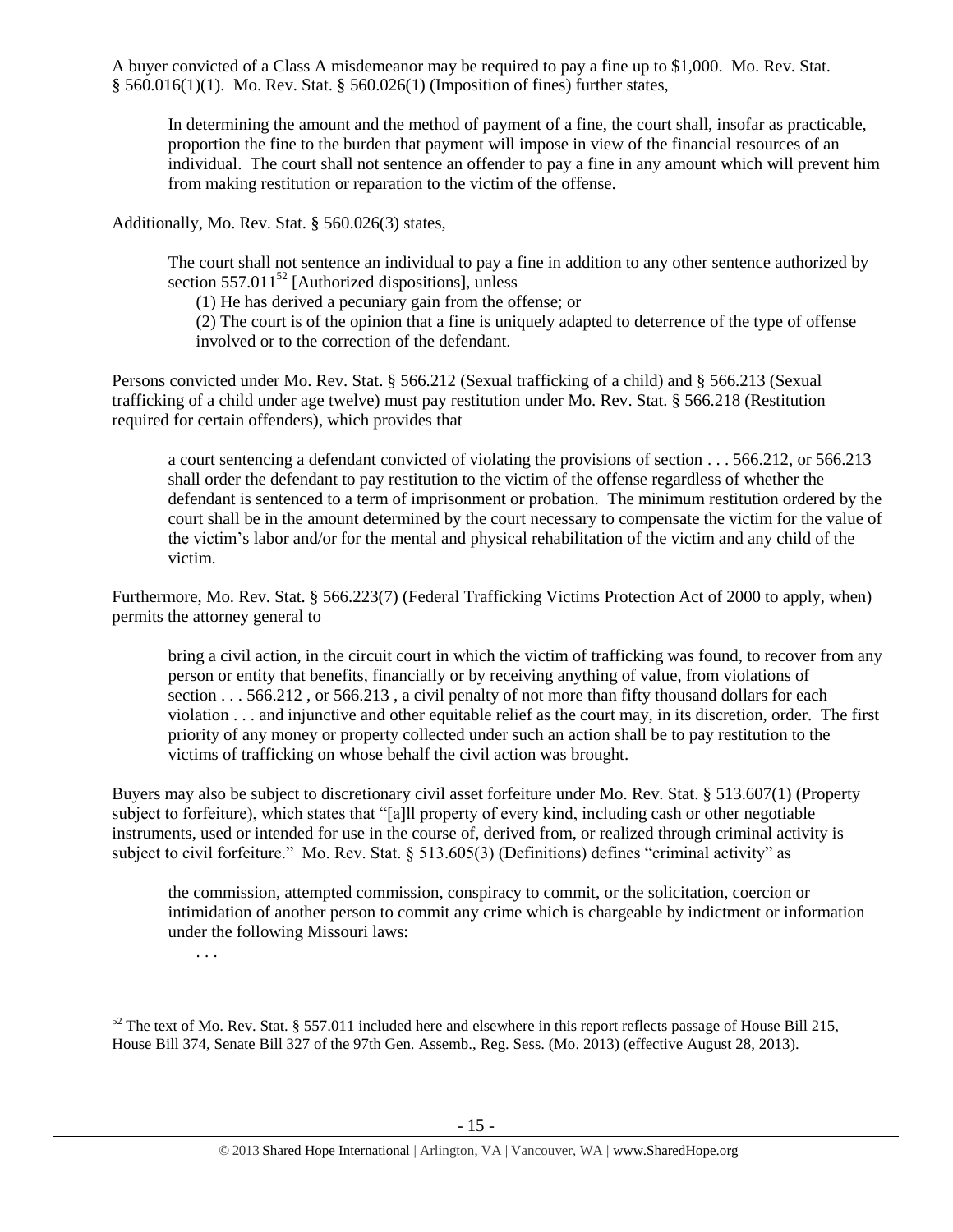A buyer convicted of a Class A misdemeanor may be required to pay a fine up to $1,000. Mo. Rev. Stat. § 560.016(1)(1). Mo. Rev. Stat. § 560.026(1) (Imposition of fines) further states,

> In determining the amount and the method of payment of a fine, the court shall, insofar as practicable, proportion the fine to the burden that payment will impose in view of the financial resources of an individual. The court shall not sentence an offender to pay a fine in any amount which will prevent him from making restitution or reparation to the victim of the offense.

Additionally, Mo. Rev. Stat. § 560.026(3) states,

> The court shall not sentence an individual to pay a fine in addition to any other sentence authorized by section 557.011[52] [Authorized dispositions], unless
>
> (1) He has derived a pecuniary gain from the offense; or
>
> (2) The court is of the opinion that a fine is uniquely adapted to deterrence of the type of offense involved or to the correction of the defendant.

Persons convicted under Mo. Rev. Stat. § 566.212 (Sexual trafficking of a child) and § 566.213 (Sexual trafficking of a child under age twelve) must pay restitution under Mo. Rev. Stat. § 566.218 (Restitution required for certain offenders), which provides that

> a court sentencing a defendant convicted of violating the provisions of section . . . 566.212, or 566.213 shall order the defendant to pay restitution to the victim of the offense regardless of whether the defendant is sentenced to a term of imprisonment or probation. The minimum restitution ordered by the court shall be in the amount determined by the court necessary to compensate the victim for the value of the victim's labor and/or for the mental and physical rehabilitation of the victim and any child of the victim.

Furthermore, Mo. Rev. Stat. § 566.223(7) (Federal Trafficking Victims Protection Act of 2000 to apply, when) permits the attorney general to

> bring a civil action, in the circuit court in which the victim of trafficking was found, to recover from any person or entity that benefits, financially or by receiving anything of value, from violations of section . . . 566.212 , or 566.213 , a civil penalty of not more than fifty thousand dollars for each violation . . . and injunctive and other equitable relief as the court may, in its discretion, order. The first priority of any money or property collected under such an action shall be to pay restitution to the victims of trafficking on whose behalf the civil action was brought.

Buyers may also be subject to discretionary civil asset forfeiture under Mo. Rev. Stat. § 513.607(1) (Property subject to forfeiture), which states that "[a]ll property of every kind, including cash or other negotiable instruments, used or intended for use in the course of, derived from, or realized through criminal activity is subject to civil forfeiture." Mo. Rev. Stat. § 513.605(3) (Definitions) defines "criminal activity" as

> the commission, attempted commission, conspiracy to commit, or the solicitation, coercion or intimidation of another person to commit any crime which is chargeable by indictment or information under the following Missouri laws:
>
> . . .

---

[52] The text of Mo. Rev. Stat. § 557.011 included here and elsewhere in this report reflects passage of House Bill 215, House Bill 374, Senate Bill 327 of the 97th Gen. Assemb., Reg. Sess. (Mo. 2013) (effective August 28, 2013).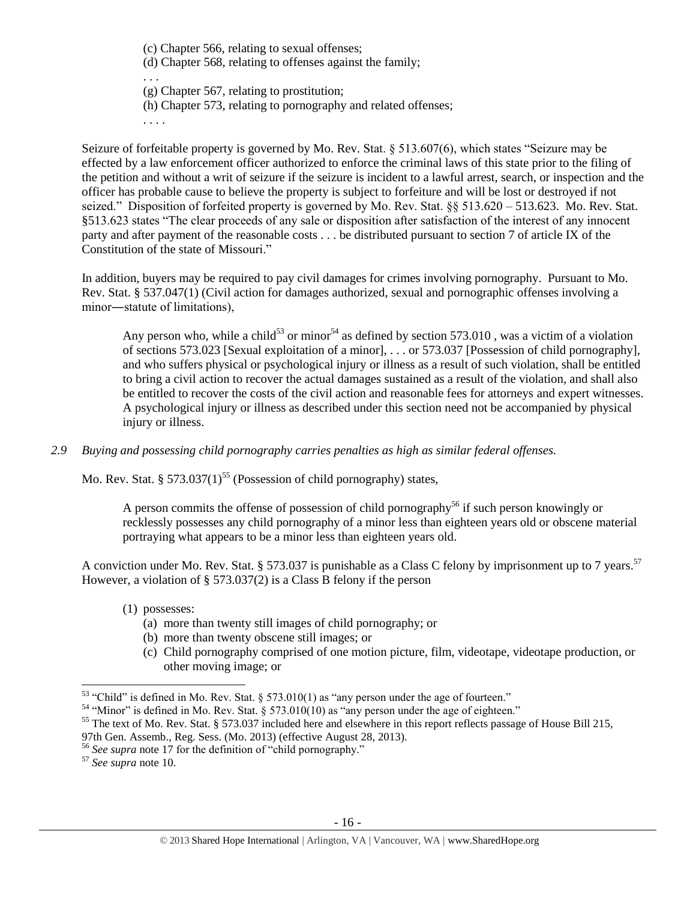(c) Chapter 566, relating to sexual offenses;
(d) Chapter 568, relating to offenses against the family;
. . .
(g) Chapter 567, relating to prostitution;
(h) Chapter 573, relating to pornography and related offenses;
. . . .

Seizure of forfeitable property is governed by Mo. Rev. Stat. § 513.607(6), which states "Seizure may be effected by a law enforcement officer authorized to enforce the criminal laws of this state prior to the filing of the petition and without a writ of seizure if the seizure is incident to a lawful arrest, search, or inspection and the officer has probable cause to believe the property is subject to forfeiture and will be lost or destroyed if not seized." Disposition of forfeited property is governed by Mo. Rev. Stat. §§ 513.620 – 513.623. Mo. Rev. Stat. §513.623 states "The clear proceeds of any sale or disposition after satisfaction of the interest of any innocent party and after payment of the reasonable costs . . . be distributed pursuant to section 7 of article IX of the Constitution of the state of Missouri."

In addition, buyers may be required to pay civil damages for crimes involving pornography. Pursuant to Mo. Rev. Stat. § 537.047(1) (Civil action for damages authorized, sexual and pornographic offenses involving a minor—statute of limitations),

> Any person who, while a child[53] or minor[54] as defined by section 573.010 , was a victim of a violation of sections 573.023 [Sexual exploitation of a minor], . . . or 573.037 [Possession of child pornography], and who suffers physical or psychological injury or illness as a result of such violation, shall be entitled to bring a civil action to recover the actual damages sustained as a result of the violation, and shall also be entitled to recover the costs of the civil action and reasonable fees for attorneys and expert witnesses. A psychological injury or illness as described under this section need not be accompanied by physical injury or illness.

*2.9 Buying and possessing child pornography carries penalties as high as similar federal offenses.*

Mo. Rev. Stat. § 573.037(1)[55] (Possession of child pornography) states,

> A person commits the offense of possession of child pornography[56] if such person knowingly or recklessly possesses any child pornography of a minor less than eighteen years old or obscene material portraying what appears to be a minor less than eighteen years old.

A conviction under Mo. Rev. Stat. § 573.037 is punishable as a Class C felony by imprisonment up to 7 years.[57] However, a violation of § 573.037(2) is a Class B felony if the person

(1) possesses:
  (a) more than twenty still images of child pornography; or
  (b) more than twenty obscene still images; or
  (c) Child pornography comprised of one motion picture, film, videotape, videotape production, or other moving image; or

---

[53] "Child" is defined in Mo. Rev. Stat. § 573.010(1) as "any person under the age of fourteen."
[54] "Minor" is defined in Mo. Rev. Stat. § 573.010(10) as "any person under the age of eighteen."
[55] The text of Mo. Rev. Stat. § 573.037 included here and elsewhere in this report reflects passage of House Bill 215, 97th Gen. Assemb., Reg. Sess. (Mo. 2013) (effective August 28, 2013).
[56] *See supra* note 17 for the definition of "child pornography."
[57] *See supra* note 10.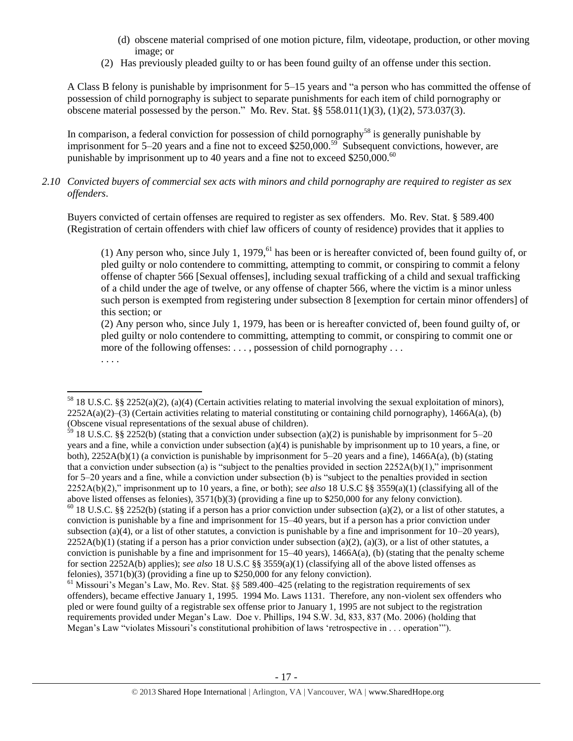(d) obscene material comprised of one motion picture, film, videotape, production, or other moving image; or

(2) Has previously pleaded guilty to or has been found guilty of an offense under this section.

A Class B felony is punishable by imprisonment for 5–15 years and "a person who has committed the offense of possession of child pornography is subject to separate punishments for each item of child pornography or obscene material possessed by the person." Mo. Rev. Stat. §§ 558.011(1)(3), (1)(2), 573.037(3).

In comparison, a federal conviction for possession of child pornography[58] is generally punishable by imprisonment for 5–20 years and a fine not to exceed $250,000.[59] Subsequent convictions, however, are punishable by imprisonment up to 40 years and a fine not to exceed $250,000.[60]

*2.10 Convicted buyers of commercial sex acts with minors and child pornography are required to register as sex offenders.*

Buyers convicted of certain offenses are required to register as sex offenders. Mo. Rev. Stat. § 589.400 (Registration of certain offenders with chief law officers of county of residence) provides that it applies to

> (1) Any person who, since July 1, 1979,[61] has been or is hereafter convicted of, been found guilty of, or pled guilty or nolo contendere to committing, attempting to commit, or conspiring to commit a felony offense of chapter 566 [Sexual offenses], including sexual trafficking of a child and sexual trafficking of a child under the age of twelve, or any offense of chapter 566, where the victim is a minor unless such person is exempted from registering under subsection 8 [exemption for certain minor offenders] of this section; or
>
> (2) Any person who, since July 1, 1979, has been or is hereafter convicted of, been found guilty of, or pled guilty or nolo contendere to committing, attempting to commit, or conspiring to commit one or more of the following offenses: . . . , possession of child pornography . . .
>
> . . . .

---

[58] 18 U.S.C. §§ 2252(a)(2), (a)(4) (Certain activities relating to material involving the sexual exploitation of minors), 2252A(a)(2)–(3) (Certain activities relating to material constituting or containing child pornography), 1466A(a), (b) (Obscene visual representations of the sexual abuse of children).

[59] 18 U.S.C. §§ 2252(b) (stating that a conviction under subsection (a)(2) is punishable by imprisonment for 5–20 years and a fine, while a conviction under subsection (a)(4) is punishable by imprisonment up to 10 years, a fine, or both), 2252A(b)(1) (a conviction is punishable by imprisonment for 5–20 years and a fine), 1466A(a), (b) (stating that a conviction under subsection (a) is "subject to the penalties provided in section 2252A(b)(1)," imprisonment for 5–20 years and a fine, while a conviction under subsection (b) is "subject to the penalties provided in section 2252A(b)(2)," imprisonment up to 10 years, a fine, or both); *see also* 18 U.S.C §§ 3559(a)(1) (classifying all of the above listed offenses as felonies), 3571(b)(3) (providing a fine up to $250,000 for any felony conviction).

[60] 18 U.S.C. §§ 2252(b) (stating if a person has a prior conviction under subsection (a)(2), or a list of other statutes, a conviction is punishable by a fine and imprisonment for 15–40 years, but if a person has a prior conviction under subsection (a)(4), or a list of other statutes, a conviction is punishable by a fine and imprisonment for 10–20 years), 2252A(b)(1) (stating if a person has a prior conviction under subsection (a)(2), (a)(3), or a list of other statutes, a conviction is punishable by a fine and imprisonment for 15–40 years), 1466A(a), (b) (stating that the penalty scheme for section 2252A(b) applies); *see also* 18 U.S.C §§ 3559(a)(1) (classifying all of the above listed offenses as felonies), 3571(b)(3) (providing a fine up to $250,000 for any felony conviction).

[61] Missouri's Megan's Law, Mo. Rev. Stat. §§ 589.400–425 (relating to the registration requirements of sex offenders), became effective January 1, 1995. 1994 Mo. Laws 1131. Therefore, any non-violent sex offenders who pled or were found guilty of a registrable sex offense prior to January 1, 1995 are not subject to the registration requirements provided under Megan's Law. Doe v. Phillips, 194 S.W. 3d, 833, 837 (Mo. 2006) (holding that Megan's Law "violates Missouri's constitutional prohibition of laws 'retrospective in . . . operation'").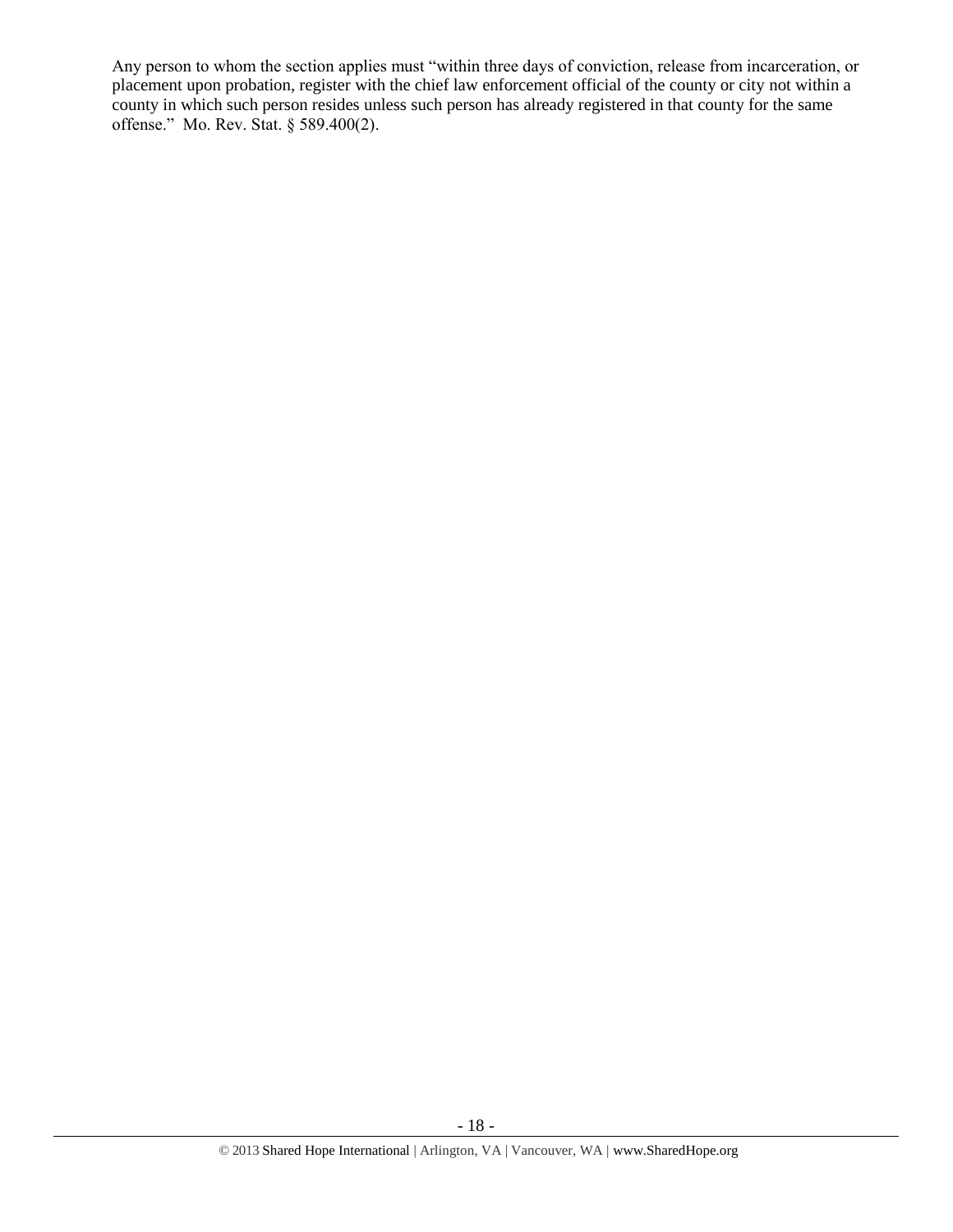Any person to whom the section applies must "within three days of conviction, release from incarceration, or placement upon probation, register with the chief law enforcement official of the county or city not within a county in which such person resides unless such person has already registered in that county for the same offense." Mo. Rev. Stat. § 589.400(2).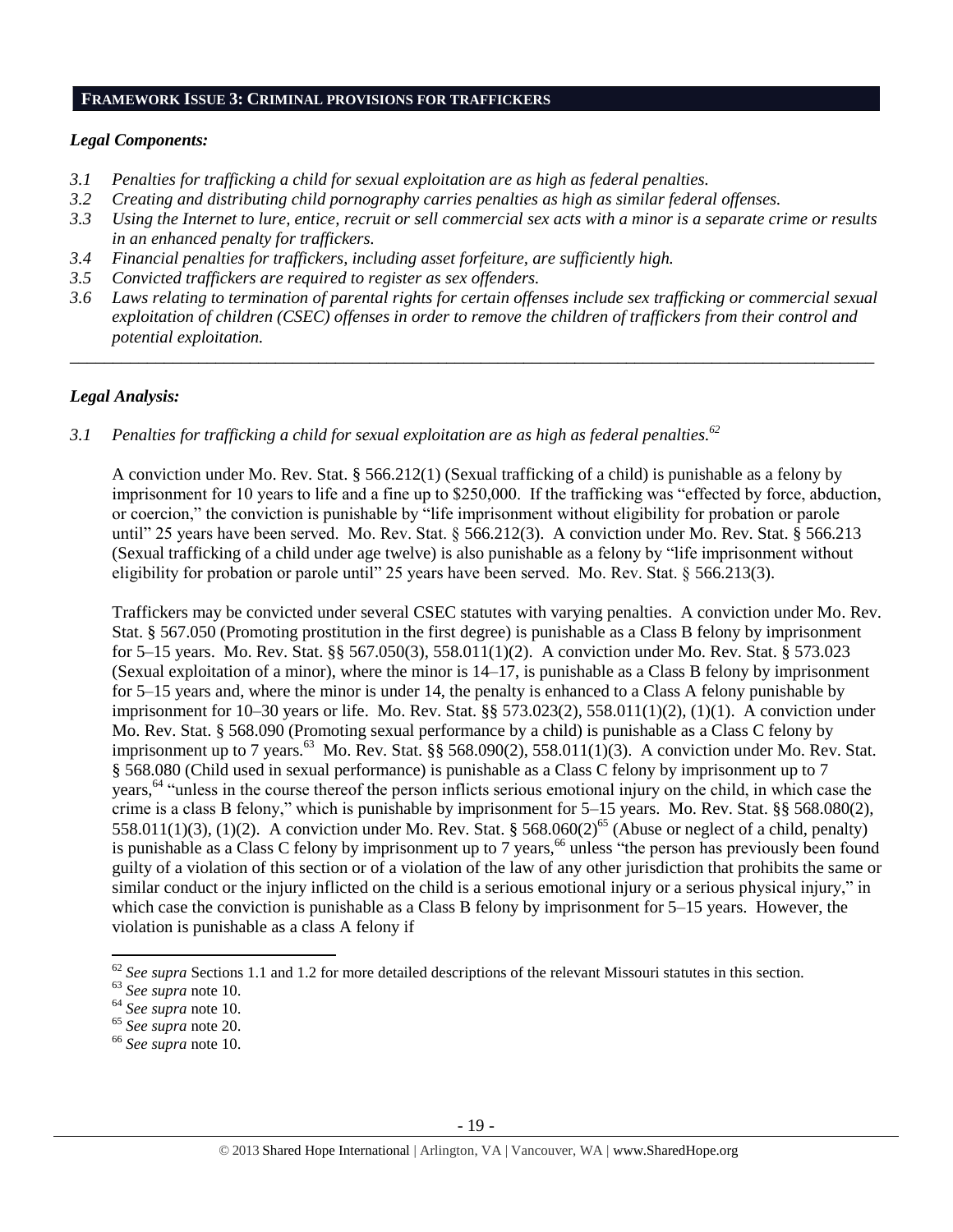## FRAMEWORK ISSUE 3: CRIMINAL PROVISIONS FOR TRAFFICKERS

### *Legal Components:*

- *3.1 Penalties for trafficking a child for sexual exploitation are as high as federal penalties.*
- *3.2 Creating and distributing child pornography carries penalties as high as similar federal offenses.*
- *3.3 Using the Internet to lure, entice, recruit or sell commercial sex acts with a minor is a separate crime or results in an enhanced penalty for traffickers.*
- *3.4 Financial penalties for traffickers, including asset forfeiture, are sufficiently high.*
- *3.5 Convicted traffickers are required to register as sex offenders.*
- *3.6 Laws relating to termination of parental rights for certain offenses include sex trafficking or commercial sexual exploitation of children (CSEC) offenses in order to remove the children of traffickers from their control and potential exploitation.*

---

### *Legal Analysis:*

*3.1 Penalties for trafficking a child for sexual exploitation are as high as federal penalties.*[62]

A conviction under Mo. Rev. Stat. § 566.212(1) (Sexual trafficking of a child) is punishable as a felony by imprisonment for 10 years to life and a fine up to $250,000. If the trafficking was "effected by force, abduction, or coercion," the conviction is punishable by "life imprisonment without eligibility for probation or parole until" 25 years have been served. Mo. Rev. Stat. § 566.212(3). A conviction under Mo. Rev. Stat. § 566.213 (Sexual trafficking of a child under age twelve) is also punishable as a felony by "life imprisonment without eligibility for probation or parole until" 25 years have been served. Mo. Rev. Stat. § 566.213(3).

Traffickers may be convicted under several CSEC statutes with varying penalties. A conviction under Mo. Rev. Stat. § 567.050 (Promoting prostitution in the first degree) is punishable as a Class B felony by imprisonment for 5–15 years. Mo. Rev. Stat. §§ 567.050(3), 558.011(1)(2). A conviction under Mo. Rev. Stat. § 573.023 (Sexual exploitation of a minor), where the minor is 14–17, is punishable as a Class B felony by imprisonment for 5–15 years and, where the minor is under 14, the penalty is enhanced to a Class A felony punishable by imprisonment for 10–30 years or life. Mo. Rev. Stat. §§ 573.023(2), 558.011(1)(2), (1)(1). A conviction under Mo. Rev. Stat. § 568.090 (Promoting sexual performance by a child) is punishable as a Class C felony by imprisonment up to 7 years.[63] Mo. Rev. Stat. §§ 568.090(2), 558.011(1)(3). A conviction under Mo. Rev. Stat. § 568.080 (Child used in sexual performance) is punishable as a Class C felony by imprisonment up to 7 years,[64] "unless in the course thereof the person inflicts serious emotional injury on the child, in which case the crime is a class B felony," which is punishable by imprisonment for 5–15 years. Mo. Rev. Stat. §§ 568.080(2), 558.011(1)(3), (1)(2). A conviction under Mo. Rev. Stat. § 568.060(2)[65] (Abuse or neglect of a child, penalty) is punishable as a Class C felony by imprisonment up to 7 years,[66] unless "the person has previously been found guilty of a violation of this section or of a violation of the law of any other jurisdiction that prohibits the same or similar conduct or the injury inflicted on the child is a serious emotional injury or a serious physical injury," in which case the conviction is punishable as a Class B felony by imprisonment for 5–15 years. However, the violation is punishable as a class A felony if

---

[62] *See supra* Sections 1.1 and 1.2 for more detailed descriptions of the relevant Missouri statutes in this section.

[63] *See supra* note 10.

[64] *See supra* note 10.

[65] *See supra* note 20.

[66] *See supra* note 10.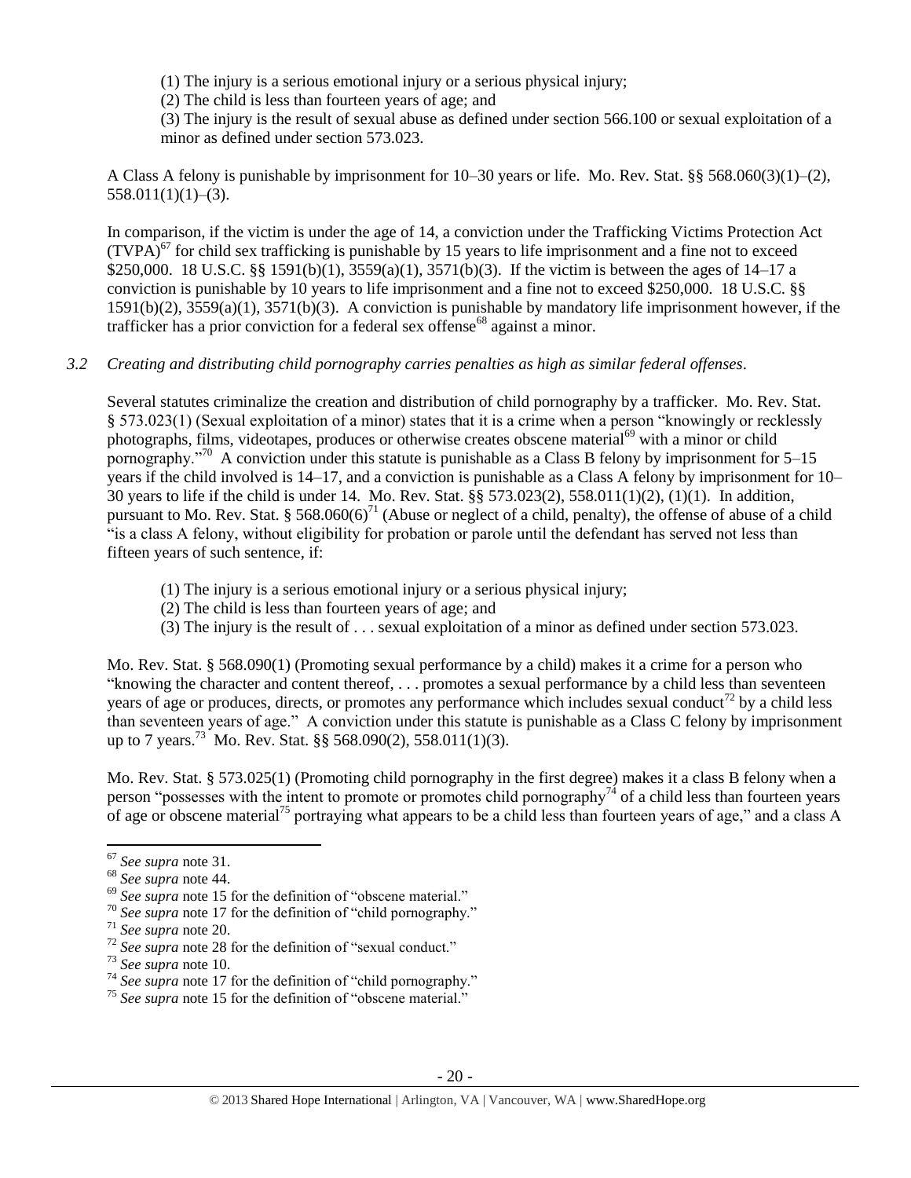(1) The injury is a serious emotional injury or a serious physical injury;

(2) The child is less than fourteen years of age; and

(3) The injury is the result of sexual abuse as defined under section 566.100 or sexual exploitation of a minor as defined under section 573.023.

A Class A felony is punishable by imprisonment for 10–30 years or life. Mo. Rev. Stat. §§ 568.060(3)(1)–(2), 558.011(1)(1)–(3).

In comparison, if the victim is under the age of 14, a conviction under the Trafficking Victims Protection Act (TVPA)[67] for child sex trafficking is punishable by 15 years to life imprisonment and a fine not to exceed $250,000. 18 U.S.C. §§ 1591(b)(1), 3559(a)(1), 3571(b)(3). If the victim is between the ages of 14–17 a conviction is punishable by 10 years to life imprisonment and a fine not to exceed $250,000. 18 U.S.C. §§ 1591(b)(2), 3559(a)(1), 3571(b)(3). A conviction is punishable by mandatory life imprisonment however, if the trafficker has a prior conviction for a federal sex offense[68] against a minor.

*3.2 Creating and distributing child pornography carries penalties as high as similar federal offenses.*

Several statutes criminalize the creation and distribution of child pornography by a trafficker. Mo. Rev. Stat. § 573.023(1) (Sexual exploitation of a minor) states that it is a crime when a person "knowingly or recklessly photographs, films, videotapes, produces or otherwise creates obscene material[69] with a minor or child pornography."[70] A conviction under this statute is punishable as a Class B felony by imprisonment for 5–15 years if the child involved is 14–17, and a conviction is punishable as a Class A felony by imprisonment for 10–30 years to life if the child is under 14. Mo. Rev. Stat. §§ 573.023(2), 558.011(1)(2), (1)(1). In addition, pursuant to Mo. Rev. Stat. § 568.060(6)[71] (Abuse or neglect of a child, penalty), the offense of abuse of a child "is a class A felony, without eligibility for probation or parole until the defendant has served not less than fifteen years of such sentence, if:

(1) The injury is a serious emotional injury or a serious physical injury;

(2) The child is less than fourteen years of age; and

(3) The injury is the result of . . . sexual exploitation of a minor as defined under section 573.023.

Mo. Rev. Stat. § 568.090(1) (Promoting sexual performance by a child) makes it a crime for a person who "knowing the character and content thereof, . . . promotes a sexual performance by a child less than seventeen years of age or produces, directs, or promotes any performance which includes sexual conduct[72] by a child less than seventeen years of age." A conviction under this statute is punishable as a Class C felony by imprisonment up to 7 years.[73] Mo. Rev. Stat. §§ 568.090(2), 558.011(1)(3).

Mo. Rev. Stat. § 573.025(1) (Promoting child pornography in the first degree) makes it a class B felony when a person "possesses with the intent to promote or promotes child pornography[74] of a child less than fourteen years of age or obscene material[75] portraying what appears to be a child less than fourteen years of age," and a class A

---

[67] *See supra* note 31.

[68] *See supra* note 44.

[69] *See supra* note 15 for the definition of "obscene material."

[70] *See supra* note 17 for the definition of "child pornography."

[71] *See supra* note 20.

[72] *See supra* note 28 for the definition of "sexual conduct."

[73] *See supra* note 10.

[74] *See supra* note 17 for the definition of "child pornography."

[75] *See supra* note 15 for the definition of "obscene material."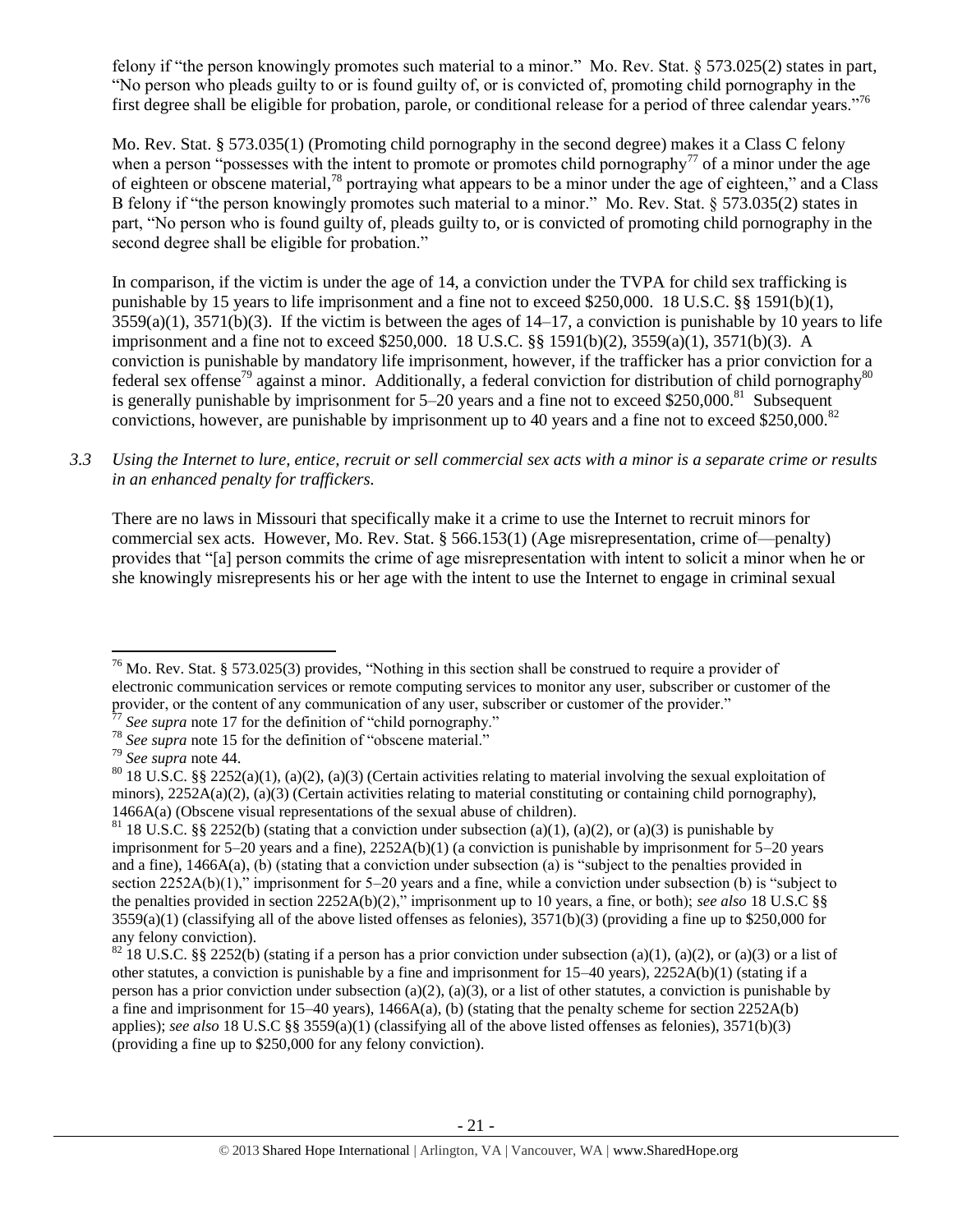felony if "the person knowingly promotes such material to a minor." Mo. Rev. Stat. § 573.025(2) states in part, "No person who pleads guilty to or is found guilty of, or is convicted of, promoting child pornography in the first degree shall be eligible for probation, parole, or conditional release for a period of three calendar years."[76]

Mo. Rev. Stat. § 573.035(1) (Promoting child pornography in the second degree) makes it a Class C felony when a person "possesses with the intent to promote or promotes child pornography[77] of a minor under the age of eighteen or obscene material,[78] portraying what appears to be a minor under the age of eighteen," and a Class B felony if "the person knowingly promotes such material to a minor." Mo. Rev. Stat. § 573.035(2) states in part, "No person who is found guilty of, pleads guilty to, or is convicted of promoting child pornography in the second degree shall be eligible for probation."

In comparison, if the victim is under the age of 14, a conviction under the TVPA for child sex trafficking is punishable by 15 years to life imprisonment and a fine not to exceed $250,000. 18 U.S.C. §§ 1591(b)(1), 3559(a)(1), 3571(b)(3). If the victim is between the ages of 14–17, a conviction is punishable by 10 years to life imprisonment and a fine not to exceed $250,000. 18 U.S.C. §§ 1591(b)(2), 3559(a)(1), 3571(b)(3). A conviction is punishable by mandatory life imprisonment, however, if the trafficker has a prior conviction for a federal sex offense[79] against a minor. Additionally, a federal conviction for distribution of child pornography[80] is generally punishable by imprisonment for 5–20 years and a fine not to exceed $250,000.[81] Subsequent convictions, however, are punishable by imprisonment up to 40 years and a fine not to exceed $250,000.[82]

*3.3 Using the Internet to lure, entice, recruit or sell commercial sex acts with a minor is a separate crime or results in an enhanced penalty for traffickers.*

There are no laws in Missouri that specifically make it a crime to use the Internet to recruit minors for commercial sex acts. However, Mo. Rev. Stat. § 566.153(1) (Age misrepresentation, crime of—penalty) provides that "[a] person commits the crime of age misrepresentation with intent to solicit a minor when he or she knowingly misrepresents his or her age with the intent to use the Internet to engage in criminal sexual

---

[76] Mo. Rev. Stat. § 573.025(3) provides, "Nothing in this section shall be construed to require a provider of electronic communication services or remote computing services to monitor any user, subscriber or customer of the provider, or the content of any communication of any user, subscriber or customer of the provider."

[77] *See supra* note 17 for the definition of "child pornography."

[78] *See supra* note 15 for the definition of "obscene material."

[79] *See supra* note 44.

[80] 18 U.S.C. §§ 2252(a)(1), (a)(2), (a)(3) (Certain activities relating to material involving the sexual exploitation of minors), 2252A(a)(2), (a)(3) (Certain activities relating to material constituting or containing child pornography), 1466A(a) (Obscene visual representations of the sexual abuse of children).

[81] 18 U.S.C. §§ 2252(b) (stating that a conviction under subsection (a)(1), (a)(2), or (a)(3) is punishable by imprisonment for 5–20 years and a fine), 2252A(b)(1) (a conviction is punishable by imprisonment for 5–20 years and a fine), 1466A(a), (b) (stating that a conviction under subsection (a) is "subject to the penalties provided in section 2252A(b)(1)," imprisonment for 5–20 years and a fine, while a conviction under subsection (b) is "subject to the penalties provided in section 2252A(b)(2)," imprisonment up to 10 years, a fine, or both); *see also* 18 U.S.C §§ 3559(a)(1) (classifying all of the above listed offenses as felonies), 3571(b)(3) (providing a fine up to $250,000 for any felony conviction).

[82] 18 U.S.C. §§ 2252(b) (stating if a person has a prior conviction under subsection (a)(1), (a)(2), or (a)(3) or a list of other statutes, a conviction is punishable by a fine and imprisonment for 15–40 years), 2252A(b)(1) (stating if a person has a prior conviction under subsection (a)(2), (a)(3), or a list of other statutes, a conviction is punishable by a fine and imprisonment for 15–40 years), 1466A(a), (b) (stating that the penalty scheme for section 2252A(b) applies); *see also* 18 U.S.C §§ 3559(a)(1) (classifying all of the above listed offenses as felonies), 3571(b)(3) (providing a fine up to $250,000 for any felony conviction).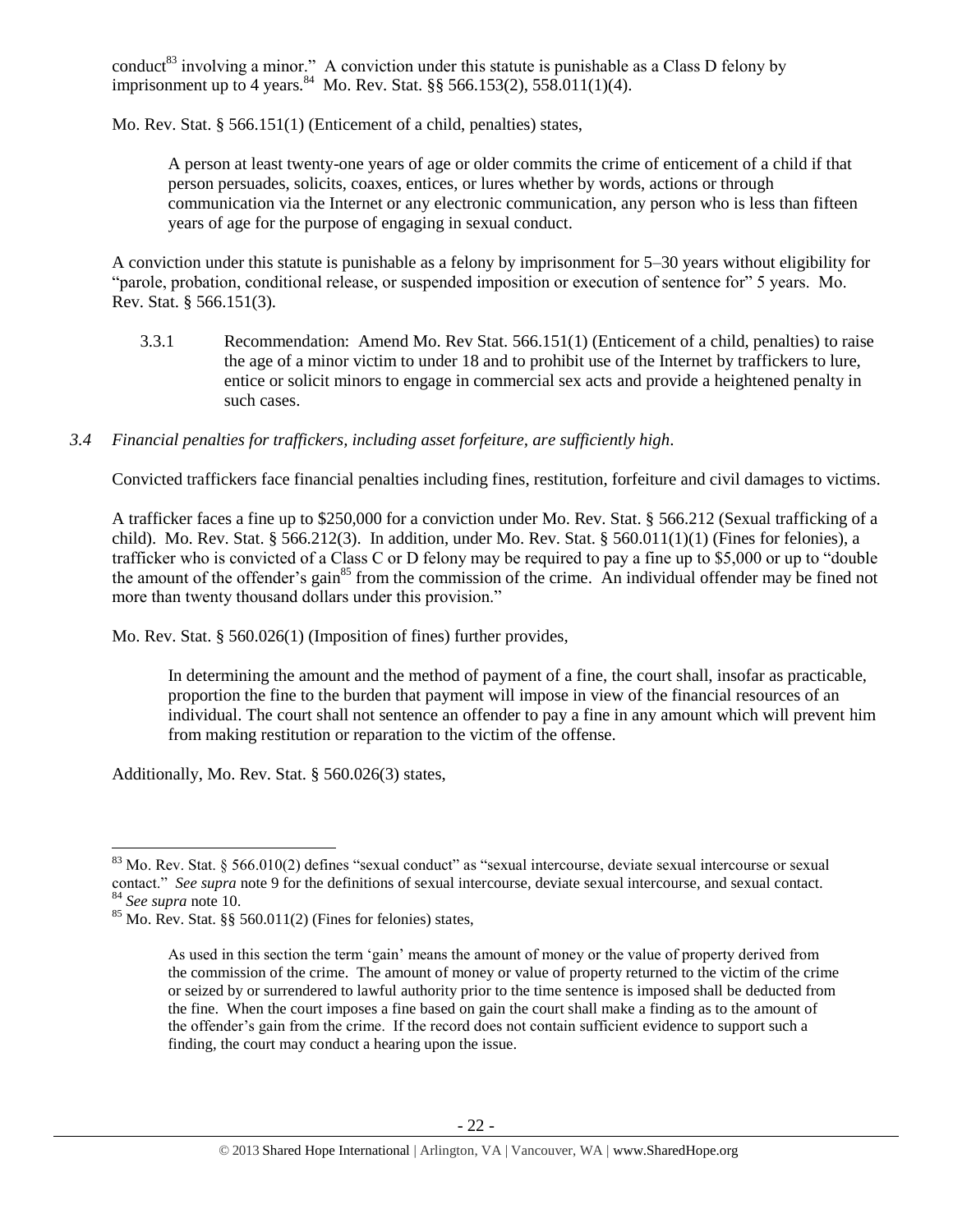conduct[83] involving a minor." A conviction under this statute is punishable as a Class D felony by imprisonment up to 4 years.[84] Mo. Rev. Stat. §§ 566.153(2), 558.011(1)(4).

Mo. Rev. Stat. § 566.151(1) (Enticement of a child, penalties) states,

> A person at least twenty-one years of age or older commits the crime of enticement of a child if that person persuades, solicits, coaxes, entices, or lures whether by words, actions or through communication via the Internet or any electronic communication, any person who is less than fifteen years of age for the purpose of engaging in sexual conduct.

A conviction under this statute is punishable as a felony by imprisonment for 5–30 years without eligibility for "parole, probation, conditional release, or suspended imposition or execution of sentence for" 5 years. Mo. Rev. Stat. § 566.151(3).

3.3.1 Recommendation: Amend Mo. Rev Stat. 566.151(1) (Enticement of a child, penalties) to raise the age of a minor victim to under 18 and to prohibit use of the Internet by traffickers to lure, entice or solicit minors to engage in commercial sex acts and provide a heightened penalty in such cases.

*3.4 Financial penalties for traffickers, including asset forfeiture, are sufficiently high.*

Convicted traffickers face financial penalties including fines, restitution, forfeiture and civil damages to victims.

A trafficker faces a fine up to $250,000 for a conviction under Mo. Rev. Stat. § 566.212 (Sexual trafficking of a child). Mo. Rev. Stat. § 566.212(3). In addition, under Mo. Rev. Stat. § 560.011(1)(1) (Fines for felonies), a trafficker who is convicted of a Class C or D felony may be required to pay a fine up to $5,000 or up to "double the amount of the offender's gain[85] from the commission of the crime. An individual offender may be fined not more than twenty thousand dollars under this provision."

Mo. Rev. Stat. § 560.026(1) (Imposition of fines) further provides,

> In determining the amount and the method of payment of a fine, the court shall, insofar as practicable, proportion the fine to the burden that payment will impose in view of the financial resources of an individual. The court shall not sentence an offender to pay a fine in any amount which will prevent him from making restitution or reparation to the victim of the offense.

Additionally, Mo. Rev. Stat. § 560.026(3) states,

---

[83] Mo. Rev. Stat. § 566.010(2) defines "sexual conduct" as "sexual intercourse, deviate sexual intercourse or sexual contact." *See supra* note 9 for the definitions of sexual intercourse, deviate sexual intercourse, and sexual contact.

[84] *See supra* note 10.

[85] Mo. Rev. Stat. §§ 560.011(2) (Fines for felonies) states,

> As used in this section the term 'gain' means the amount of money or the value of property derived from the commission of the crime. The amount of money or value of property returned to the victim of the crime or seized by or surrendered to lawful authority prior to the time sentence is imposed shall be deducted from the fine. When the court imposes a fine based on gain the court shall make a finding as to the amount of the offender's gain from the crime. If the record does not contain sufficient evidence to support such a finding, the court may conduct a hearing upon the issue.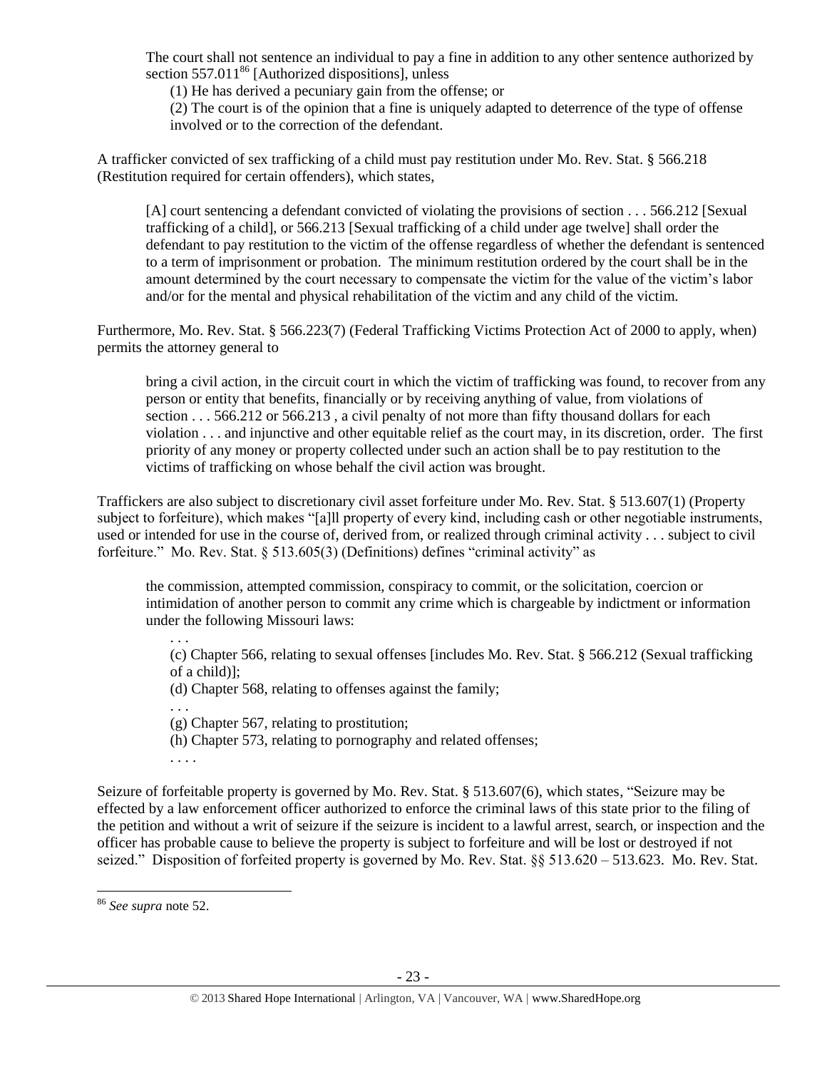The court shall not sentence an individual to pay a fine in addition to any other sentence authorized by section 557.011[86] [Authorized dispositions], unless

(1) He has derived a pecuniary gain from the offense; or

(2) The court is of the opinion that a fine is uniquely adapted to deterrence of the type of offense involved or to the correction of the defendant.

A trafficker convicted of sex trafficking of a child must pay restitution under Mo. Rev. Stat. § 566.218 (Restitution required for certain offenders), which states,

> [A] court sentencing a defendant convicted of violating the provisions of section . . . 566.212 [Sexual trafficking of a child], or 566.213 [Sexual trafficking of a child under age twelve] shall order the defendant to pay restitution to the victim of the offense regardless of whether the defendant is sentenced to a term of imprisonment or probation. The minimum restitution ordered by the court shall be in the amount determined by the court necessary to compensate the victim for the value of the victim's labor and/or for the mental and physical rehabilitation of the victim and any child of the victim.

Furthermore, Mo. Rev. Stat. § 566.223(7) (Federal Trafficking Victims Protection Act of 2000 to apply, when) permits the attorney general to

> bring a civil action, in the circuit court in which the victim of trafficking was found, to recover from any person or entity that benefits, financially or by receiving anything of value, from violations of section . . . 566.212 or 566.213 , a civil penalty of not more than fifty thousand dollars for each violation . . . and injunctive and other equitable relief as the court may, in its discretion, order. The first priority of any money or property collected under such an action shall be to pay restitution to the victims of trafficking on whose behalf the civil action was brought.

Traffickers are also subject to discretionary civil asset forfeiture under Mo. Rev. Stat. § 513.607(1) (Property subject to forfeiture), which makes "[a]ll property of every kind, including cash or other negotiable instruments, used or intended for use in the course of, derived from, or realized through criminal activity . . . subject to civil forfeiture." Mo. Rev. Stat. § 513.605(3) (Definitions) defines "criminal activity" as

> the commission, attempted commission, conspiracy to commit, or the solicitation, coercion or intimidation of another person to commit any crime which is chargeable by indictment or information under the following Missouri laws:
>
> . . .
>
> (c) Chapter 566, relating to sexual offenses [includes Mo. Rev. Stat. § 566.212 (Sexual trafficking of a child)];
>
> (d) Chapter 568, relating to offenses against the family;
>
> . . .
>
> (g) Chapter 567, relating to prostitution;
>
> (h) Chapter 573, relating to pornography and related offenses;
>
> . . . .

Seizure of forfeitable property is governed by Mo. Rev. Stat. § 513.607(6), which states, "Seizure may be effected by a law enforcement officer authorized to enforce the criminal laws of this state prior to the filing of the petition and without a writ of seizure if the seizure is incident to a lawful arrest, search, or inspection and the officer has probable cause to believe the property is subject to forfeiture and will be lost or destroyed if not seized." Disposition of forfeited property is governed by Mo. Rev. Stat. §§ 513.620 – 513.623. Mo. Rev. Stat.

---

[86] *See supra* note 52.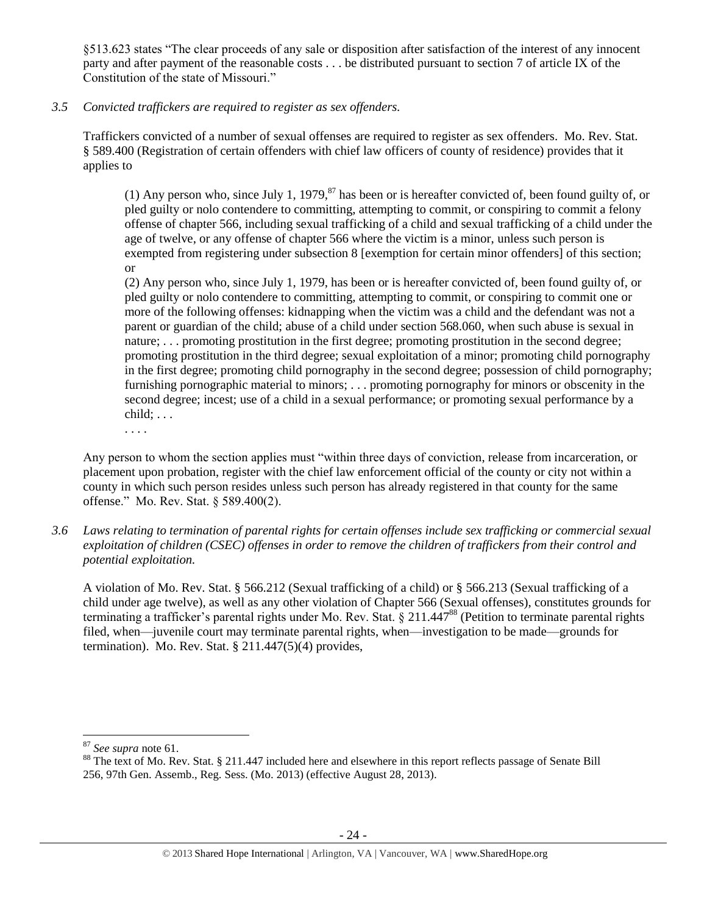§513.623 states "The clear proceeds of any sale or disposition after satisfaction of the interest of any innocent party and after payment of the reasonable costs . . . be distributed pursuant to section 7 of article IX of the Constitution of the state of Missouri."

*3.5 Convicted traffickers are required to register as sex offenders.*

Traffickers convicted of a number of sexual offenses are required to register as sex offenders. Mo. Rev. Stat. § 589.400 (Registration of certain offenders with chief law officers of county of residence) provides that it applies to

> (1) Any person who, since July 1, 1979,[87] has been or is hereafter convicted of, been found guilty of, or pled guilty or nolo contendere to committing, attempting to commit, or conspiring to commit a felony offense of chapter 566, including sexual trafficking of a child and sexual trafficking of a child under the age of twelve, or any offense of chapter 566 where the victim is a minor, unless such person is exempted from registering under subsection 8 [exemption for certain minor offenders] of this section; or
>
> (2) Any person who, since July 1, 1979, has been or is hereafter convicted of, been found guilty of, or pled guilty or nolo contendere to committing, attempting to commit, or conspiring to commit one or more of the following offenses: kidnapping when the victim was a child and the defendant was not a parent or guardian of the child; abuse of a child under section 568.060, when such abuse is sexual in nature; . . . promoting prostitution in the first degree; promoting prostitution in the second degree; promoting prostitution in the third degree; sexual exploitation of a minor; promoting child pornography in the first degree; promoting child pornography in the second degree; possession of child pornography; furnishing pornographic material to minors; . . . promoting pornography for minors or obscenity in the second degree; incest; use of a child in a sexual performance; or promoting sexual performance by a child; . . .
>
> . . . .

Any person to whom the section applies must "within three days of conviction, release from incarceration, or placement upon probation, register with the chief law enforcement official of the county or city not within a county in which such person resides unless such person has already registered in that county for the same offense." Mo. Rev. Stat. § 589.400(2).

*3.6 Laws relating to termination of parental rights for certain offenses include sex trafficking or commercial sexual exploitation of children (CSEC) offenses in order to remove the children of traffickers from their control and potential exploitation.*

A violation of Mo. Rev. Stat. § 566.212 (Sexual trafficking of a child) or § 566.213 (Sexual trafficking of a child under age twelve), as well as any other violation of Chapter 566 (Sexual offenses), constitutes grounds for terminating a trafficker's parental rights under Mo. Rev. Stat. § 211.447[88] (Petition to terminate parental rights filed, when—juvenile court may terminate parental rights, when—investigation to be made—grounds for termination). Mo. Rev. Stat. § 211.447(5)(4) provides,

---

[87] *See supra* note 61.

[88] The text of Mo. Rev. Stat. § 211.447 included here and elsewhere in this report reflects passage of Senate Bill 256, 97th Gen. Assemb., Reg. Sess. (Mo. 2013) (effective August 28, 2013).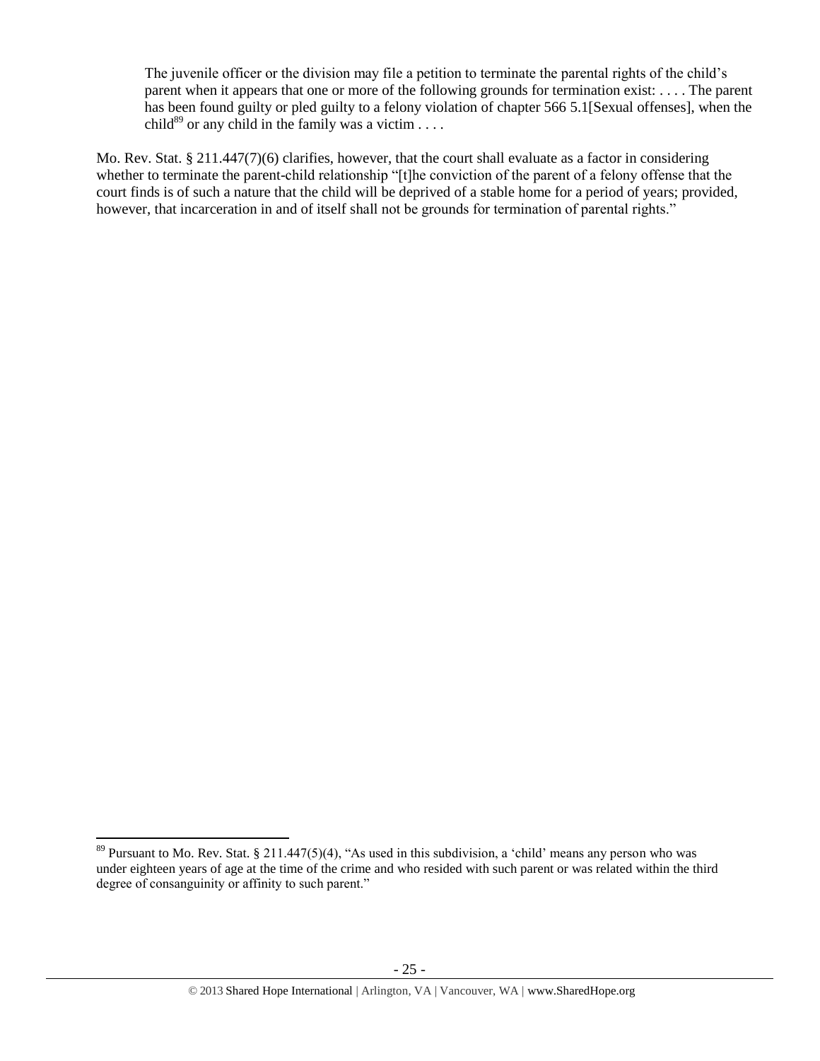> The juvenile officer or the division may file a petition to terminate the parental rights of the child's parent when it appears that one or more of the following grounds for termination exist: . . . . The parent has been found guilty or pled guilty to a felony violation of chapter 566 5.1[Sexual offenses], when the child[89] or any child in the family was a victim . . . .

Mo. Rev. Stat. § 211.447(7)(6) clarifies, however, that the court shall evaluate as a factor in considering whether to terminate the parent-child relationship "[t]he conviction of the parent of a felony offense that the court finds is of such a nature that the child will be deprived of a stable home for a period of years; provided, however, that incarceration in and of itself shall not be grounds for termination of parental rights."

---

[89] Pursuant to Mo. Rev. Stat. § 211.447(5)(4), "As used in this subdivision, a 'child' means any person who was under eighteen years of age at the time of the crime and who resided with such parent or was related within the third degree of consanguinity or affinity to such parent."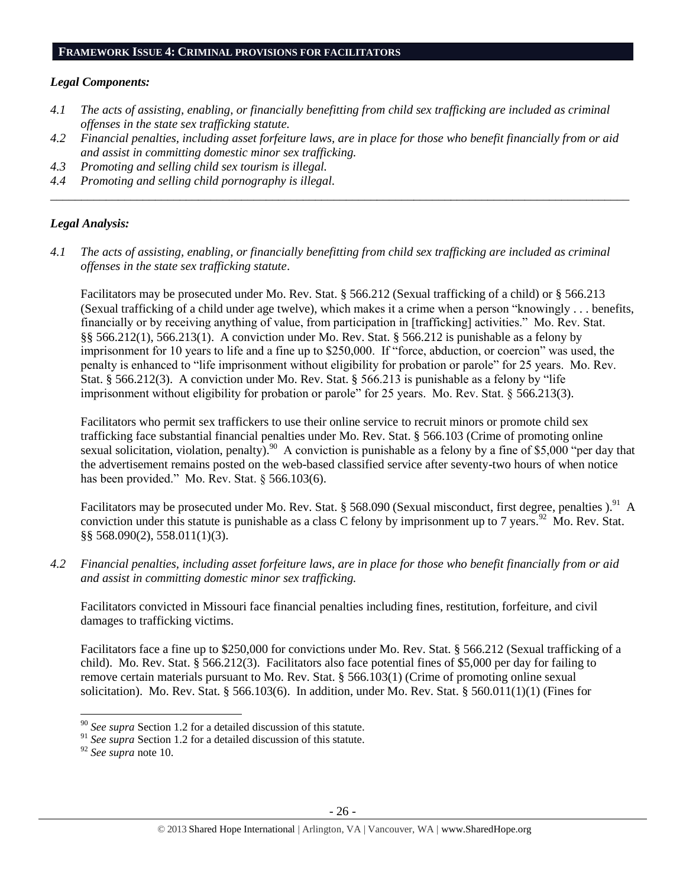## FRAMEWORK ISSUE 4: CRIMINAL PROVISIONS FOR FACILITATORS

### *Legal Components:*

*4.1 The acts of assisting, enabling, or financially benefitting from child sex trafficking are included as criminal offenses in the state sex trafficking statute.*

*4.2 Financial penalties, including asset forfeiture laws, are in place for those who benefit financially from or aid and assist in committing domestic minor sex trafficking.*

*4.3 Promoting and selling child sex tourism is illegal.*

*4.4 Promoting and selling child pornography is illegal.*

---

### *Legal Analysis:*

*4.1 The acts of assisting, enabling, or financially benefitting from child sex trafficking are included as criminal offenses in the state sex trafficking statute.*

Facilitators may be prosecuted under Mo. Rev. Stat. § 566.212 (Sexual trafficking of a child) or § 566.213 (Sexual trafficking of a child under age twelve), which makes it a crime when a person "knowingly . . . benefits, financially or by receiving anything of value, from participation in [trafficking] activities." Mo. Rev. Stat. §§ 566.212(1), 566.213(1). A conviction under Mo. Rev. Stat. § 566.212 is punishable as a felony by imprisonment for 10 years to life and a fine up to $250,000. If "force, abduction, or coercion" was used, the penalty is enhanced to "life imprisonment without eligibility for probation or parole" for 25 years. Mo. Rev. Stat. § 566.212(3). A conviction under Mo. Rev. Stat. § 566.213 is punishable as a felony by "life imprisonment without eligibility for probation or parole" for 25 years. Mo. Rev. Stat. § 566.213(3).

Facilitators who permit sex traffickers to use their online service to recruit minors or promote child sex trafficking face substantial financial penalties under Mo. Rev. Stat. § 566.103 (Crime of promoting online sexual solicitation, violation, penalty).[90] A conviction is punishable as a felony by a fine of $5,000 "per day that the advertisement remains posted on the web-based classified service after seventy-two hours of when notice has been provided." Mo. Rev. Stat. § 566.103(6).

Facilitators may be prosecuted under Mo. Rev. Stat. § 568.090 (Sexual misconduct, first degree, penalties ).[91] A conviction under this statute is punishable as a class C felony by imprisonment up to 7 years.[92] Mo. Rev. Stat. §§ 568.090(2), 558.011(1)(3).

*4.2 Financial penalties, including asset forfeiture laws, are in place for those who benefit financially from or aid and assist in committing domestic minor sex trafficking.*

Facilitators convicted in Missouri face financial penalties including fines, restitution, forfeiture, and civil damages to trafficking victims.

Facilitators face a fine up to $250,000 for convictions under Mo. Rev. Stat. § 566.212 (Sexual trafficking of a child). Mo. Rev. Stat. § 566.212(3). Facilitators also face potential fines of $5,000 per day for failing to remove certain materials pursuant to Mo. Rev. Stat. § 566.103(1) (Crime of promoting online sexual solicitation). Mo. Rev. Stat. § 566.103(6). In addition, under Mo. Rev. Stat. § 560.011(1)(1) (Fines for

---

[90] *See supra* Section 1.2 for a detailed discussion of this statute.

[91] *See supra* Section 1.2 for a detailed discussion of this statute.

[92] *See supra* note 10.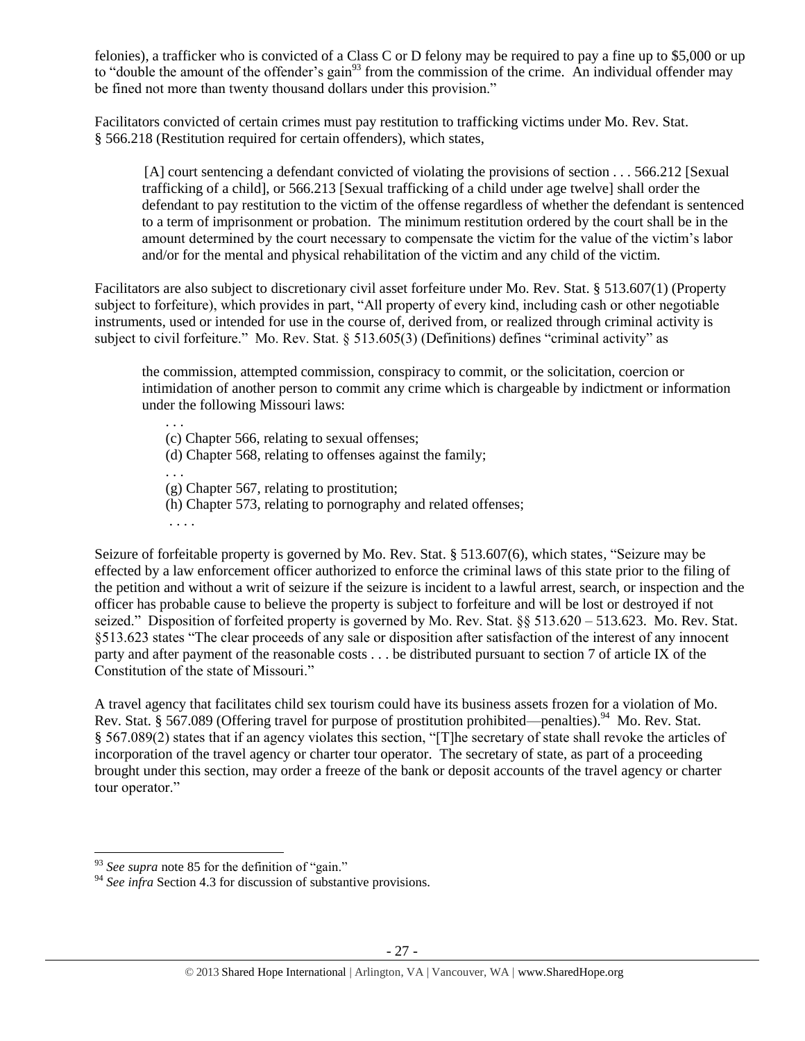felonies), a trafficker who is convicted of a Class C or D felony may be required to pay a fine up to $5,000 or up to "double the amount of the offender's gain[93] from the commission of the crime. An individual offender may be fined not more than twenty thousand dollars under this provision."

Facilitators convicted of certain crimes must pay restitution to trafficking victims under Mo. Rev. Stat. § 566.218 (Restitution required for certain offenders), which states,

> [A] court sentencing a defendant convicted of violating the provisions of section . . . 566.212 [Sexual trafficking of a child], or 566.213 [Sexual trafficking of a child under age twelve] shall order the defendant to pay restitution to the victim of the offense regardless of whether the defendant is sentenced to a term of imprisonment or probation. The minimum restitution ordered by the court shall be in the amount determined by the court necessary to compensate the victim for the value of the victim's labor and/or for the mental and physical rehabilitation of the victim and any child of the victim.

Facilitators are also subject to discretionary civil asset forfeiture under Mo. Rev. Stat. § 513.607(1) (Property subject to forfeiture), which provides in part, "All property of every kind, including cash or other negotiable instruments, used or intended for use in the course of, derived from, or realized through criminal activity is subject to civil forfeiture." Mo. Rev. Stat. § 513.605(3) (Definitions) defines "criminal activity" as

> the commission, attempted commission, conspiracy to commit, or the solicitation, coercion or intimidation of another person to commit any crime which is chargeable by indictment or information under the following Missouri laws:
>
> . . .
> (c) Chapter 566, relating to sexual offenses;
> (d) Chapter 568, relating to offenses against the family;
> . . .
> (g) Chapter 567, relating to prostitution;
> (h) Chapter 573, relating to pornography and related offenses;
> . . . .

Seizure of forfeitable property is governed by Mo. Rev. Stat. § 513.607(6), which states, "Seizure may be effected by a law enforcement officer authorized to enforce the criminal laws of this state prior to the filing of the petition and without a writ of seizure if the seizure is incident to a lawful arrest, search, or inspection and the officer has probable cause to believe the property is subject to forfeiture and will be lost or destroyed if not seized." Disposition of forfeited property is governed by Mo. Rev. Stat. §§ 513.620 – 513.623. Mo. Rev. Stat. §513.623 states "The clear proceeds of any sale or disposition after satisfaction of the interest of any innocent party and after payment of the reasonable costs . . . be distributed pursuant to section 7 of article IX of the Constitution of the state of Missouri."

A travel agency that facilitates child sex tourism could have its business assets frozen for a violation of Mo. Rev. Stat. § 567.089 (Offering travel for purpose of prostitution prohibited—penalties).[94] Mo. Rev. Stat. § 567.089(2) states that if an agency violates this section, "[T]he secretary of state shall revoke the articles of incorporation of the travel agency or charter tour operator. The secretary of state, as part of a proceeding brought under this section, may order a freeze of the bank or deposit accounts of the travel agency or charter tour operator."

---

[93] *See supra* note 85 for the definition of "gain."

[94] *See infra* Section 4.3 for discussion of substantive provisions.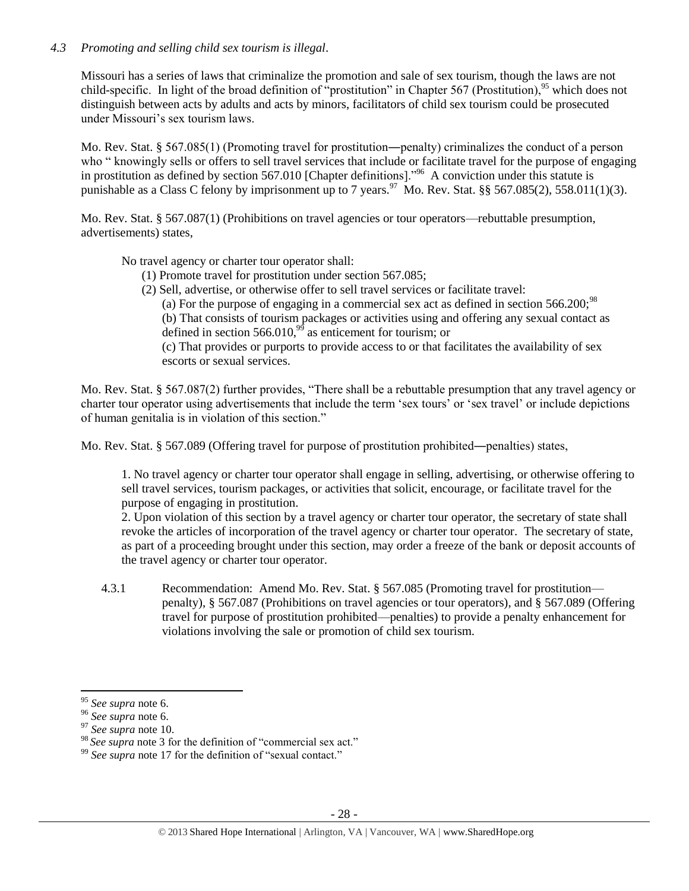*4.3 Promoting and selling child sex tourism is illegal*.

Missouri has a series of laws that criminalize the promotion and sale of sex tourism, though the laws are not child-specific. In light of the broad definition of "prostitution" in Chapter 567 (Prostitution),[95] which does not distinguish between acts by adults and acts by minors, facilitators of child sex tourism could be prosecuted under Missouri's sex tourism laws.

Mo. Rev. Stat. § 567.085(1) (Promoting travel for prostitution―penalty) criminalizes the conduct of a person who " knowingly sells or offers to sell travel services that include or facilitate travel for the purpose of engaging in prostitution as defined by section 567.010 [Chapter definitions]."[96] A conviction under this statute is punishable as a Class C felony by imprisonment up to 7 years.[97] Mo. Rev. Stat. §§ 567.085(2), 558.011(1)(3).

Mo. Rev. Stat. § 567.087(1) (Prohibitions on travel agencies or tour operators—rebuttable presumption, advertisements) states,

> No travel agency or charter tour operator shall:
>
> (1) Promote travel for prostitution under section 567.085;
>
> (2) Sell, advertise, or otherwise offer to sell travel services or facilitate travel:
>
> (a) For the purpose of engaging in a commercial sex act as defined in section 566.200;[98]
>
> (b) That consists of tourism packages or activities using and offering any sexual contact as defined in section 566.010,[99] as enticement for tourism; or
>
> (c) That provides or purports to provide access to or that facilitates the availability of sex escorts or sexual services.

Mo. Rev. Stat. § 567.087(2) further provides, "There shall be a rebuttable presumption that any travel agency or charter tour operator using advertisements that include the term 'sex tours' or 'sex travel' or include depictions of human genitalia is in violation of this section."

Mo. Rev. Stat. § 567.089 (Offering travel for purpose of prostitution prohibited―penalties) states,

> 1. No travel agency or charter tour operator shall engage in selling, advertising, or otherwise offering to sell travel services, tourism packages, or activities that solicit, encourage, or facilitate travel for the purpose of engaging in prostitution.
>
> 2. Upon violation of this section by a travel agency or charter tour operator, the secretary of state shall revoke the articles of incorporation of the travel agency or charter tour operator. The secretary of state, as part of a proceeding brought under this section, may order a freeze of the bank or deposit accounts of the travel agency or charter tour operator.

4.3.1 Recommendation: Amend Mo. Rev. Stat. § 567.085 (Promoting travel for prostitution—penalty), § 567.087 (Prohibitions on travel agencies or tour operators), and § 567.089 (Offering travel for purpose of prostitution prohibited—penalties) to provide a penalty enhancement for violations involving the sale or promotion of child sex tourism.

---

[95] *See supra* note 6.

[96] *See supra* note 6.

[97] *See supra* note 10.

[98] *See supra* note 3 for the definition of "commercial sex act."

[99] *See supra* note 17 for the definition of "sexual contact."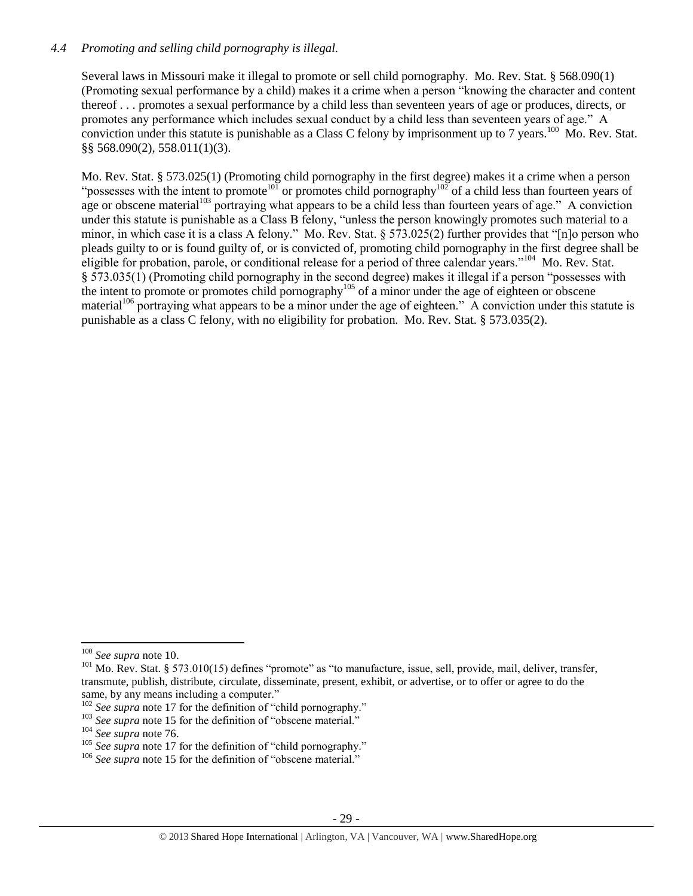### *4.4 Promoting and selling child pornography is illegal.*

Several laws in Missouri make it illegal to promote or sell child pornography. Mo. Rev. Stat. § 568.090(1) (Promoting sexual performance by a child) makes it a crime when a person "knowing the character and content thereof . . . promotes a sexual performance by a child less than seventeen years of age or produces, directs, or promotes any performance which includes sexual conduct by a child less than seventeen years of age." A conviction under this statute is punishable as a Class C felony by imprisonment up to 7 years.[100] Mo. Rev. Stat. §§ 568.090(2), 558.011(1)(3).

Mo. Rev. Stat. § 573.025(1) (Promoting child pornography in the first degree) makes it a crime when a person "possesses with the intent to promote[101] or promotes child pornography[102] of a child less than fourteen years of age or obscene material[103] portraying what appears to be a child less than fourteen years of age." A conviction under this statute is punishable as a Class B felony, "unless the person knowingly promotes such material to a minor, in which case it is a class A felony." Mo. Rev. Stat. § 573.025(2) further provides that "[n]o person who pleads guilty to or is found guilty of, or is convicted of, promoting child pornography in the first degree shall be eligible for probation, parole, or conditional release for a period of three calendar years."[104] Mo. Rev. Stat. § 573.035(1) (Promoting child pornography in the second degree) makes it illegal if a person "possesses with the intent to promote or promotes child pornography[105] of a minor under the age of eighteen or obscene material[106] portraying what appears to be a minor under the age of eighteen." A conviction under this statute is punishable as a class C felony, with no eligibility for probation. Mo. Rev. Stat. § 573.035(2).

---

[100] *See supra* note 10.

[101] Mo. Rev. Stat. § 573.010(15) defines "promote" as "to manufacture, issue, sell, provide, mail, deliver, transfer, transmute, publish, distribute, circulate, disseminate, present, exhibit, or advertise, or to offer or agree to do the same, by any means including a computer."

[102] *See supra* note 17 for the definition of "child pornography."

[103] *See supra* note 15 for the definition of "obscene material."

[104] *See supra* note 76.

[105] *See supra* note 17 for the definition of "child pornography."

[106] *See supra* note 15 for the definition of "obscene material."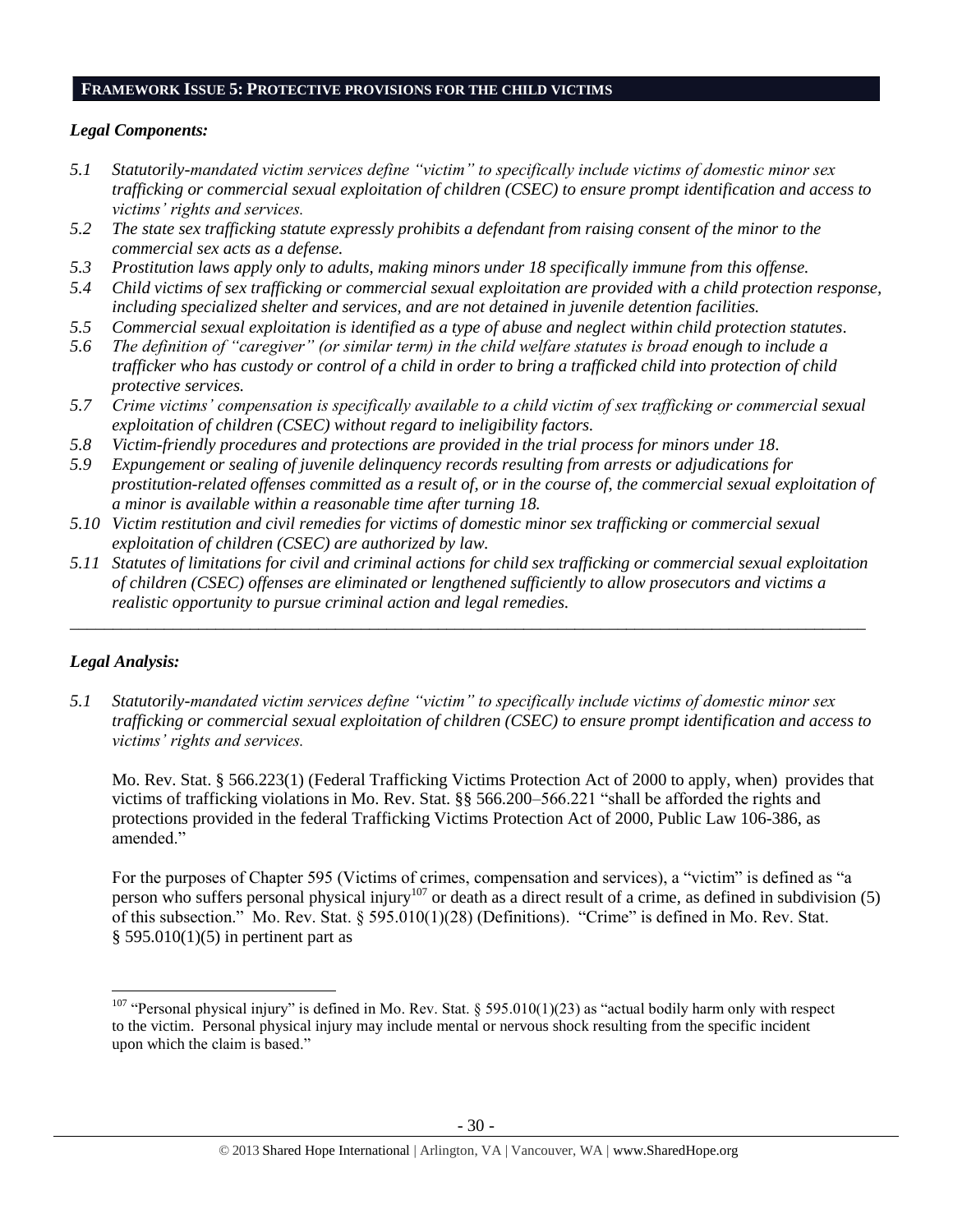## FRAMEWORK ISSUE 5: PROTECTIVE PROVISIONS FOR THE CHILD VICTIMS

### *Legal Components:*

*5.1 Statutorily-mandated victim services define "victim" to specifically include victims of domestic minor sex trafficking or commercial sexual exploitation of children (CSEC) to ensure prompt identification and access to victims' rights and services.*

*5.2 The state sex trafficking statute expressly prohibits a defendant from raising consent of the minor to the commercial sex acts as a defense.*

*5.3 Prostitution laws apply only to adults, making minors under 18 specifically immune from this offense.*

*5.4 Child victims of sex trafficking or commercial sexual exploitation are provided with a child protection response, including specialized shelter and services, and are not detained in juvenile detention facilities.*

*5.5 Commercial sexual exploitation is identified as a type of abuse and neglect within child protection statutes.*

*5.6 The definition of "caregiver" (or similar term) in the child welfare statutes is broad enough to include a trafficker who has custody or control of a child in order to bring a trafficked child into protection of child protective services.*

*5.7 Crime victims' compensation is specifically available to a child victim of sex trafficking or commercial sexual exploitation of children (CSEC) without regard to ineligibility factors.*

*5.8 Victim-friendly procedures and protections are provided in the trial process for minors under 18.*

*5.9 Expungement or sealing of juvenile delinquency records resulting from arrests or adjudications for prostitution-related offenses committed as a result of, or in the course of, the commercial sexual exploitation of a minor is available within a reasonable time after turning 18.*

*5.10 Victim restitution and civil remedies for victims of domestic minor sex trafficking or commercial sexual exploitation of children (CSEC) are authorized by law.*

*5.11 Statutes of limitations for civil and criminal actions for child sex trafficking or commercial sexual exploitation of children (CSEC) offenses are eliminated or lengthened sufficiently to allow prosecutors and victims a realistic opportunity to pursue criminal action and legal remedies.*

---

### *Legal Analysis:*

*5.1 Statutorily-mandated victim services define "victim" to specifically include victims of domestic minor sex trafficking or commercial sexual exploitation of children (CSEC) to ensure prompt identification and access to victims' rights and services.*

Mo. Rev. Stat. § 566.223(1) (Federal Trafficking Victims Protection Act of 2000 to apply, when) provides that victims of trafficking violations in Mo. Rev. Stat. §§ 566.200–566.221 "shall be afforded the rights and protections provided in the federal Trafficking Victims Protection Act of 2000, Public Law 106-386, as amended."

For the purposes of Chapter 595 (Victims of crimes, compensation and services), a "victim" is defined as "a person who suffers personal physical injury[107] or death as a direct result of a crime, as defined in subdivision (5) of this subsection." Mo. Rev. Stat. § 595.010(1)(28) (Definitions). "Crime" is defined in Mo. Rev. Stat. § 595.010(1)(5) in pertinent part as

---

[107] "Personal physical injury" is defined in Mo. Rev. Stat. § 595.010(1)(23) as "actual bodily harm only with respect to the victim. Personal physical injury may include mental or nervous shock resulting from the specific incident upon which the claim is based."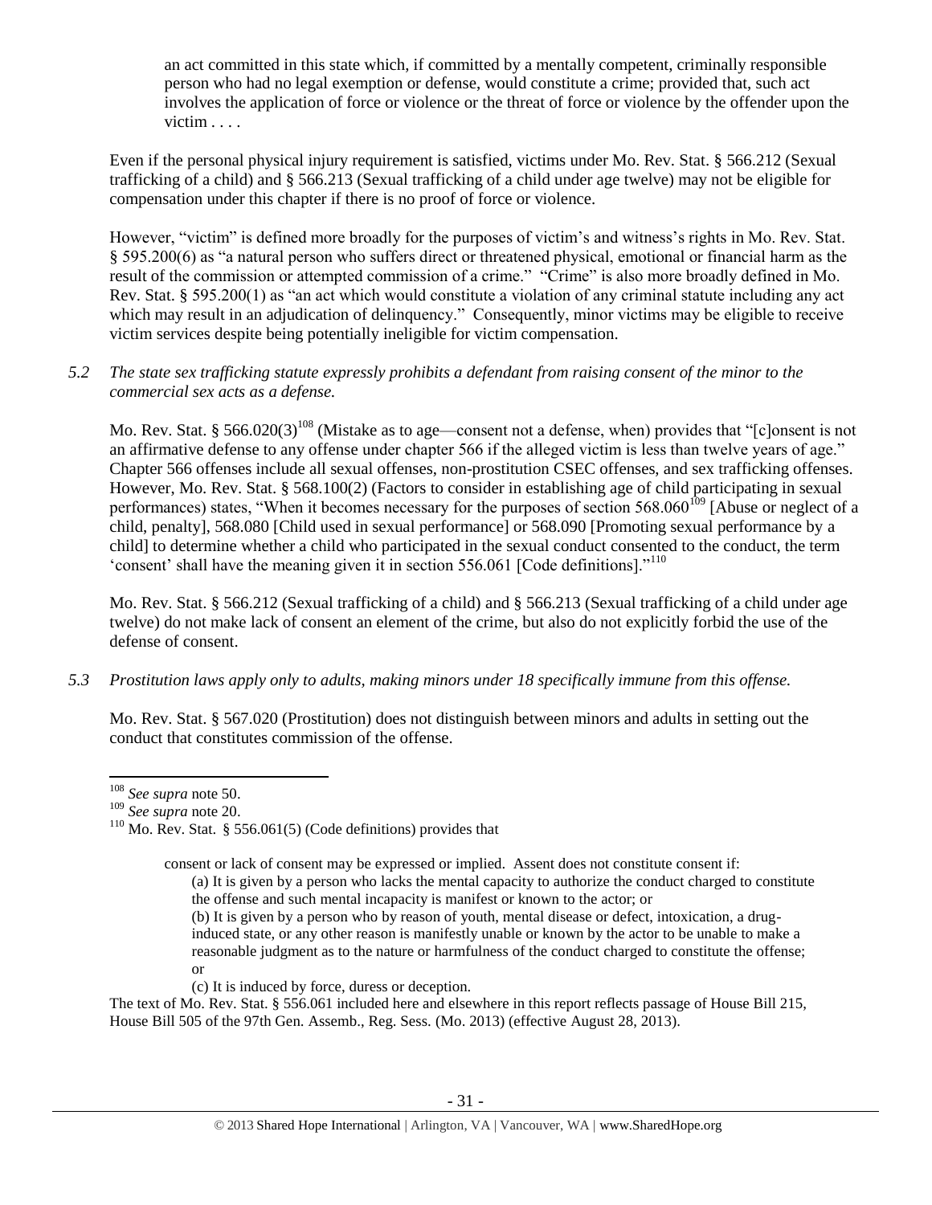an act committed in this state which, if committed by a mentally competent, criminally responsible person who had no legal exemption or defense, would constitute a crime; provided that, such act involves the application of force or violence or the threat of force or violence by the offender upon the victim . . . .

Even if the personal physical injury requirement is satisfied, victims under Mo. Rev. Stat. § 566.212 (Sexual trafficking of a child) and § 566.213 (Sexual trafficking of a child under age twelve) may not be eligible for compensation under this chapter if there is no proof of force or violence.

However, "victim" is defined more broadly for the purposes of victim's and witness's rights in Mo. Rev. Stat. § 595.200(6) as "a natural person who suffers direct or threatened physical, emotional or financial harm as the result of the commission or attempted commission of a crime." "Crime" is also more broadly defined in Mo. Rev. Stat. § 595.200(1) as "an act which would constitute a violation of any criminal statute including any act which may result in an adjudication of delinquency." Consequently, minor victims may be eligible to receive victim services despite being potentially ineligible for victim compensation.

*5.2 The state sex trafficking statute expressly prohibits a defendant from raising consent of the minor to the commercial sex acts as a defense.*

Mo. Rev. Stat. § 566.020(3)[108] (Mistake as to age—consent not a defense, when) provides that "[c]onsent is not an affirmative defense to any offense under chapter 566 if the alleged victim is less than twelve years of age." Chapter 566 offenses include all sexual offenses, non-prostitution CSEC offenses, and sex trafficking offenses. However, Mo. Rev. Stat. § 568.100(2) (Factors to consider in establishing age of child participating in sexual performances) states, "When it becomes necessary for the purposes of section 568.060[109] [Abuse or neglect of a child, penalty], 568.080 [Child used in sexual performance] or 568.090 [Promoting sexual performance by a child] to determine whether a child who participated in the sexual conduct consented to the conduct, the term 'consent' shall have the meaning given it in section 556.061 [Code definitions]."[110]

Mo. Rev. Stat. § 566.212 (Sexual trafficking of a child) and § 566.213 (Sexual trafficking of a child under age twelve) do not make lack of consent an element of the crime, but also do not explicitly forbid the use of the defense of consent.

*5.3 Prostitution laws apply only to adults, making minors under 18 specifically immune from this offense.*

Mo. Rev. Stat. § 567.020 (Prostitution) does not distinguish between minors and adults in setting out the conduct that constitutes commission of the offense.

---

[108] *See supra* note 50.

[109] *See supra* note 20.

[110] Mo. Rev. Stat. § 556.061(5) (Code definitions) provides that

> consent or lack of consent may be expressed or implied. Assent does not constitute consent if:
>
> (a) It is given by a person who lacks the mental capacity to authorize the conduct charged to constitute the offense and such mental incapacity is manifest or known to the actor; or
>
> (b) It is given by a person who by reason of youth, mental disease or defect, intoxication, a drug-induced state, or any other reason is manifestly unable or known by the actor to be unable to make a reasonable judgment as to the nature or harmfulness of the conduct charged to constitute the offense; or
>
> (c) It is induced by force, duress or deception.

The text of Mo. Rev. Stat. § 556.061 included here and elsewhere in this report reflects passage of House Bill 215, House Bill 505 of the 97th Gen. Assemb., Reg. Sess. (Mo. 2013) (effective August 28, 2013).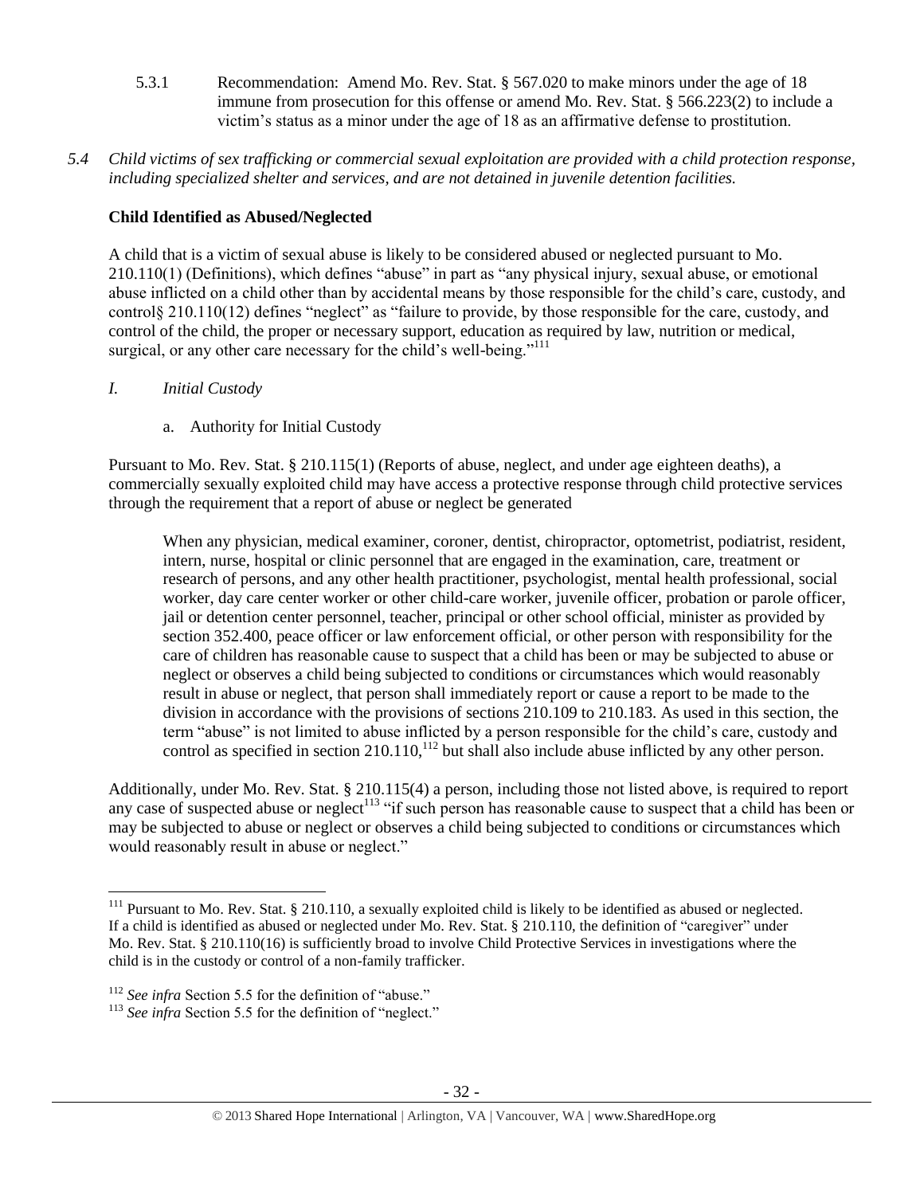5.3.1 Recommendation: Amend Mo. Rev. Stat. § 567.020 to make minors under the age of 18 immune from prosecution for this offense or amend Mo. Rev. Stat. § 566.223(2) to include a victim's status as a minor under the age of 18 as an affirmative defense to prostitution.

*5.4 Child victims of sex trafficking or commercial sexual exploitation are provided with a child protection response, including specialized shelter and services, and are not detained in juvenile detention facilities.*

**Child Identified as Abused/Neglected**

A child that is a victim of sexual abuse is likely to be considered abused or neglected pursuant to Mo. 210.110(1) (Definitions), which defines "abuse" in part as "any physical injury, sexual abuse, or emotional abuse inflicted on a child other than by accidental means by those responsible for the child's care, custody, and control§ 210.110(12) defines "neglect" as "failure to provide, by those responsible for the care, custody, and control of the child, the proper or necessary support, education as required by law, nutrition or medical, surgical, or any other care necessary for the child's well-being."[111]

*I. Initial Custody*

a. Authority for Initial Custody

Pursuant to Mo. Rev. Stat. § 210.115(1) (Reports of abuse, neglect, and under age eighteen deaths), a commercially sexually exploited child may have access a protective response through child protective services through the requirement that a report of abuse or neglect be generated

> When any physician, medical examiner, coroner, dentist, chiropractor, optometrist, podiatrist, resident, intern, nurse, hospital or clinic personnel that are engaged in the examination, care, treatment or research of persons, and any other health practitioner, psychologist, mental health professional, social worker, day care center worker or other child-care worker, juvenile officer, probation or parole officer, jail or detention center personnel, teacher, principal or other school official, minister as provided by section 352.400, peace officer or law enforcement official, or other person with responsibility for the care of children has reasonable cause to suspect that a child has been or may be subjected to abuse or neglect or observes a child being subjected to conditions or circumstances which would reasonably result in abuse or neglect, that person shall immediately report or cause a report to be made to the division in accordance with the provisions of sections 210.109 to 210.183. As used in this section, the term "abuse" is not limited to abuse inflicted by a person responsible for the child's care, custody and control as specified in section 210.110,[112] but shall also include abuse inflicted by any other person.

Additionally, under Mo. Rev. Stat. § 210.115(4) a person, including those not listed above, is required to report any case of suspected abuse or neglect[113] "if such person has reasonable cause to suspect that a child has been or may be subjected to abuse or neglect or observes a child being subjected to conditions or circumstances which would reasonably result in abuse or neglect."

---

[111] Pursuant to Mo. Rev. Stat. § 210.110, a sexually exploited child is likely to be identified as abused or neglected. If a child is identified as abused or neglected under Mo. Rev. Stat. § 210.110, the definition of "caregiver" under Mo. Rev. Stat. § 210.110(16) is sufficiently broad to involve Child Protective Services in investigations where the child is in the custody or control of a non-family trafficker.

[112] *See infra* Section 5.5 for the definition of "abuse."

[113] *See infra* Section 5.5 for the definition of "neglect."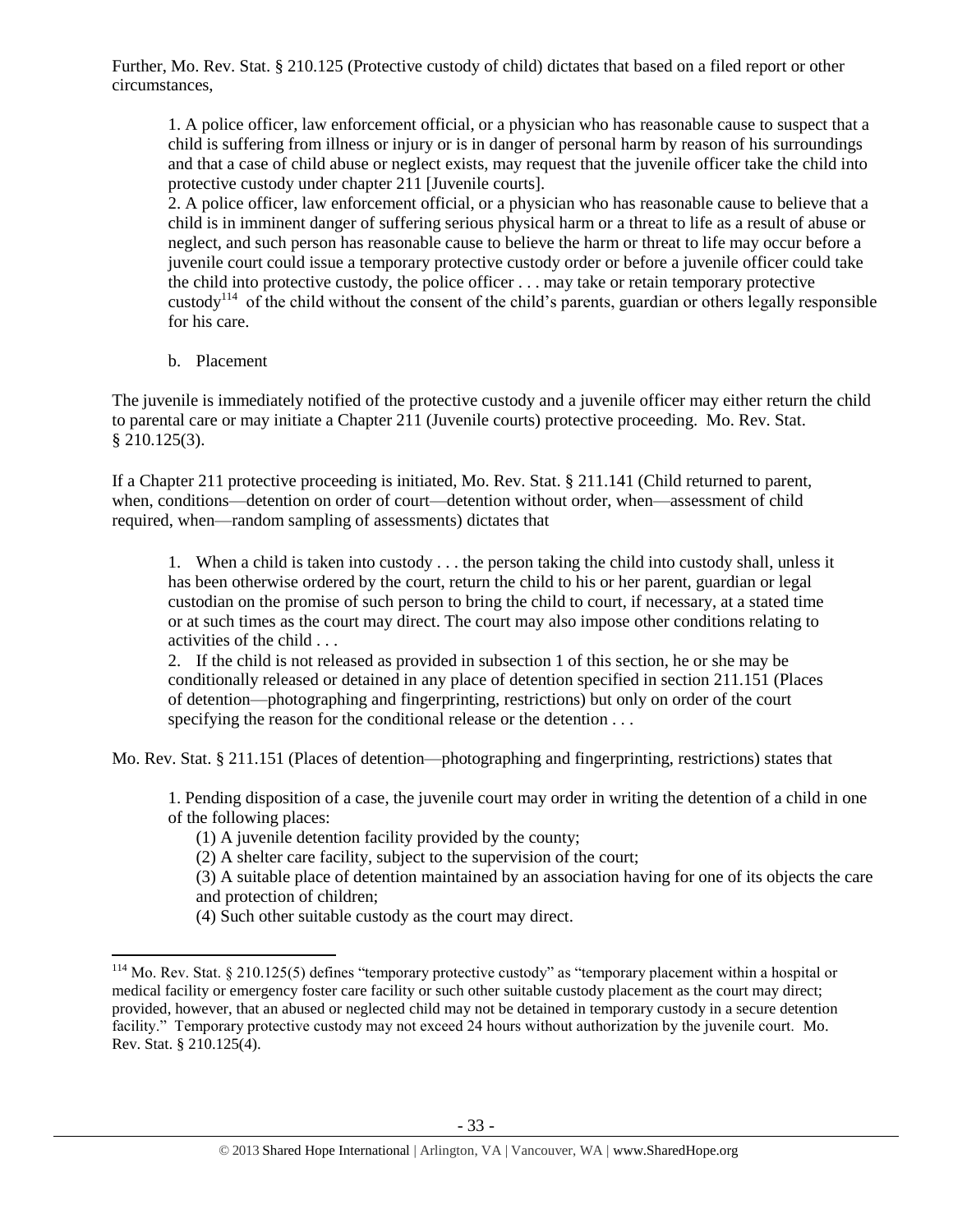Further, Mo. Rev. Stat. § 210.125 (Protective custody of child) dictates that based on a filed report or other circumstances,

> 1. A police officer, law enforcement official, or a physician who has reasonable cause to suspect that a child is suffering from illness or injury or is in danger of personal harm by reason of his surroundings and that a case of child abuse or neglect exists, may request that the juvenile officer take the child into protective custody under chapter 211 [Juvenile courts].
>
> 2. A police officer, law enforcement official, or a physician who has reasonable cause to believe that a child is in imminent danger of suffering serious physical harm or a threat to life as a result of abuse or neglect, and such person has reasonable cause to believe the harm or threat to life may occur before a juvenile court could issue a temporary protective custody order or before a juvenile officer could take the child into protective custody, the police officer . . . may take or retain temporary protective custody[114] of the child without the consent of the child's parents, guardian or others legally responsible for his care.

b. Placement

The juvenile is immediately notified of the protective custody and a juvenile officer may either return the child to parental care or may initiate a Chapter 211 (Juvenile courts) protective proceeding. Mo. Rev. Stat. § 210.125(3).

If a Chapter 211 protective proceeding is initiated, Mo. Rev. Stat. § 211.141 (Child returned to parent, when, conditions—detention on order of court—detention without order, when—assessment of child required, when—random sampling of assessments) dictates that

> 1. When a child is taken into custody . . . the person taking the child into custody shall, unless it has been otherwise ordered by the court, return the child to his or her parent, guardian or legal custodian on the promise of such person to bring the child to court, if necessary, at a stated time or at such times as the court may direct. The court may also impose other conditions relating to activities of the child . . .
>
> 2. If the child is not released as provided in subsection 1 of this section, he or she may be conditionally released or detained in any place of detention specified in section 211.151 (Places of detention—photographing and fingerprinting, restrictions) but only on order of the court specifying the reason for the conditional release or the detention . . .

Mo. Rev. Stat. § 211.151 (Places of detention—photographing and fingerprinting, restrictions) states that

> 1. Pending disposition of a case, the juvenile court may order in writing the detention of a child in one of the following places:
>
> (1) A juvenile detention facility provided by the county;
>
> (2) A shelter care facility, subject to the supervision of the court;
>
> (3) A suitable place of detention maintained by an association having for one of its objects the care and protection of children;
>
> (4) Such other suitable custody as the court may direct.

---

[114] Mo. Rev. Stat. § 210.125(5) defines "temporary protective custody" as "temporary placement within a hospital or medical facility or emergency foster care facility or such other suitable custody placement as the court may direct; provided, however, that an abused or neglected child may not be detained in temporary custody in a secure detention facility." Temporary protective custody may not exceed 24 hours without authorization by the juvenile court. Mo. Rev. Stat. § 210.125(4).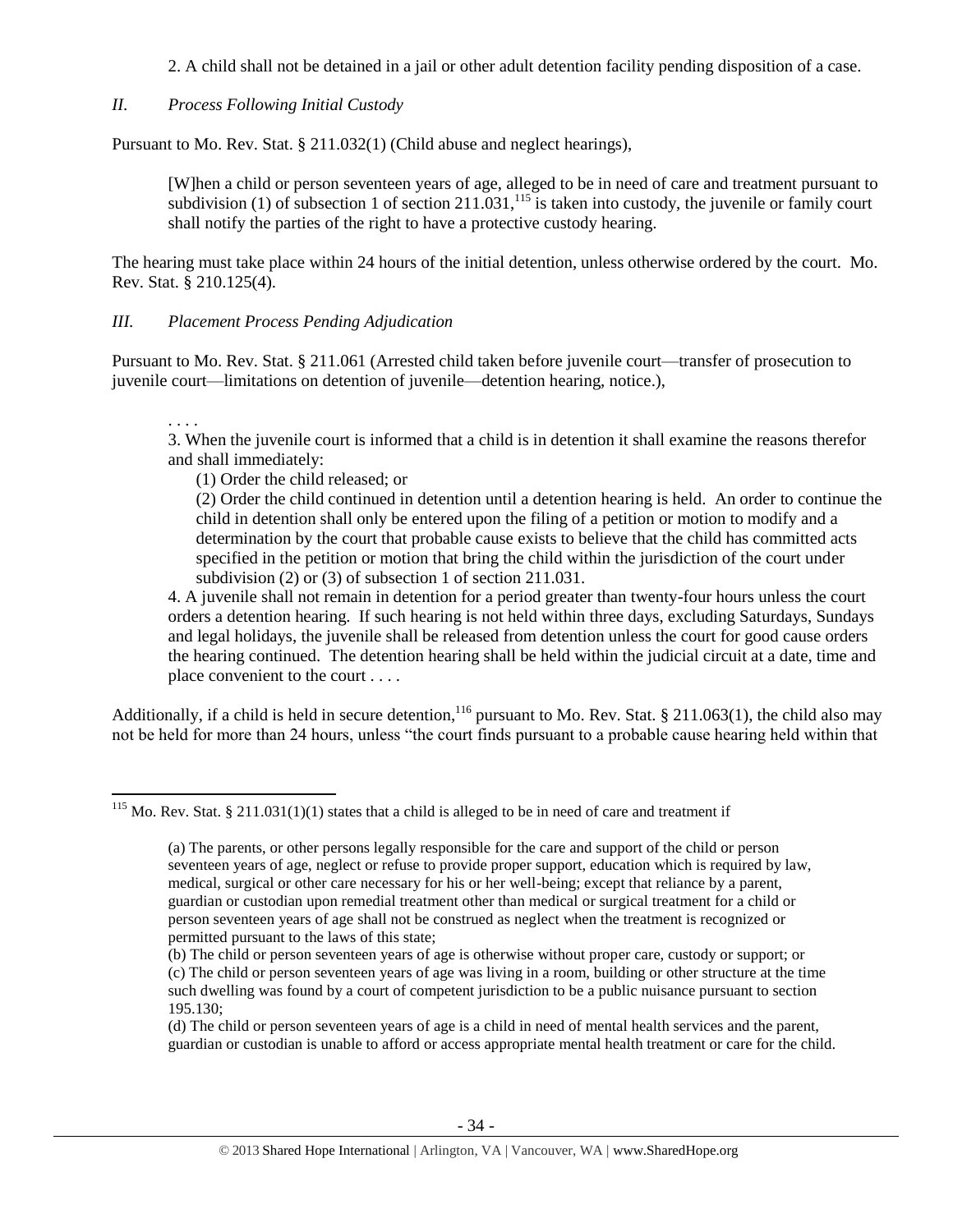2. A child shall not be detained in a jail or other adult detention facility pending disposition of a case.

### *II. Process Following Initial Custody*

Pursuant to Mo. Rev. Stat. § 211.032(1) (Child abuse and neglect hearings),

> [W]hen a child or person seventeen years of age, alleged to be in need of care and treatment pursuant to subdivision (1) of subsection 1 of section 211.031,[115] is taken into custody, the juvenile or family court shall notify the parties of the right to have a protective custody hearing.

The hearing must take place within 24 hours of the initial detention, unless otherwise ordered by the court. Mo. Rev. Stat. § 210.125(4).

### *III. Placement Process Pending Adjudication*

Pursuant to Mo. Rev. Stat. § 211.061 (Arrested child taken before juvenile court—transfer of prosecution to juvenile court—limitations on detention of juvenile—detention hearing, notice.),

> . . . .
>
> 3. When the juvenile court is informed that a child is in detention it shall examine the reasons therefor and shall immediately:
>
> (1) Order the child released; or
>
> (2) Order the child continued in detention until a detention hearing is held. An order to continue the child in detention shall only be entered upon the filing of a petition or motion to modify and a determination by the court that probable cause exists to believe that the child has committed acts specified in the petition or motion that bring the child within the jurisdiction of the court under subdivision (2) or (3) of subsection 1 of section 211.031.
>
> 4. A juvenile shall not remain in detention for a period greater than twenty-four hours unless the court orders a detention hearing. If such hearing is not held within three days, excluding Saturdays, Sundays and legal holidays, the juvenile shall be released from detention unless the court for good cause orders the hearing continued. The detention hearing shall be held within the judicial circuit at a date, time and place convenient to the court . . . .

Additionally, if a child is held in secure detention,[116] pursuant to Mo. Rev. Stat. § 211.063(1), the child also may not be held for more than 24 hours, unless "the court finds pursuant to a probable cause hearing held within that

---

[115] Mo. Rev. Stat. § 211.031(1)(1) states that a child is alleged to be in need of care and treatment if

> (a) The parents, or other persons legally responsible for the care and support of the child or person seventeen years of age, neglect or refuse to provide proper support, education which is required by law, medical, surgical or other care necessary for his or her well-being; except that reliance by a parent, guardian or custodian upon remedial treatment other than medical or surgical treatment for a child or person seventeen years of age shall not be construed as neglect when the treatment is recognized or permitted pursuant to the laws of this state;
>
> (b) The child or person seventeen years of age is otherwise without proper care, custody or support; or
>
> (c) The child or person seventeen years of age was living in a room, building or other structure at the time such dwelling was found by a court of competent jurisdiction to be a public nuisance pursuant to section 195.130;
>
> (d) The child or person seventeen years of age is a child in need of mental health services and the parent, guardian or custodian is unable to afford or access appropriate mental health treatment or care for the child.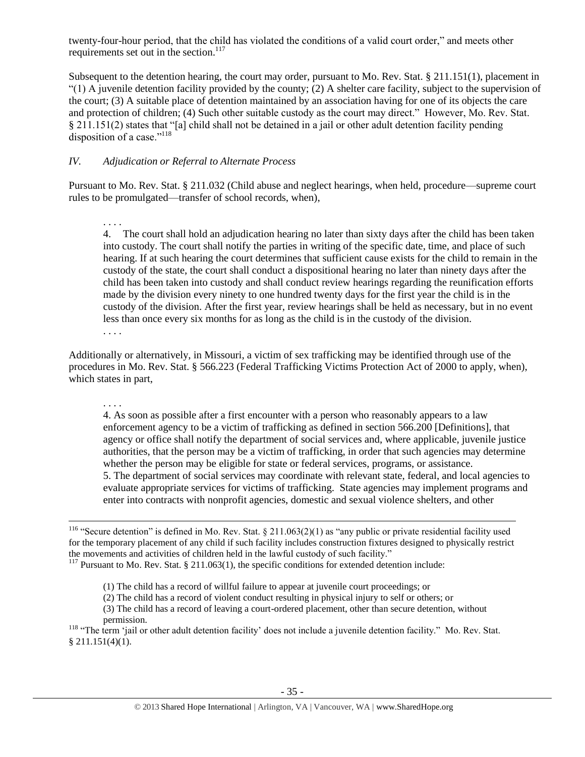twenty-four-hour period, that the child has violated the conditions of a valid court order," and meets other requirements set out in the section.[117]

Subsequent to the detention hearing, the court may order, pursuant to Mo. Rev. Stat. § 211.151(1), placement in "(1) A juvenile detention facility provided by the county; (2) A shelter care facility, subject to the supervision of the court; (3) A suitable place of detention maintained by an association having for one of its objects the care and protection of children; (4) Such other suitable custody as the court may direct." However, Mo. Rev. Stat. § 211.151(2) states that "[a] child shall not be detained in a jail or other adult detention facility pending disposition of a case."[118]

### *IV. Adjudication or Referral to Alternate Process*

Pursuant to Mo. Rev. Stat. § 211.032 (Child abuse and neglect hearings, when held, procedure—supreme court rules to be promulgated—transfer of school records, when),

> . . . .
>
> 4. The court shall hold an adjudication hearing no later than sixty days after the child has been taken into custody. The court shall notify the parties in writing of the specific date, time, and place of such hearing. If at such hearing the court determines that sufficient cause exists for the child to remain in the custody of the state, the court shall conduct a dispositional hearing no later than ninety days after the child has been taken into custody and shall conduct review hearings regarding the reunification efforts made by the division every ninety to one hundred twenty days for the first year the child is in the custody of the division. After the first year, review hearings shall be held as necessary, but in no event less than once every six months for as long as the child is in the custody of the division.
>
> . . . .

Additionally or alternatively, in Missouri, a victim of sex trafficking may be identified through use of the procedures in Mo. Rev. Stat. § 566.223 (Federal Trafficking Victims Protection Act of 2000 to apply, when), which states in part,

> . . . .
>
> 4. As soon as possible after a first encounter with a person who reasonably appears to a law enforcement agency to be a victim of trafficking as defined in section 566.200 [Definitions], that agency or office shall notify the department of social services and, where applicable, juvenile justice authorities, that the person may be a victim of trafficking, in order that such agencies may determine whether the person may be eligible for state or federal services, programs, or assistance.
>
> 5. The department of social services may coordinate with relevant state, federal, and local agencies to evaluate appropriate services for victims of trafficking. State agencies may implement programs and enter into contracts with nonprofit agencies, domestic and sexual violence shelters, and other

---

[116] "Secure detention" is defined in Mo. Rev. Stat. § 211.063(2)(1) as "any public or private residential facility used for the temporary placement of any child if such facility includes construction fixtures designed to physically restrict the movements and activities of children held in the lawful custody of such facility."

[117] Pursuant to Mo. Rev. Stat. § 211.063(1), the specific conditions for extended detention include:

> (1) The child has a record of willful failure to appear at juvenile court proceedings; or
> (2) The child has a record of violent conduct resulting in physical injury to self or others; or
> (3) The child has a record of leaving a court-ordered placement, other than secure detention, without permission.

[118] "The term 'jail or other adult detention facility' does not include a juvenile detention facility." Mo. Rev. Stat. § 211.151(4)(1).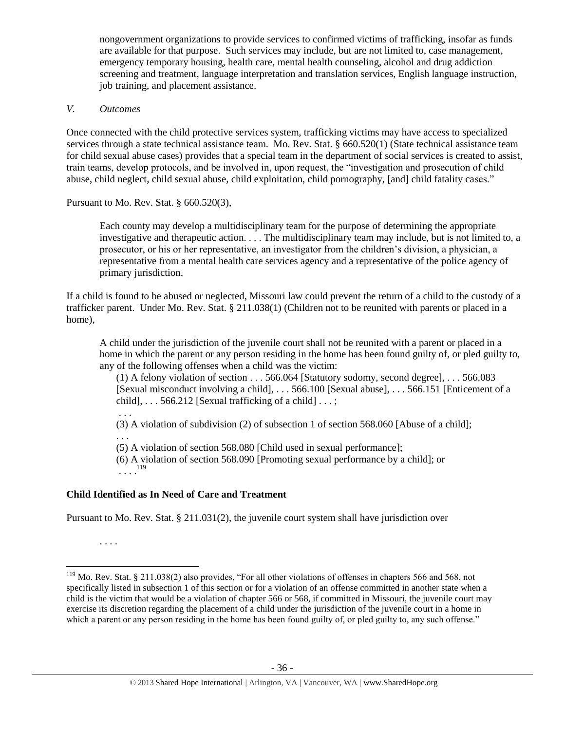nongovernment organizations to provide services to confirmed victims of trafficking, insofar as funds are available for that purpose. Such services may include, but are not limited to, case management, emergency temporary housing, health care, mental health counseling, alcohol and drug addiction screening and treatment, language interpretation and translation services, English language instruction, job training, and placement assistance.

*V. Outcomes*

Once connected with the child protective services system, trafficking victims may have access to specialized services through a state technical assistance team. Mo. Rev. Stat. § 660.520(1) (State technical assistance team for child sexual abuse cases) provides that a special team in the department of social services is created to assist, train teams, develop protocols, and be involved in, upon request, the "investigation and prosecution of child abuse, child neglect, child sexual abuse, child exploitation, child pornography, [and] child fatality cases."

Pursuant to Mo. Rev. Stat. § 660.520(3),

> Each county may develop a multidisciplinary team for the purpose of determining the appropriate investigative and therapeutic action. . . . The multidisciplinary team may include, but is not limited to, a prosecutor, or his or her representative, an investigator from the children's division, a physician, a representative from a mental health care services agency and a representative of the police agency of primary jurisdiction.

If a child is found to be abused or neglected, Missouri law could prevent the return of a child to the custody of a trafficker parent. Under Mo. Rev. Stat. § 211.038(1) (Children not to be reunited with parents or placed in a home),

> A child under the jurisdiction of the juvenile court shall not be reunited with a parent or placed in a home in which the parent or any person residing in the home has been found guilty of, or pled guilty to, any of the following offenses when a child was the victim:
>
> (1) A felony violation of section . . . 566.064 [Statutory sodomy, second degree], . . . 566.083 [Sexual misconduct involving a child], . . . 566.100 [Sexual abuse], . . . 566.151 [Enticement of a child], . . . 566.212 [Sexual trafficking of a child] . . . ;
>
> . . .
>
> (3) A violation of subdivision (2) of subsection 1 of section 568.060 [Abuse of a child];
>
> . . .
>
> (5) A violation of section 568.080 [Child used in sexual performance];
>
> (6) A violation of section 568.090 [Promoting sexual performance by a child]; or
>
> . . . .[119]

**Child Identified as In Need of Care and Treatment**

Pursuant to Mo. Rev. Stat. § 211.031(2), the juvenile court system shall have jurisdiction over

> . . . .

---

[119] Mo. Rev. Stat. § 211.038(2) also provides, "For all other violations of offenses in chapters 566 and 568, not specifically listed in subsection 1 of this section or for a violation of an offense committed in another state when a child is the victim that would be a violation of chapter 566 or 568, if committed in Missouri, the juvenile court may exercise its discretion regarding the placement of a child under the jurisdiction of the juvenile court in a home in which a parent or any person residing in the home has been found guilty of, or pled guilty to, any such offense."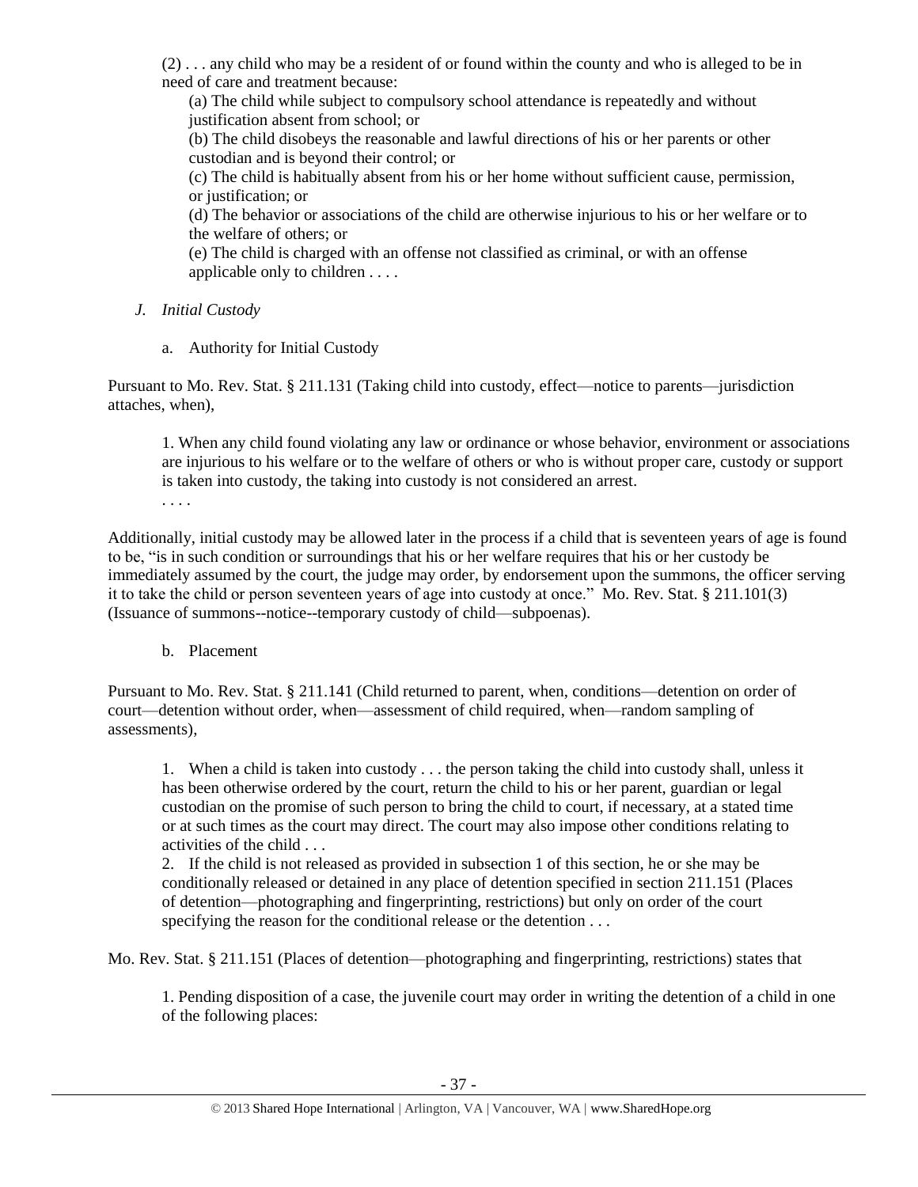(2) . . . any child who may be a resident of or found within the county and who is alleged to be in need of care and treatment because:

(a) The child while subject to compulsory school attendance is repeatedly and without justification absent from school; or

(b) The child disobeys the reasonable and lawful directions of his or her parents or other custodian and is beyond their control; or

(c) The child is habitually absent from his or her home without sufficient cause, permission, or justification; or

(d) The behavior or associations of the child are otherwise injurious to his or her welfare or to the welfare of others; or

(e) The child is charged with an offense not classified as criminal, or with an offense applicable only to children . . . .

*J. Initial Custody*

a. Authority for Initial Custody

Pursuant to Mo. Rev. Stat. § 211.131 (Taking child into custody, effect—notice to parents—jurisdiction attaches, when),

> 1. When any child found violating any law or ordinance or whose behavior, environment or associations are injurious to his welfare or to the welfare of others or who is without proper care, custody or support is taken into custody, the taking into custody is not considered an arrest.
>
> . . . .

Additionally, initial custody may be allowed later in the process if a child that is seventeen years of age is found to be, "is in such condition or surroundings that his or her welfare requires that his or her custody be immediately assumed by the court, the judge may order, by endorsement upon the summons, the officer serving it to take the child or person seventeen years of age into custody at once." Mo. Rev. Stat. § 211.101(3) (Issuance of summons--notice--temporary custody of child—subpoenas).

b. Placement

Pursuant to Mo. Rev. Stat. § 211.141 (Child returned to parent, when, conditions—detention on order of court—detention without order, when—assessment of child required, when—random sampling of assessments),

> 1. When a child is taken into custody . . . the person taking the child into custody shall, unless it has been otherwise ordered by the court, return the child to his or her parent, guardian or legal custodian on the promise of such person to bring the child to court, if necessary, at a stated time or at such times as the court may direct. The court may also impose other conditions relating to activities of the child . . .
>
> 2. If the child is not released as provided in subsection 1 of this section, he or she may be conditionally released or detained in any place of detention specified in section 211.151 (Places of detention—photographing and fingerprinting, restrictions) but only on order of the court specifying the reason for the conditional release or the detention . . .

Mo. Rev. Stat. § 211.151 (Places of detention—photographing and fingerprinting, restrictions) states that

> 1. Pending disposition of a case, the juvenile court may order in writing the detention of a child in one of the following places: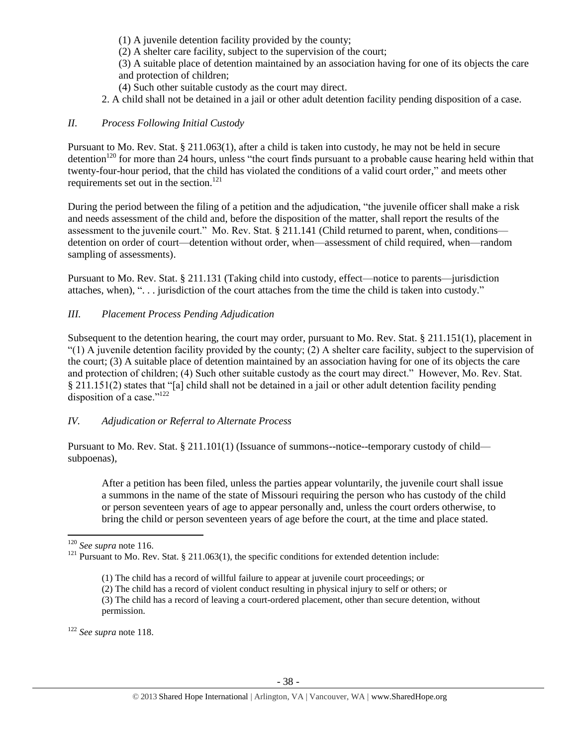(1) A juvenile detention facility provided by the county;

(2) A shelter care facility, subject to the supervision of the court;

(3) A suitable place of detention maintained by an association having for one of its objects the care and protection of children;

(4) Such other suitable custody as the court may direct.

2. A child shall not be detained in a jail or other adult detention facility pending disposition of a case.

### *II. Process Following Initial Custody*

Pursuant to Mo. Rev. Stat. § 211.063(1), after a child is taken into custody, he may not be held in secure detention[120] for more than 24 hours, unless "the court finds pursuant to a probable cause hearing held within that twenty-four-hour period, that the child has violated the conditions of a valid court order," and meets other requirements set out in the section.[121]

During the period between the filing of a petition and the adjudication, "the juvenile officer shall make a risk and needs assessment of the child and, before the disposition of the matter, shall report the results of the assessment to the juvenile court." Mo. Rev. Stat. § 211.141 (Child returned to parent, when, conditions—detention on order of court—detention without order, when—assessment of child required, when—random sampling of assessments).

Pursuant to Mo. Rev. Stat. § 211.131 (Taking child into custody, effect—notice to parents—jurisdiction attaches, when), ". . . jurisdiction of the court attaches from the time the child is taken into custody."

### *III. Placement Process Pending Adjudication*

Subsequent to the detention hearing, the court may order, pursuant to Mo. Rev. Stat. § 211.151(1), placement in "(1) A juvenile detention facility provided by the county; (2) A shelter care facility, subject to the supervision of the court; (3) A suitable place of detention maintained by an association having for one of its objects the care and protection of children; (4) Such other suitable custody as the court may direct." However, Mo. Rev. Stat. § 211.151(2) states that "[a] child shall not be detained in a jail or other adult detention facility pending disposition of a case."[122]

### *IV. Adjudication or Referral to Alternate Process*

Pursuant to Mo. Rev. Stat. § 211.101(1) (Issuance of summons--notice--temporary custody of child—subpoenas),

> After a petition has been filed, unless the parties appear voluntarily, the juvenile court shall issue a summons in the name of the state of Missouri requiring the person who has custody of the child or person seventeen years of age to appear personally and, unless the court orders otherwise, to bring the child or person seventeen years of age before the court, at the time and place stated.

---

[120] *See supra* note 116.

[121] Pursuant to Mo. Rev. Stat. § 211.063(1), the specific conditions for extended detention include:

> (1) The child has a record of willful failure to appear at juvenile court proceedings; or
> (2) The child has a record of violent conduct resulting in physical injury to self or others; or
> (3) The child has a record of leaving a court-ordered placement, other than secure detention, without permission.

[122] *See supra* note 118.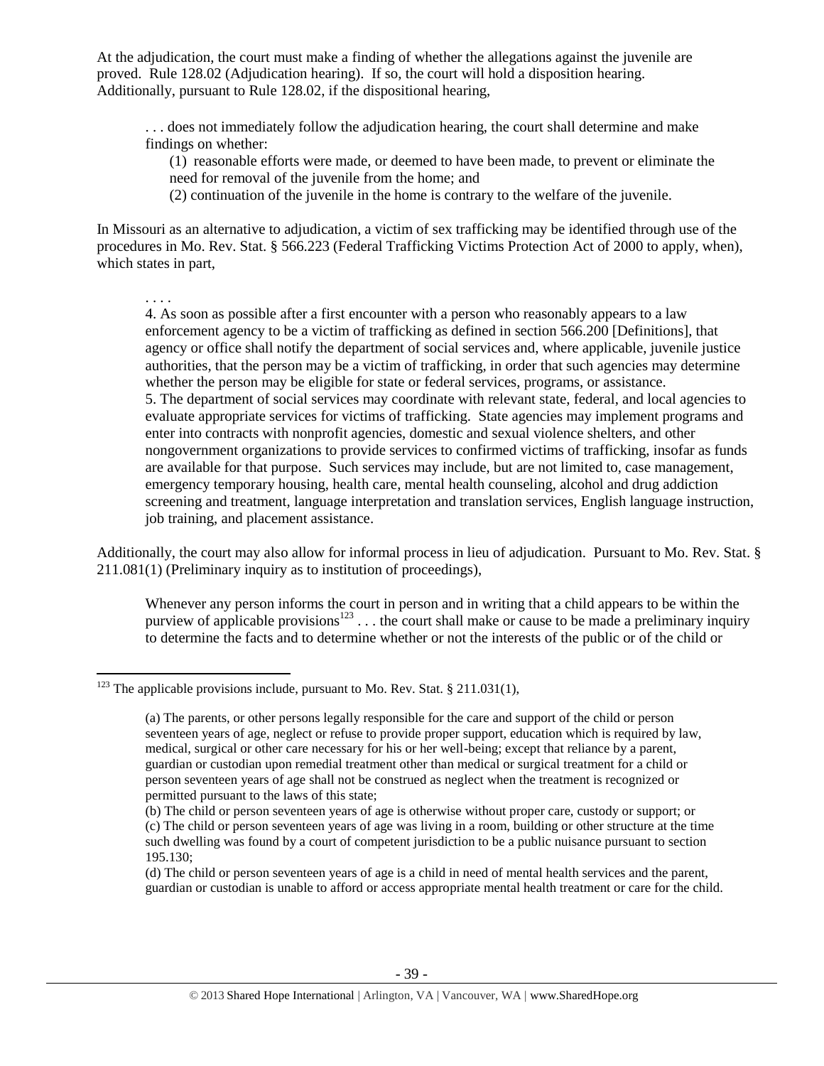At the adjudication, the court must make a finding of whether the allegations against the juvenile are proved. Rule 128.02 (Adjudication hearing). If so, the court will hold a disposition hearing. Additionally, pursuant to Rule 128.02, if the dispositional hearing,

> . . . does not immediately follow the adjudication hearing, the court shall determine and make findings on whether:
>
> (1) reasonable efforts were made, or deemed to have been made, to prevent or eliminate the need for removal of the juvenile from the home; and
>
> (2) continuation of the juvenile in the home is contrary to the welfare of the juvenile.

In Missouri as an alternative to adjudication, a victim of sex trafficking may be identified through use of the procedures in Mo. Rev. Stat. § 566.223 (Federal Trafficking Victims Protection Act of 2000 to apply, when), which states in part,

> . . . .
>
> 4. As soon as possible after a first encounter with a person who reasonably appears to a law enforcement agency to be a victim of trafficking as defined in section 566.200 [Definitions], that agency or office shall notify the department of social services and, where applicable, juvenile justice authorities, that the person may be a victim of trafficking, in order that such agencies may determine whether the person may be eligible for state or federal services, programs, or assistance.
>
> 5. The department of social services may coordinate with relevant state, federal, and local agencies to evaluate appropriate services for victims of trafficking. State agencies may implement programs and enter into contracts with nonprofit agencies, domestic and sexual violence shelters, and other nongovernment organizations to provide services to confirmed victims of trafficking, insofar as funds are available for that purpose. Such services may include, but are not limited to, case management, emergency temporary housing, health care, mental health counseling, alcohol and drug addiction screening and treatment, language interpretation and translation services, English language instruction, job training, and placement assistance.

Additionally, the court may also allow for informal process in lieu of adjudication. Pursuant to Mo. Rev. Stat. § 211.081(1) (Preliminary inquiry as to institution of proceedings),

> Whenever any person informs the court in person and in writing that a child appears to be within the purview of applicable provisions[123] . . . the court shall make or cause to be made a preliminary inquiry to determine the facts and to determine whether or not the interests of the public or of the child or

---

[123] The applicable provisions include, pursuant to Mo. Rev. Stat. § 211.031(1),

> (a) The parents, or other persons legally responsible for the care and support of the child or person seventeen years of age, neglect or refuse to provide proper support, education which is required by law, medical, surgical or other care necessary for his or her well-being; except that reliance by a parent, guardian or custodian upon remedial treatment other than medical or surgical treatment for a child or person seventeen years of age shall not be construed as neglect when the treatment is recognized or permitted pursuant to the laws of this state;
>
> (b) The child or person seventeen years of age is otherwise without proper care, custody or support; or
>
> (c) The child or person seventeen years of age was living in a room, building or other structure at the time such dwelling was found by a court of competent jurisdiction to be a public nuisance pursuant to section 195.130;
>
> (d) The child or person seventeen years of age is a child in need of mental health services and the parent, guardian or custodian is unable to afford or access appropriate mental health treatment or care for the child.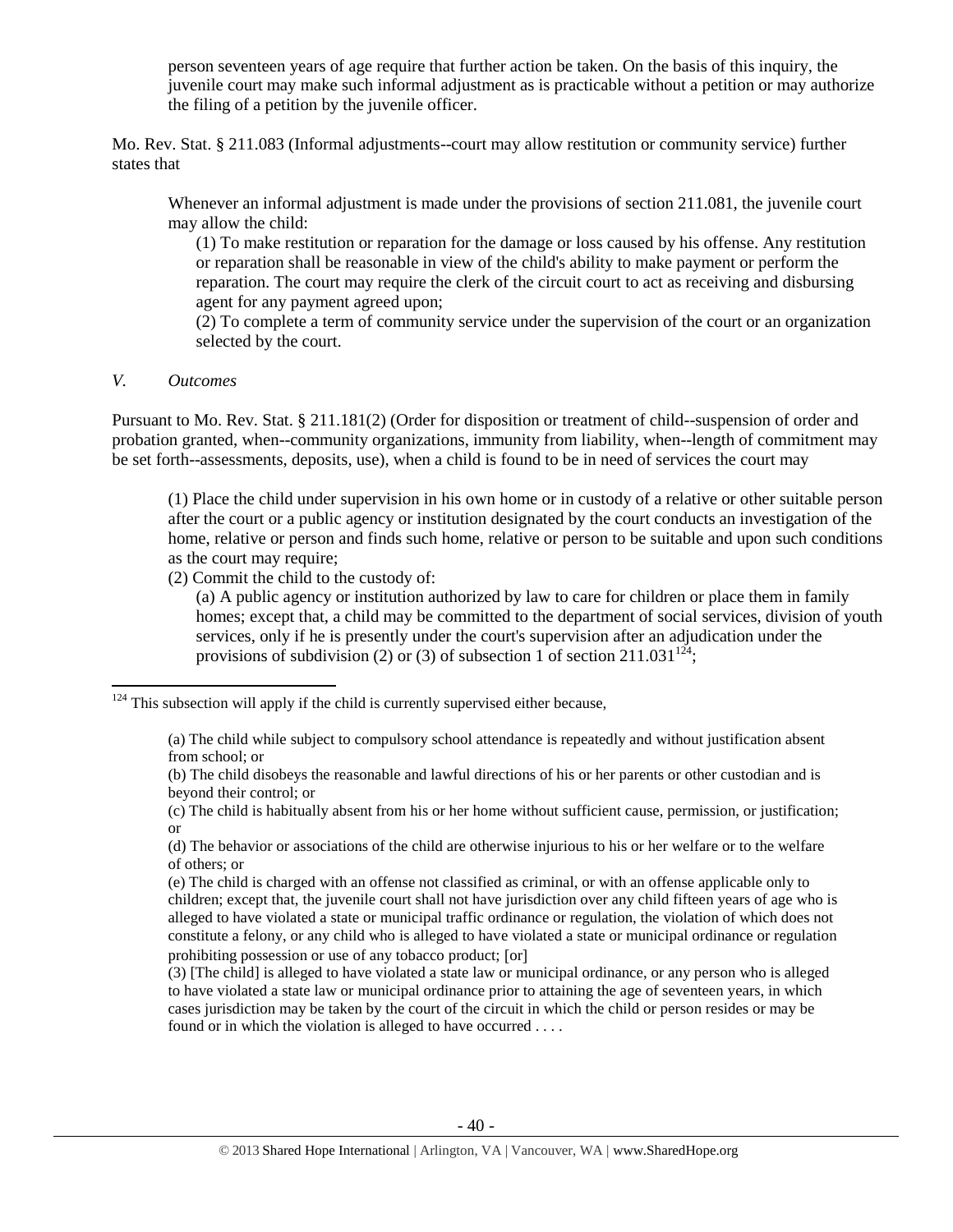person seventeen years of age require that further action be taken. On the basis of this inquiry, the juvenile court may make such informal adjustment as is practicable without a petition or may authorize the filing of a petition by the juvenile officer.

Mo. Rev. Stat. § 211.083 (Informal adjustments--court may allow restitution or community service) further states that

> Whenever an informal adjustment is made under the provisions of section 211.081, the juvenile court may allow the child:
>
> (1) To make restitution or reparation for the damage or loss caused by his offense. Any restitution or reparation shall be reasonable in view of the child's ability to make payment or perform the reparation. The court may require the clerk of the circuit court to act as receiving and disbursing agent for any payment agreed upon;
>
> (2) To complete a term of community service under the supervision of the court or an organization selected by the court.

*V. Outcomes*

Pursuant to Mo. Rev. Stat. § 211.181(2) (Order for disposition or treatment of child--suspension of order and probation granted, when--community organizations, immunity from liability, when--length of commitment may be set forth--assessments, deposits, use), when a child is found to be in need of services the court may

> (1) Place the child under supervision in his own home or in custody of a relative or other suitable person after the court or a public agency or institution designated by the court conducts an investigation of the home, relative or person and finds such home, relative or person to be suitable and upon such conditions as the court may require;
>
> (2) Commit the child to the custody of:
>
> (a) A public agency or institution authorized by law to care for children or place them in family homes; except that, a child may be committed to the department of social services, division of youth services, only if he is presently under the court's supervision after an adjudication under the provisions of subdivision (2) or (3) of subsection 1 of section 211.031[124];

---

[124] This subsection will apply if the child is currently supervised either because,

> (a) The child while subject to compulsory school attendance is repeatedly and without justification absent from school; or
>
> (b) The child disobeys the reasonable and lawful directions of his or her parents or other custodian and is beyond their control; or
>
> (c) The child is habitually absent from his or her home without sufficient cause, permission, or justification; or
>
> (d) The behavior or associations of the child are otherwise injurious to his or her welfare or to the welfare of others; or
>
> (e) The child is charged with an offense not classified as criminal, or with an offense applicable only to children; except that, the juvenile court shall not have jurisdiction over any child fifteen years of age who is alleged to have violated a state or municipal traffic ordinance or regulation, the violation of which does not constitute a felony, or any child who is alleged to have violated a state or municipal ordinance or regulation prohibiting possession or use of any tobacco product; [or]
>
> (3) [The child] is alleged to have violated a state law or municipal ordinance, or any person who is alleged to have violated a state law or municipal ordinance prior to attaining the age of seventeen years, in which cases jurisdiction may be taken by the court of the circuit in which the child or person resides or may be found or in which the violation is alleged to have occurred . . . .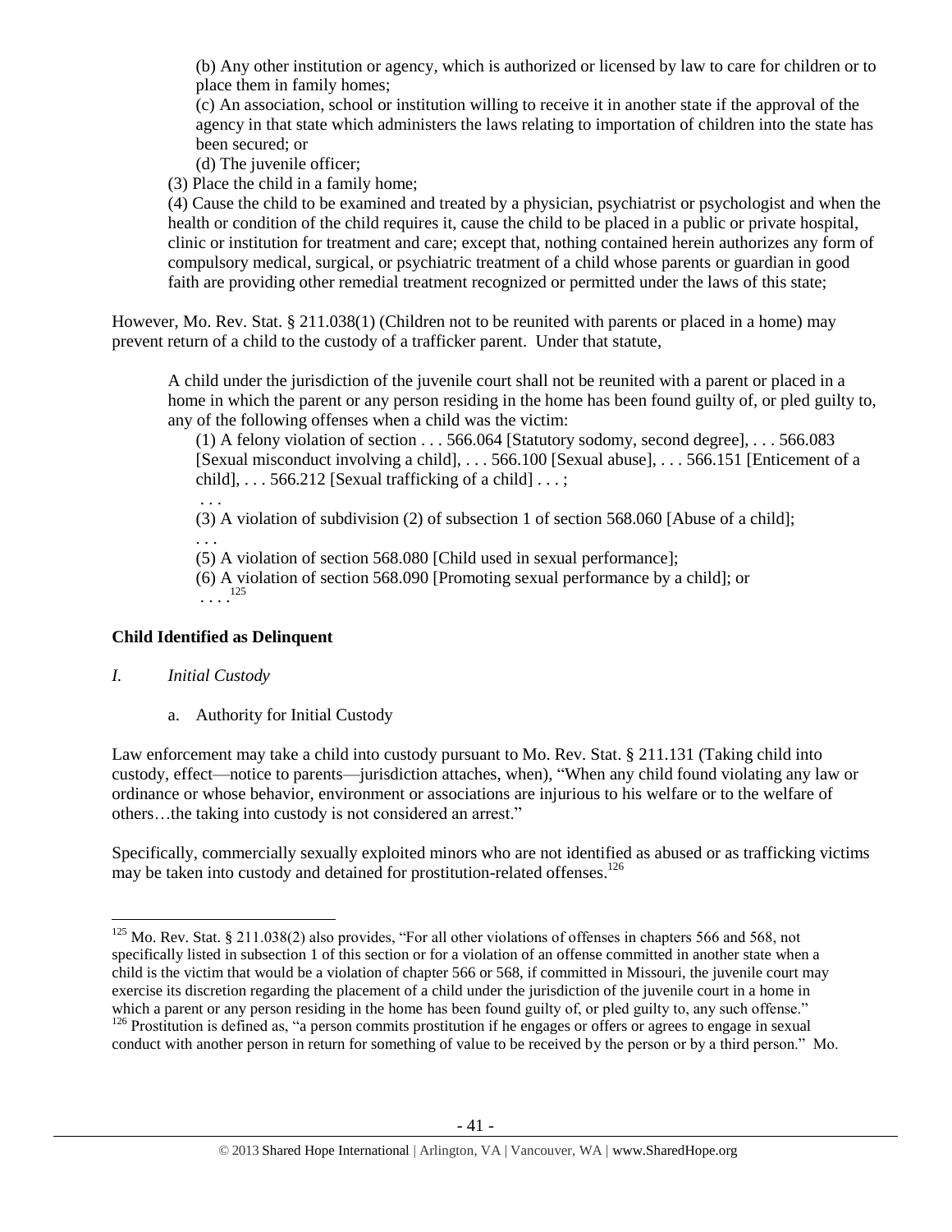(b) Any other institution or agency, which is authorized or licensed by law to care for children or to place them in family homes;

(c) An association, school or institution willing to receive it in another state if the approval of the agency in that state which administers the laws relating to importation of children into the state has been secured; or

(d) The juvenile officer;

(3) Place the child in a family home;

(4) Cause the child to be examined and treated by a physician, psychiatrist or psychologist and when the health or condition of the child requires it, cause the child to be placed in a public or private hospital, clinic or institution for treatment and care; except that, nothing contained herein authorizes any form of compulsory medical, surgical, or psychiatric treatment of a child whose parents or guardian in good faith are providing other remedial treatment recognized or permitted under the laws of this state;

However, Mo. Rev. Stat. § 211.038(1) (Children not to be reunited with parents or placed in a home) may prevent return of a child to the custody of a trafficker parent. Under that statute,

> A child under the jurisdiction of the juvenile court shall not be reunited with a parent or placed in a home in which the parent or any person residing in the home has been found guilty of, or pled guilty to, any of the following offenses when a child was the victim:
>
> (1) A felony violation of section . . . 566.064 [Statutory sodomy, second degree], . . . 566.083 [Sexual misconduct involving a child], . . . 566.100 [Sexual abuse], . . . 566.151 [Enticement of a child], . . . 566.212 [Sexual trafficking of a child] . . . ;
>
> . . .
>
> (3) A violation of subdivision (2) of subsection 1 of section 568.060 [Abuse of a child];
>
> . . .
>
> (5) A violation of section 568.080 [Child used in sexual performance];
>
> (6) A violation of section 568.090 [Promoting sexual performance by a child]; or
>
> . . . .[125]

## Child Identified as Delinquent

### *I. Initial Custody*

a. Authority for Initial Custody

Law enforcement may take a child into custody pursuant to Mo. Rev. Stat. § 211.131 (Taking child into custody, effect—notice to parents—jurisdiction attaches, when), "When any child found violating any law or ordinance or whose behavior, environment or associations are injurious to his welfare or to the welfare of others…the taking into custody is not considered an arrest."

Specifically, commercially sexually exploited minors who are not identified as abused or as trafficking victims may be taken into custody and detained for prostitution-related offenses.[126]

---

[125] Mo. Rev. Stat. § 211.038(2) also provides, "For all other violations of offenses in chapters 566 and 568, not specifically listed in subsection 1 of this section or for a violation of an offense committed in another state when a child is the victim that would be a violation of chapter 566 or 568, if committed in Missouri, the juvenile court may exercise its discretion regarding the placement of a child under the jurisdiction of the juvenile court in a home in which a parent or any person residing in the home has been found guilty of, or pled guilty to, any such offense."

[126] Prostitution is defined as, "a person commits prostitution if he engages or offers or agrees to engage in sexual conduct with another person in return for something of value to be received by the person or by a third person." Mo.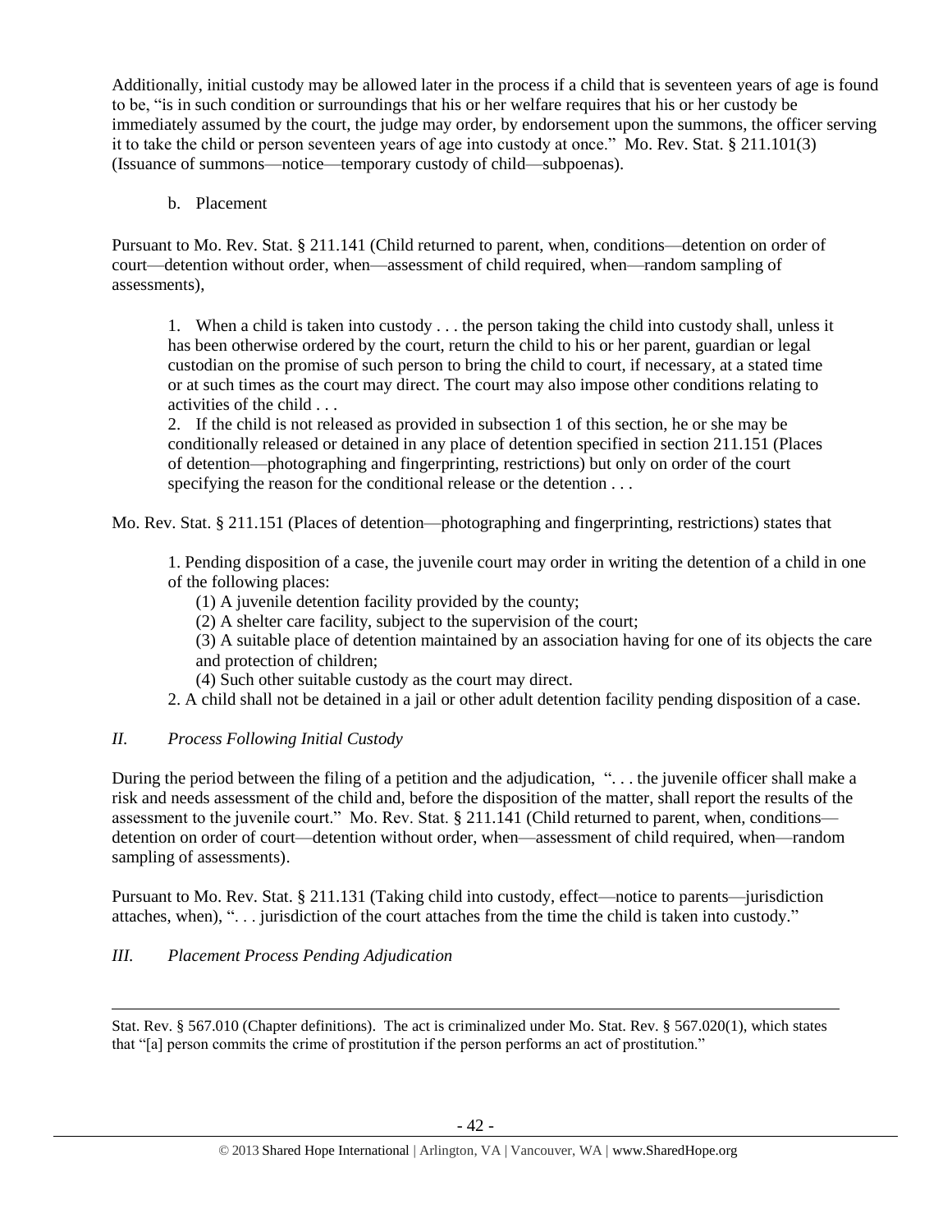Additionally, initial custody may be allowed later in the process if a child that is seventeen years of age is found to be, "is in such condition or surroundings that his or her welfare requires that his or her custody be immediately assumed by the court, the judge may order, by endorsement upon the summons, the officer serving it to take the child or person seventeen years of age into custody at once." Mo. Rev. Stat. § 211.101(3) (Issuance of summons—notice—temporary custody of child—subpoenas).

b. Placement

Pursuant to Mo. Rev. Stat. § 211.141 (Child returned to parent, when, conditions—detention on order of court—detention without order, when—assessment of child required, when—random sampling of assessments),

> 1. When a child is taken into custody . . . the person taking the child into custody shall, unless it has been otherwise ordered by the court, return the child to his or her parent, guardian or legal custodian on the promise of such person to bring the child to court, if necessary, at a stated time or at such times as the court may direct. The court may also impose other conditions relating to activities of the child . . .
>
> 2. If the child is not released as provided in subsection 1 of this section, he or she may be conditionally released or detained in any place of detention specified in section 211.151 (Places of detention—photographing and fingerprinting, restrictions) but only on order of the court specifying the reason for the conditional release or the detention . . .

Mo. Rev. Stat. § 211.151 (Places of detention—photographing and fingerprinting, restrictions) states that

> 1. Pending disposition of a case, the juvenile court may order in writing the detention of a child in one of the following places:
>
> (1) A juvenile detention facility provided by the county;
>
> (2) A shelter care facility, subject to the supervision of the court;
>
> (3) A suitable place of detention maintained by an association having for one of its objects the care and protection of children;
>
> (4) Such other suitable custody as the court may direct.
>
> 2. A child shall not be detained in a jail or other adult detention facility pending disposition of a case.

*II. Process Following Initial Custody*

During the period between the filing of a petition and the adjudication, ". . . the juvenile officer shall make a risk and needs assessment of the child and, before the disposition of the matter, shall report the results of the assessment to the juvenile court." Mo. Rev. Stat. § 211.141 (Child returned to parent, when, conditions—detention on order of court—detention without order, when—assessment of child required, when—random sampling of assessments).

Pursuant to Mo. Rev. Stat. § 211.131 (Taking child into custody, effect—notice to parents—jurisdiction attaches, when), ". . . jurisdiction of the court attaches from the time the child is taken into custody."

*III. Placement Process Pending Adjudication*

---

Stat. Rev. § 567.010 (Chapter definitions). The act is criminalized under Mo. Stat. Rev. § 567.020(1), which states that "[a] person commits the crime of prostitution if the person performs an act of prostitution."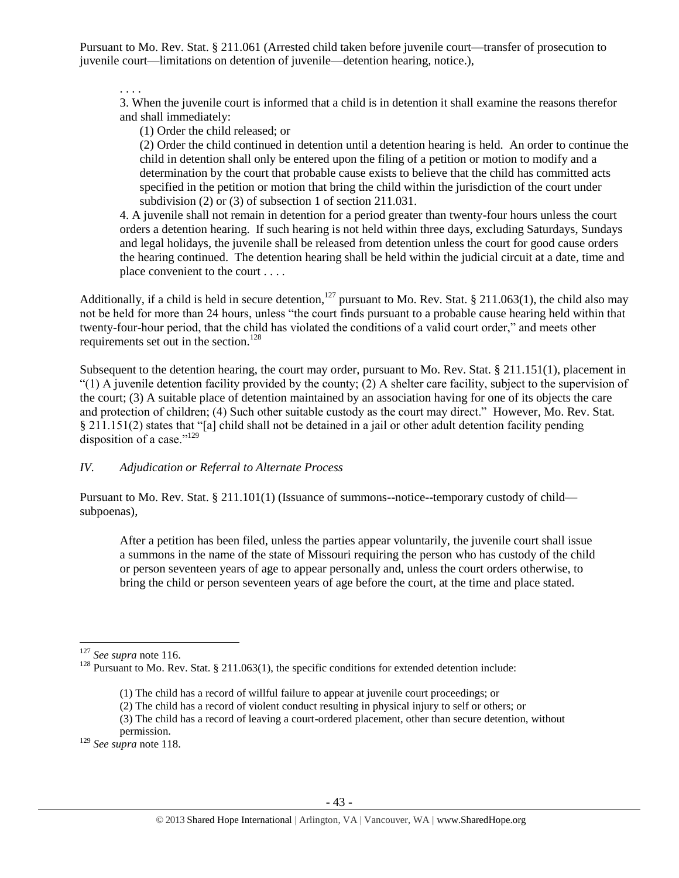Pursuant to Mo. Rev. Stat. § 211.061 (Arrested child taken before juvenile court—transfer of prosecution to juvenile court—limitations on detention of juvenile—detention hearing, notice.),

> . . . .
>
> 3. When the juvenile court is informed that a child is in detention it shall examine the reasons therefor and shall immediately:
>
> (1) Order the child released; or
>
> (2) Order the child continued in detention until a detention hearing is held. An order to continue the child in detention shall only be entered upon the filing of a petition or motion to modify and a determination by the court that probable cause exists to believe that the child has committed acts specified in the petition or motion that bring the child within the jurisdiction of the court under subdivision (2) or (3) of subsection 1 of section 211.031.
>
> 4. A juvenile shall not remain in detention for a period greater than twenty-four hours unless the court orders a detention hearing. If such hearing is not held within three days, excluding Saturdays, Sundays and legal holidays, the juvenile shall be released from detention unless the court for good cause orders the hearing continued. The detention hearing shall be held within the judicial circuit at a date, time and place convenient to the court . . . .

Additionally, if a child is held in secure detention,[127] pursuant to Mo. Rev. Stat. § 211.063(1), the child also may not be held for more than 24 hours, unless "the court finds pursuant to a probable cause hearing held within that twenty-four-hour period, that the child has violated the conditions of a valid court order," and meets other requirements set out in the section.[128]

Subsequent to the detention hearing, the court may order, pursuant to Mo. Rev. Stat. § 211.151(1), placement in "(1) A juvenile detention facility provided by the county; (2) A shelter care facility, subject to the supervision of the court; (3) A suitable place of detention maintained by an association having for one of its objects the care and protection of children; (4) Such other suitable custody as the court may direct." However, Mo. Rev. Stat. § 211.151(2) states that "[a] child shall not be detained in a jail or other adult detention facility pending disposition of a case."[129]

*IV. Adjudication or Referral to Alternate Process*

Pursuant to Mo. Rev. Stat. § 211.101(1) (Issuance of summons--notice--temporary custody of child—subpoenas),

> After a petition has been filed, unless the parties appear voluntarily, the juvenile court shall issue a summons in the name of the state of Missouri requiring the person who has custody of the child or person seventeen years of age to appear personally and, unless the court orders otherwise, to bring the child or person seventeen years of age before the court, at the time and place stated.

---

[127] *See supra* note 116.

[128] Pursuant to Mo. Rev. Stat. § 211.063(1), the specific conditions for extended detention include:

> (1) The child has a record of willful failure to appear at juvenile court proceedings; or
>
> (2) The child has a record of violent conduct resulting in physical injury to self or others; or
>
> (3) The child has a record of leaving a court-ordered placement, other than secure detention, without permission.

[129] *See supra* note 118.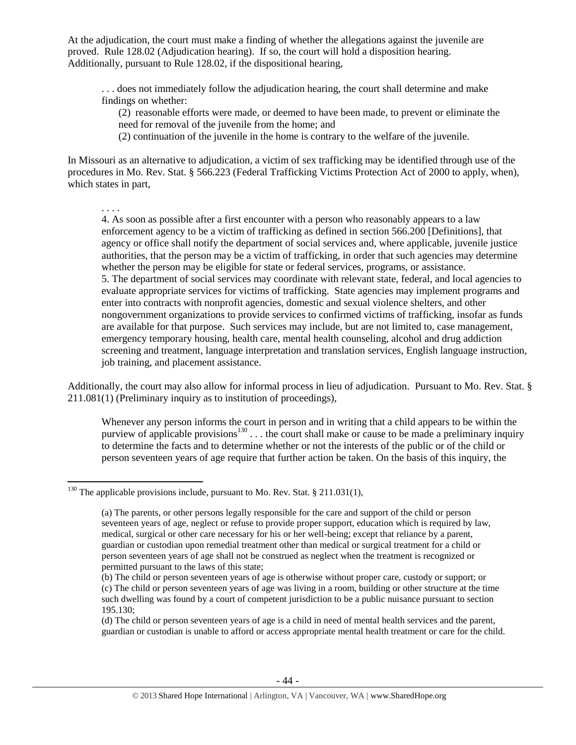At the adjudication, the court must make a finding of whether the allegations against the juvenile are proved. Rule 128.02 (Adjudication hearing). If so, the court will hold a disposition hearing. Additionally, pursuant to Rule 128.02, if the dispositional hearing,

> . . . does not immediately follow the adjudication hearing, the court shall determine and make findings on whether:
>
> (2) reasonable efforts were made, or deemed to have been made, to prevent or eliminate the need for removal of the juvenile from the home; and
>
> (2) continuation of the juvenile in the home is contrary to the welfare of the juvenile.

In Missouri as an alternative to adjudication, a victim of sex trafficking may be identified through use of the procedures in Mo. Rev. Stat. § 566.223 (Federal Trafficking Victims Protection Act of 2000 to apply, when), which states in part,

> . . . .
>
> 4. As soon as possible after a first encounter with a person who reasonably appears to a law enforcement agency to be a victim of trafficking as defined in section 566.200 [Definitions], that agency or office shall notify the department of social services and, where applicable, juvenile justice authorities, that the person may be a victim of trafficking, in order that such agencies may determine whether the person may be eligible for state or federal services, programs, or assistance.
>
> 5. The department of social services may coordinate with relevant state, federal, and local agencies to evaluate appropriate services for victims of trafficking. State agencies may implement programs and enter into contracts with nonprofit agencies, domestic and sexual violence shelters, and other nongovernment organizations to provide services to confirmed victims of trafficking, insofar as funds are available for that purpose. Such services may include, but are not limited to, case management, emergency temporary housing, health care, mental health counseling, alcohol and drug addiction screening and treatment, language interpretation and translation services, English language instruction, job training, and placement assistance.

Additionally, the court may also allow for informal process in lieu of adjudication. Pursuant to Mo. Rev. Stat. § 211.081(1) (Preliminary inquiry as to institution of proceedings),

> Whenever any person informs the court in person and in writing that a child appears to be within the purview of applicable provisions[130] . . . the court shall make or cause to be made a preliminary inquiry to determine the facts and to determine whether or not the interests of the public or of the child or person seventeen years of age require that further action be taken. On the basis of this inquiry, the

---

[130] The applicable provisions include, pursuant to Mo. Rev. Stat. § 211.031(1),

> (a) The parents, or other persons legally responsible for the care and support of the child or person seventeen years of age, neglect or refuse to provide proper support, education which is required by law, medical, surgical or other care necessary for his or her well-being; except that reliance by a parent, guardian or custodian upon remedial treatment other than medical or surgical treatment for a child or person seventeen years of age shall not be construed as neglect when the treatment is recognized or permitted pursuant to the laws of this state;
>
> (b) The child or person seventeen years of age is otherwise without proper care, custody or support; or
>
> (c) The child or person seventeen years of age was living in a room, building or other structure at the time such dwelling was found by a court of competent jurisdiction to be a public nuisance pursuant to section 195.130;
>
> (d) The child or person seventeen years of age is a child in need of mental health services and the parent, guardian or custodian is unable to afford or access appropriate mental health treatment or care for the child.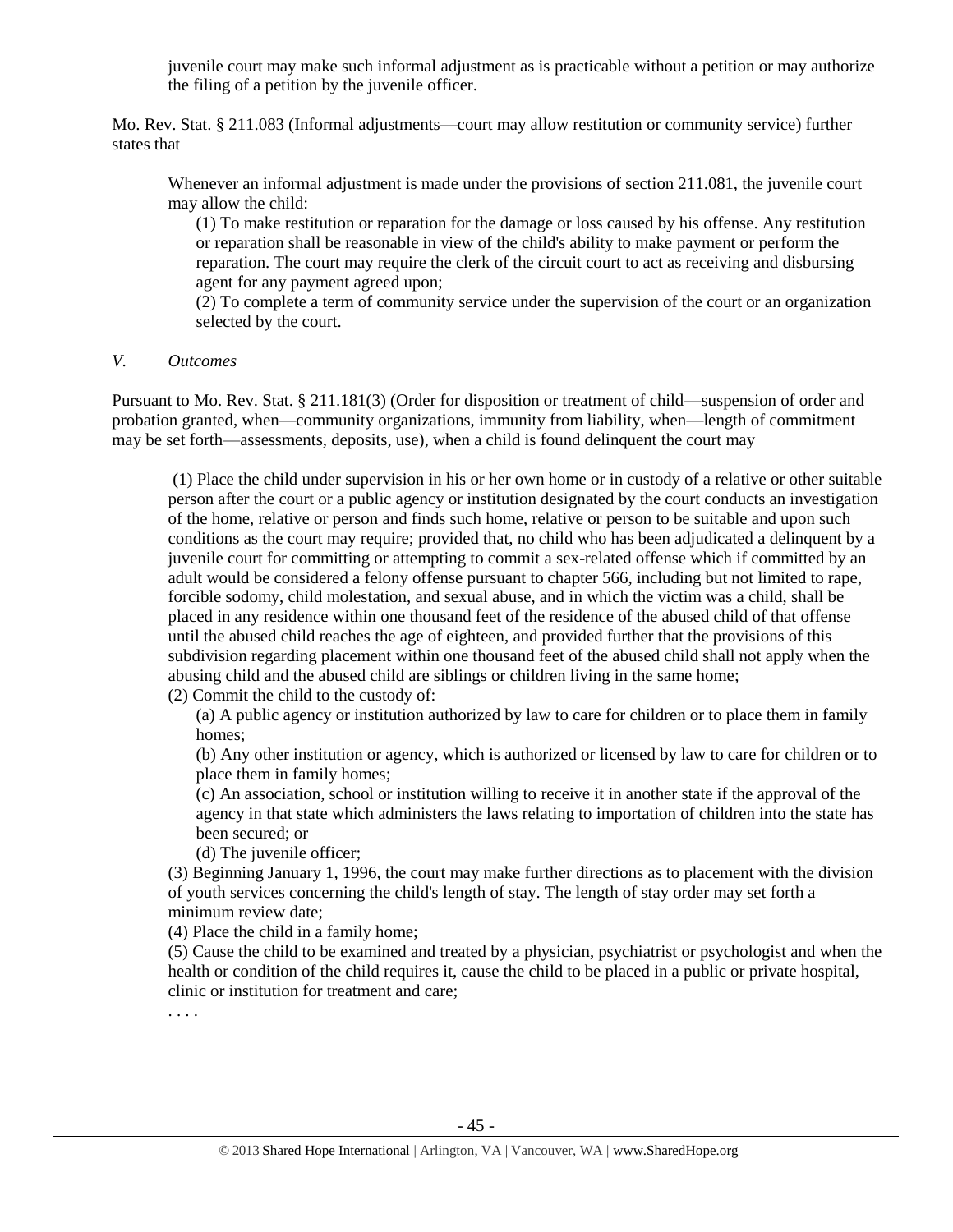juvenile court may make such informal adjustment as is practicable without a petition or may authorize the filing of a petition by the juvenile officer.

Mo. Rev. Stat. § 211.083 (Informal adjustments—court may allow restitution or community service) further states that

> Whenever an informal adjustment is made under the provisions of section 211.081, the juvenile court may allow the child:
>
> (1) To make restitution or reparation for the damage or loss caused by his offense. Any restitution or reparation shall be reasonable in view of the child's ability to make payment or perform the reparation. The court may require the clerk of the circuit court to act as receiving and disbursing agent for any payment agreed upon;
>
> (2) To complete a term of community service under the supervision of the court or an organization selected by the court.

*V. Outcomes*

Pursuant to Mo. Rev. Stat. § 211.181(3) (Order for disposition or treatment of child—suspension of order and probation granted, when—community organizations, immunity from liability, when—length of commitment may be set forth—assessments, deposits, use), when a child is found delinquent the court may

> (1) Place the child under supervision in his or her own home or in custody of a relative or other suitable person after the court or a public agency or institution designated by the court conducts an investigation of the home, relative or person and finds such home, relative or person to be suitable and upon such conditions as the court may require; provided that, no child who has been adjudicated a delinquent by a juvenile court for committing or attempting to commit a sex-related offense which if committed by an adult would be considered a felony offense pursuant to chapter 566, including but not limited to rape, forcible sodomy, child molestation, and sexual abuse, and in which the victim was a child, shall be placed in any residence within one thousand feet of the residence of the abused child of that offense until the abused child reaches the age of eighteen, and provided further that the provisions of this subdivision regarding placement within one thousand feet of the abused child shall not apply when the abusing child and the abused child are siblings or children living in the same home;
>
> (2) Commit the child to the custody of:
>
> (a) A public agency or institution authorized by law to care for children or to place them in family homes;
>
> (b) Any other institution or agency, which is authorized or licensed by law to care for children or to place them in family homes;
>
> (c) An association, school or institution willing to receive it in another state if the approval of the agency in that state which administers the laws relating to importation of children into the state has been secured; or
>
> (d) The juvenile officer;
>
> (3) Beginning January 1, 1996, the court may make further directions as to placement with the division of youth services concerning the child's length of stay. The length of stay order may set forth a minimum review date;
>
> (4) Place the child in a family home;
>
> (5) Cause the child to be examined and treated by a physician, psychiatrist or psychologist and when the health or condition of the child requires it, cause the child to be placed in a public or private hospital, clinic or institution for treatment and care;
>
> . . . .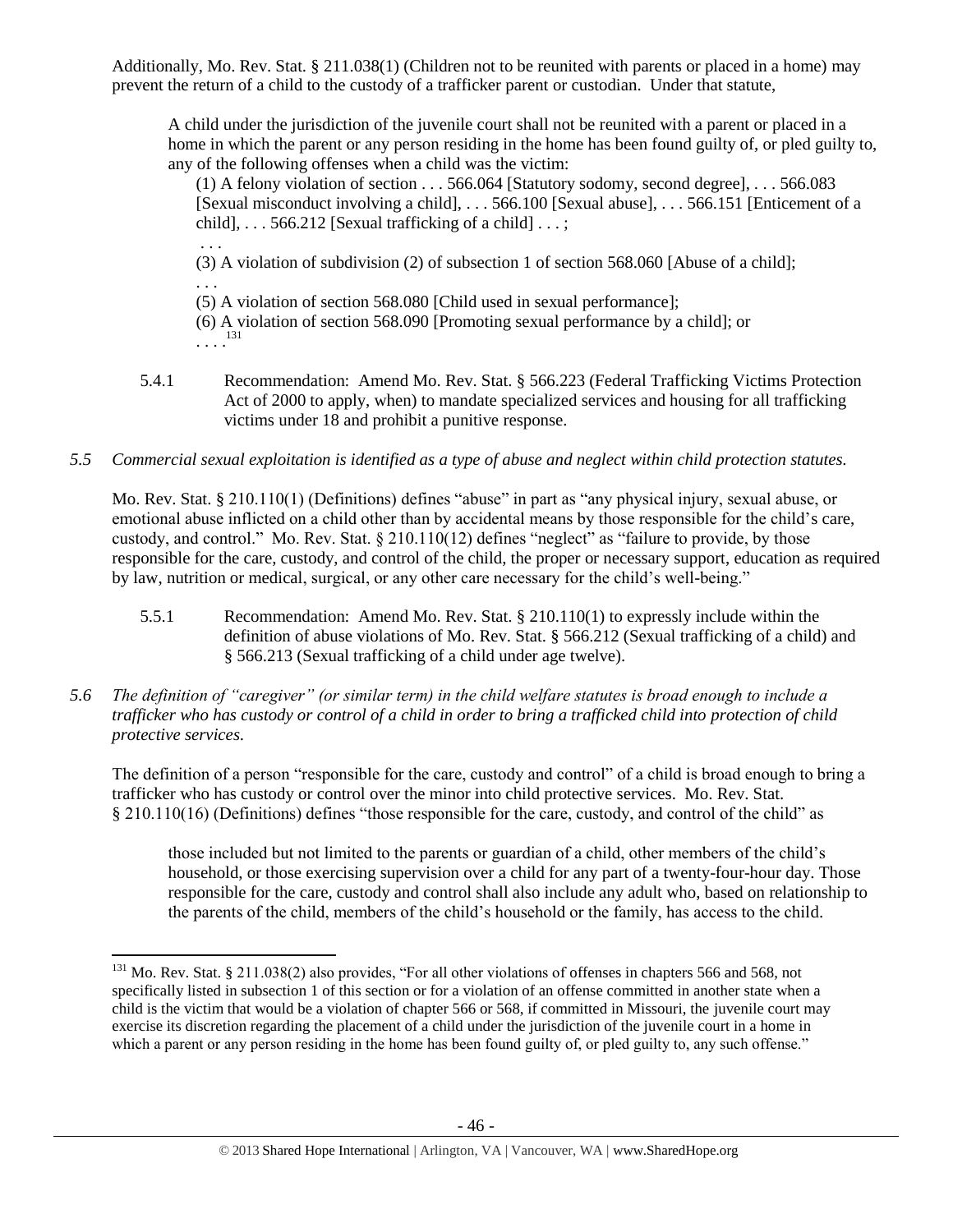Additionally, Mo. Rev. Stat. § 211.038(1) (Children not to be reunited with parents or placed in a home) may prevent the return of a child to the custody of a trafficker parent or custodian. Under that statute,

> A child under the jurisdiction of the juvenile court shall not be reunited with a parent or placed in a home in which the parent or any person residing in the home has been found guilty of, or pled guilty to, any of the following offenses when a child was the victim:
>
> (1) A felony violation of section . . . 566.064 [Statutory sodomy, second degree], . . . 566.083 [Sexual misconduct involving a child], . . . 566.100 [Sexual abuse], . . . 566.151 [Enticement of a child], . . . 566.212 [Sexual trafficking of a child] . . . ;
>
> . . .
>
> (3) A violation of subdivision (2) of subsection 1 of section 568.060 [Abuse of a child];
>
> . . .
>
> (5) A violation of section 568.080 [Child used in sexual performance];
>
> (6) A violation of section 568.090 [Promoting sexual performance by a child]; or
>
> . . . .[131]

5.4.1 Recommendation: Amend Mo. Rev. Stat. § 566.223 (Federal Trafficking Victims Protection Act of 2000 to apply, when) to mandate specialized services and housing for all trafficking victims under 18 and prohibit a punitive response.

*5.5 Commercial sexual exploitation is identified as a type of abuse and neglect within child protection statutes.*

Mo. Rev. Stat. § 210.110(1) (Definitions) defines "abuse" in part as "any physical injury, sexual abuse, or emotional abuse inflicted on a child other than by accidental means by those responsible for the child's care, custody, and control." Mo. Rev. Stat. § 210.110(12) defines "neglect" as "failure to provide, by those responsible for the care, custody, and control of the child, the proper or necessary support, education as required by law, nutrition or medical, surgical, or any other care necessary for the child's well-being."

5.5.1 Recommendation: Amend Mo. Rev. Stat. § 210.110(1) to expressly include within the definition of abuse violations of Mo. Rev. Stat. § 566.212 (Sexual trafficking of a child) and § 566.213 (Sexual trafficking of a child under age twelve).

*5.6 The definition of "caregiver" (or similar term) in the child welfare statutes is broad enough to include a trafficker who has custody or control of a child in order to bring a trafficked child into protection of child protective services.*

The definition of a person "responsible for the care, custody and control" of a child is broad enough to bring a trafficker who has custody or control over the minor into child protective services. Mo. Rev. Stat. § 210.110(16) (Definitions) defines "those responsible for the care, custody, and control of the child" as

> those included but not limited to the parents or guardian of a child, other members of the child's household, or those exercising supervision over a child for any part of a twenty-four-hour day. Those responsible for the care, custody and control shall also include any adult who, based on relationship to the parents of the child, members of the child's household or the family, has access to the child.

---

[131] Mo. Rev. Stat. § 211.038(2) also provides, "For all other violations of offenses in chapters 566 and 568, not specifically listed in subsection 1 of this section or for a violation of an offense committed in another state when a child is the victim that would be a violation of chapter 566 or 568, if committed in Missouri, the juvenile court may exercise its discretion regarding the placement of a child under the jurisdiction of the juvenile court in a home in which a parent or any person residing in the home has been found guilty of, or pled guilty to, any such offense."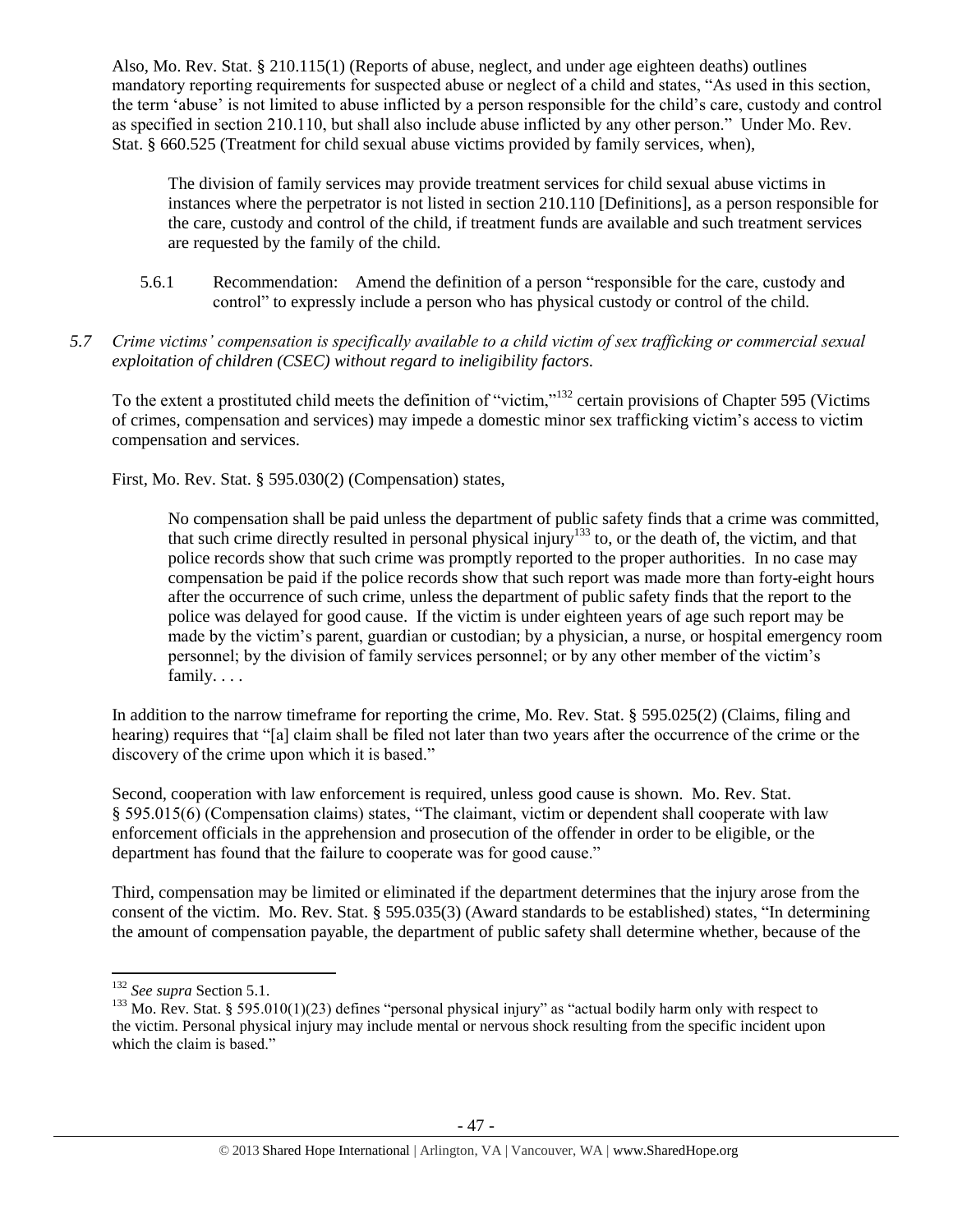Also, Mo. Rev. Stat. § 210.115(1) (Reports of abuse, neglect, and under age eighteen deaths) outlines mandatory reporting requirements for suspected abuse or neglect of a child and states, "As used in this section, the term 'abuse' is not limited to abuse inflicted by a person responsible for the child's care, custody and control as specified in section 210.110, but shall also include abuse inflicted by any other person." Under Mo. Rev. Stat. § 660.525 (Treatment for child sexual abuse victims provided by family services, when),

> The division of family services may provide treatment services for child sexual abuse victims in instances where the perpetrator is not listed in section 210.110 [Definitions], as a person responsible for the care, custody and control of the child, if treatment funds are available and such treatment services are requested by the family of the child.

5.6.1 Recommendation: Amend the definition of a person "responsible for the care, custody and control" to expressly include a person who has physical custody or control of the child.

*5.7 Crime victims' compensation is specifically available to a child victim of sex trafficking or commercial sexual exploitation of children (CSEC) without regard to ineligibility factors.*

To the extent a prostituted child meets the definition of "victim,"[132] certain provisions of Chapter 595 (Victims of crimes, compensation and services) may impede a domestic minor sex trafficking victim's access to victim compensation and services.

First, Mo. Rev. Stat. § 595.030(2) (Compensation) states,

> No compensation shall be paid unless the department of public safety finds that a crime was committed, that such crime directly resulted in personal physical injury[133] to, or the death of, the victim, and that police records show that such crime was promptly reported to the proper authorities. In no case may compensation be paid if the police records show that such report was made more than forty-eight hours after the occurrence of such crime, unless the department of public safety finds that the report to the police was delayed for good cause. If the victim is under eighteen years of age such report may be made by the victim's parent, guardian or custodian; by a physician, a nurse, or hospital emergency room personnel; by the division of family services personnel; or by any other member of the victim's family. . . .

In addition to the narrow timeframe for reporting the crime, Mo. Rev. Stat. § 595.025(2) (Claims, filing and hearing) requires that "[a] claim shall be filed not later than two years after the occurrence of the crime or the discovery of the crime upon which it is based."

Second, cooperation with law enforcement is required, unless good cause is shown. Mo. Rev. Stat. § 595.015(6) (Compensation claims) states, "The claimant, victim or dependent shall cooperate with law enforcement officials in the apprehension and prosecution of the offender in order to be eligible, or the department has found that the failure to cooperate was for good cause."

Third, compensation may be limited or eliminated if the department determines that the injury arose from the consent of the victim. Mo. Rev. Stat. § 595.035(3) (Award standards to be established) states, "In determining the amount of compensation payable, the department of public safety shall determine whether, because of the

---

[132] *See supra* Section 5.1.

[133] Mo. Rev. Stat. § 595.010(1)(23) defines "personal physical injury" as "actual bodily harm only with respect to the victim. Personal physical injury may include mental or nervous shock resulting from the specific incident upon which the claim is based."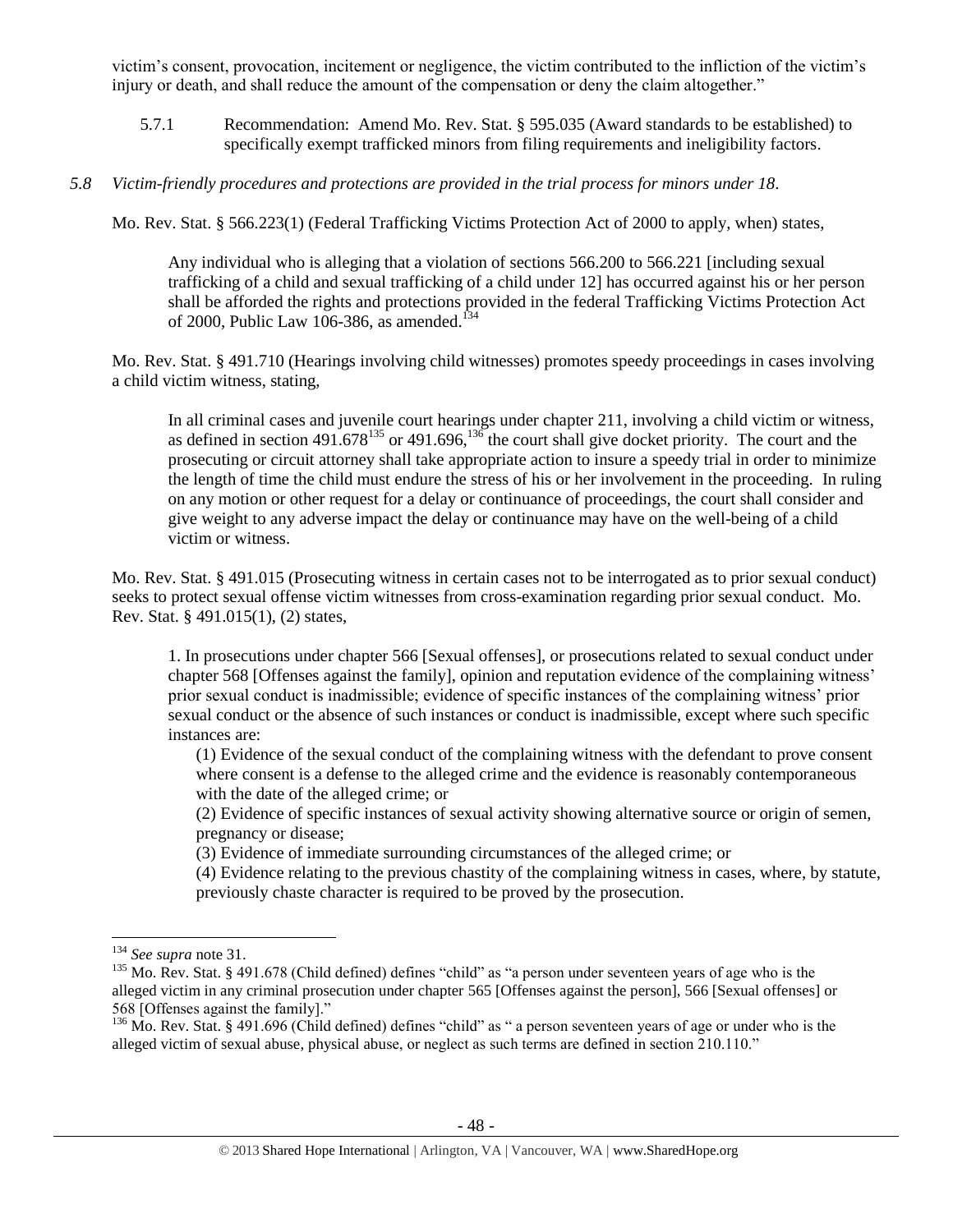victim's consent, provocation, incitement or negligence, the victim contributed to the infliction of the victim's injury or death, and shall reduce the amount of the compensation or deny the claim altogether."

5.7.1 Recommendation: Amend Mo. Rev. Stat. § 595.035 (Award standards to be established) to specifically exempt trafficked minors from filing requirements and ineligibility factors.

*5.8 Victim-friendly procedures and protections are provided in the trial process for minors under 18.*

Mo. Rev. Stat. § 566.223(1) (Federal Trafficking Victims Protection Act of 2000 to apply, when) states,

> Any individual who is alleging that a violation of sections 566.200 to 566.221 [including sexual trafficking of a child and sexual trafficking of a child under 12] has occurred against his or her person shall be afforded the rights and protections provided in the federal Trafficking Victims Protection Act of 2000, Public Law 106-386, as amended.[134]

Mo. Rev. Stat. § 491.710 (Hearings involving child witnesses) promotes speedy proceedings in cases involving a child victim witness, stating,

> In all criminal cases and juvenile court hearings under chapter 211, involving a child victim or witness, as defined in section 491.678[135] or 491.696,[136] the court shall give docket priority. The court and the prosecuting or circuit attorney shall take appropriate action to insure a speedy trial in order to minimize the length of time the child must endure the stress of his or her involvement in the proceeding. In ruling on any motion or other request for a delay or continuance of proceedings, the court shall consider and give weight to any adverse impact the delay or continuance may have on the well-being of a child victim or witness.

Mo. Rev. Stat. § 491.015 (Prosecuting witness in certain cases not to be interrogated as to prior sexual conduct) seeks to protect sexual offense victim witnesses from cross-examination regarding prior sexual conduct. Mo. Rev. Stat. § 491.015(1), (2) states,

> 1. In prosecutions under chapter 566 [Sexual offenses], or prosecutions related to sexual conduct under chapter 568 [Offenses against the family], opinion and reputation evidence of the complaining witness' prior sexual conduct is inadmissible; evidence of specific instances of the complaining witness' prior sexual conduct or the absence of such instances or conduct is inadmissible, except where such specific instances are:
>
> (1) Evidence of the sexual conduct of the complaining witness with the defendant to prove consent where consent is a defense to the alleged crime and the evidence is reasonably contemporaneous with the date of the alleged crime; or
>
> (2) Evidence of specific instances of sexual activity showing alternative source or origin of semen, pregnancy or disease;
>
> (3) Evidence of immediate surrounding circumstances of the alleged crime; or
>
> (4) Evidence relating to the previous chastity of the complaining witness in cases, where, by statute, previously chaste character is required to be proved by the prosecution.

---

[134] *See supra* note 31.

[135] Mo. Rev. Stat. § 491.678 (Child defined) defines "child" as "a person under seventeen years of age who is the alleged victim in any criminal prosecution under chapter 565 [Offenses against the person], 566 [Sexual offenses] or 568 [Offenses against the family]."

[136] Mo. Rev. Stat. § 491.696 (Child defined) defines "child" as " a person seventeen years of age or under who is the alleged victim of sexual abuse, physical abuse, or neglect as such terms are defined in section 210.110."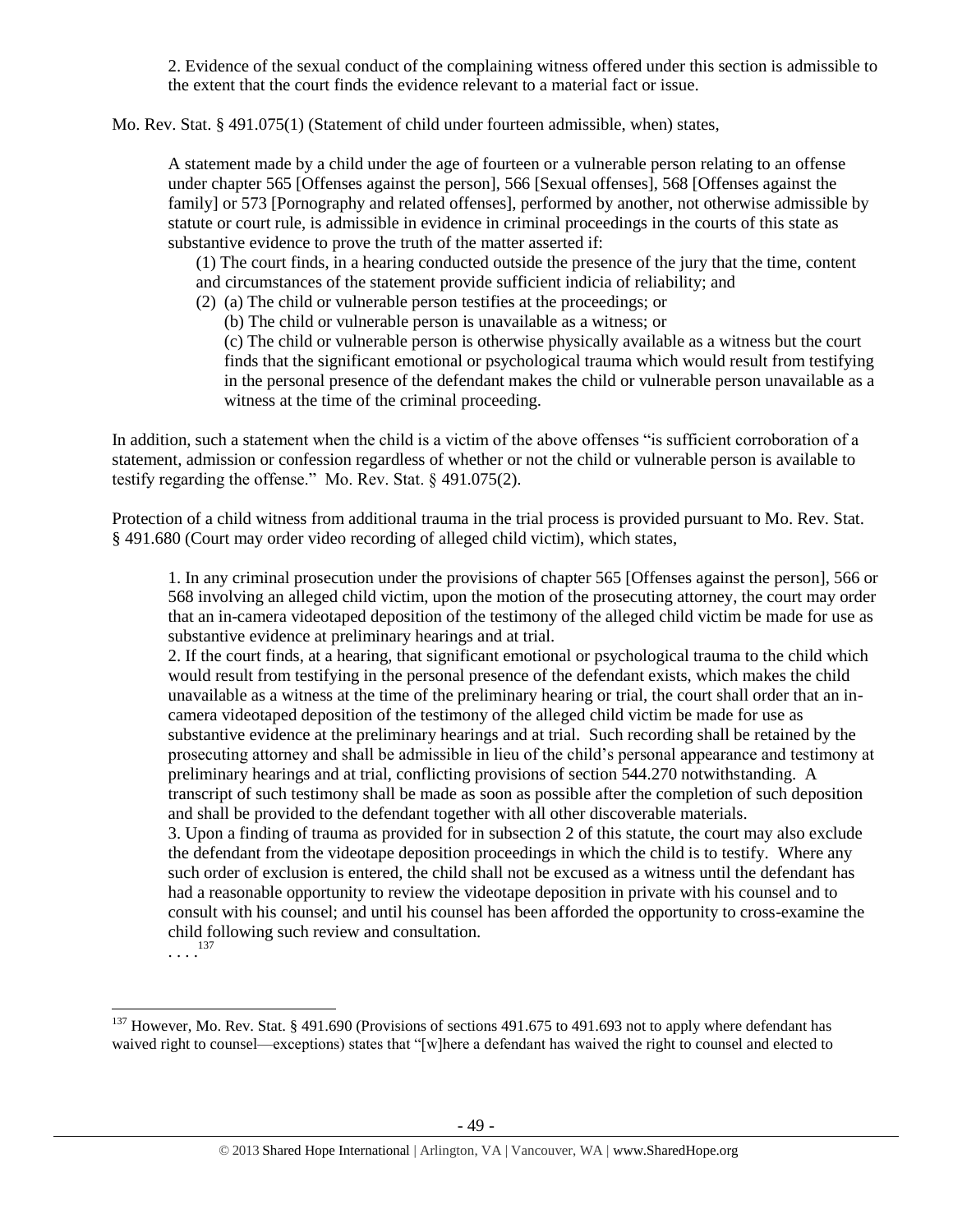2. Evidence of the sexual conduct of the complaining witness offered under this section is admissible to the extent that the court finds the evidence relevant to a material fact or issue.

Mo. Rev. Stat. § 491.075(1) (Statement of child under fourteen admissible, when) states,

> A statement made by a child under the age of fourteen or a vulnerable person relating to an offense under chapter 565 [Offenses against the person], 566 [Sexual offenses], 568 [Offenses against the family] or 573 [Pornography and related offenses], performed by another, not otherwise admissible by statute or court rule, is admissible in evidence in criminal proceedings in the courts of this state as substantive evidence to prove the truth of the matter asserted if:
>
> (1) The court finds, in a hearing conducted outside the presence of the jury that the time, content and circumstances of the statement provide sufficient indicia of reliability; and
>
> (2) (a) The child or vulnerable person testifies at the proceedings; or
>
> (b) The child or vulnerable person is unavailable as a witness; or
>
> (c) The child or vulnerable person is otherwise physically available as a witness but the court finds that the significant emotional or psychological trauma which would result from testifying in the personal presence of the defendant makes the child or vulnerable person unavailable as a witness at the time of the criminal proceeding.

In addition, such a statement when the child is a victim of the above offenses "is sufficient corroboration of a statement, admission or confession regardless of whether or not the child or vulnerable person is available to testify regarding the offense." Mo. Rev. Stat. § 491.075(2).

Protection of a child witness from additional trauma in the trial process is provided pursuant to Mo. Rev. Stat. § 491.680 (Court may order video recording of alleged child victim), which states,

> 1. In any criminal prosecution under the provisions of chapter 565 [Offenses against the person], 566 or 568 involving an alleged child victim, upon the motion of the prosecuting attorney, the court may order that an in-camera videotaped deposition of the testimony of the alleged child victim be made for use as substantive evidence at preliminary hearings and at trial.
>
> 2. If the court finds, at a hearing, that significant emotional or psychological trauma to the child which would result from testifying in the personal presence of the defendant exists, which makes the child unavailable as a witness at the time of the preliminary hearing or trial, the court shall order that an in-camera videotaped deposition of the testimony of the alleged child victim be made for use as substantive evidence at the preliminary hearings and at trial. Such recording shall be retained by the prosecuting attorney and shall be admissible in lieu of the child's personal appearance and testimony at preliminary hearings and at trial, conflicting provisions of section 544.270 notwithstanding. A transcript of such testimony shall be made as soon as possible after the completion of such deposition and shall be provided to the defendant together with all other discoverable materials.
>
> 3. Upon a finding of trauma as provided for in subsection 2 of this statute, the court may also exclude the defendant from the videotape deposition proceedings in which the child is to testify. Where any such order of exclusion is entered, the child shall not be excused as a witness until the defendant has had a reasonable opportunity to review the videotape deposition in private with his counsel and to consult with his counsel; and until his counsel has been afforded the opportunity to cross-examine the child following such review and consultation.
>
> . . . .[137]

[137] However, Mo. Rev. Stat. § 491.690 (Provisions of sections 491.675 to 491.693 not to apply where defendant has waived right to counsel—exceptions) states that "[w]here a defendant has waived the right to counsel and elected to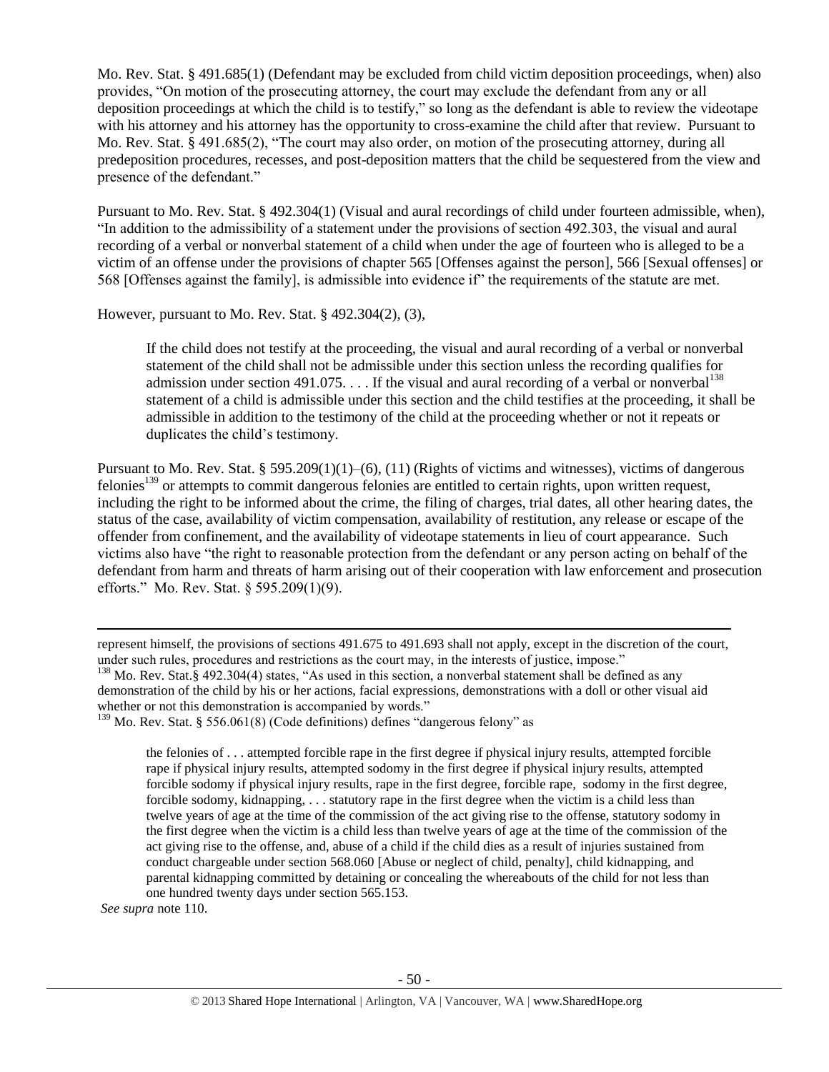Mo. Rev. Stat. § 491.685(1) (Defendant may be excluded from child victim deposition proceedings, when) also provides, "On motion of the prosecuting attorney, the court may exclude the defendant from any or all deposition proceedings at which the child is to testify," so long as the defendant is able to review the videotape with his attorney and his attorney has the opportunity to cross-examine the child after that review. Pursuant to Mo. Rev. Stat. § 491.685(2), "The court may also order, on motion of the prosecuting attorney, during all predeposition procedures, recesses, and post-deposition matters that the child be sequestered from the view and presence of the defendant."

Pursuant to Mo. Rev. Stat. § 492.304(1) (Visual and aural recordings of child under fourteen admissible, when), "In addition to the admissibility of a statement under the provisions of section 492.303, the visual and aural recording of a verbal or nonverbal statement of a child when under the age of fourteen who is alleged to be a victim of an offense under the provisions of chapter 565 [Offenses against the person], 566 [Sexual offenses] or 568 [Offenses against the family], is admissible into evidence if" the requirements of the statute are met.

However, pursuant to Mo. Rev. Stat. § 492.304(2), (3),

> If the child does not testify at the proceeding, the visual and aural recording of a verbal or nonverbal statement of the child shall not be admissible under this section unless the recording qualifies for admission under section 491.075. . . . If the visual and aural recording of a verbal or nonverbal[138] statement of a child is admissible under this section and the child testifies at the proceeding, it shall be admissible in addition to the testimony of the child at the proceeding whether or not it repeats or duplicates the child's testimony.

Pursuant to Mo. Rev. Stat. § 595.209(1)(1)–(6), (11) (Rights of victims and witnesses), victims of dangerous felonies[139] or attempts to commit dangerous felonies are entitled to certain rights, upon written request, including the right to be informed about the crime, the filing of charges, trial dates, all other hearing dates, the status of the case, availability of victim compensation, availability of restitution, any release or escape of the offender from confinement, and the availability of videotape statements in lieu of court appearance. Such victims also have "the right to reasonable protection from the defendant or any person acting on behalf of the defendant from harm and threats of harm arising out of their cooperation with law enforcement and prosecution efforts." Mo. Rev. Stat. § 595.209(1)(9).

---

represent himself, the provisions of sections 491.675 to 491.693 shall not apply, except in the discretion of the court, under such rules, procedures and restrictions as the court may, in the interests of justice, impose."

[138] Mo. Rev. Stat.§ 492.304(4) states, "As used in this section, a nonverbal statement shall be defined as any demonstration of the child by his or her actions, facial expressions, demonstrations with a doll or other visual aid whether or not this demonstration is accompanied by words."

[139] Mo. Rev. Stat. § 556.061(8) (Code definitions) defines "dangerous felony" as

> the felonies of . . . attempted forcible rape in the first degree if physical injury results, attempted forcible rape if physical injury results, attempted sodomy in the first degree if physical injury results, attempted forcible sodomy if physical injury results, rape in the first degree, forcible rape, sodomy in the first degree, forcible sodomy, kidnapping, . . . statutory rape in the first degree when the victim is a child less than twelve years of age at the time of the commission of the act giving rise to the offense, statutory sodomy in the first degree when the victim is a child less than twelve years of age at the time of the commission of the act giving rise to the offense, and, abuse of a child if the child dies as a result of injuries sustained from conduct chargeable under section 568.060 [Abuse or neglect of child, penalty], child kidnapping, and parental kidnapping committed by detaining or concealing the whereabouts of the child for not less than one hundred twenty days under section 565.153.

*See supra* note 110.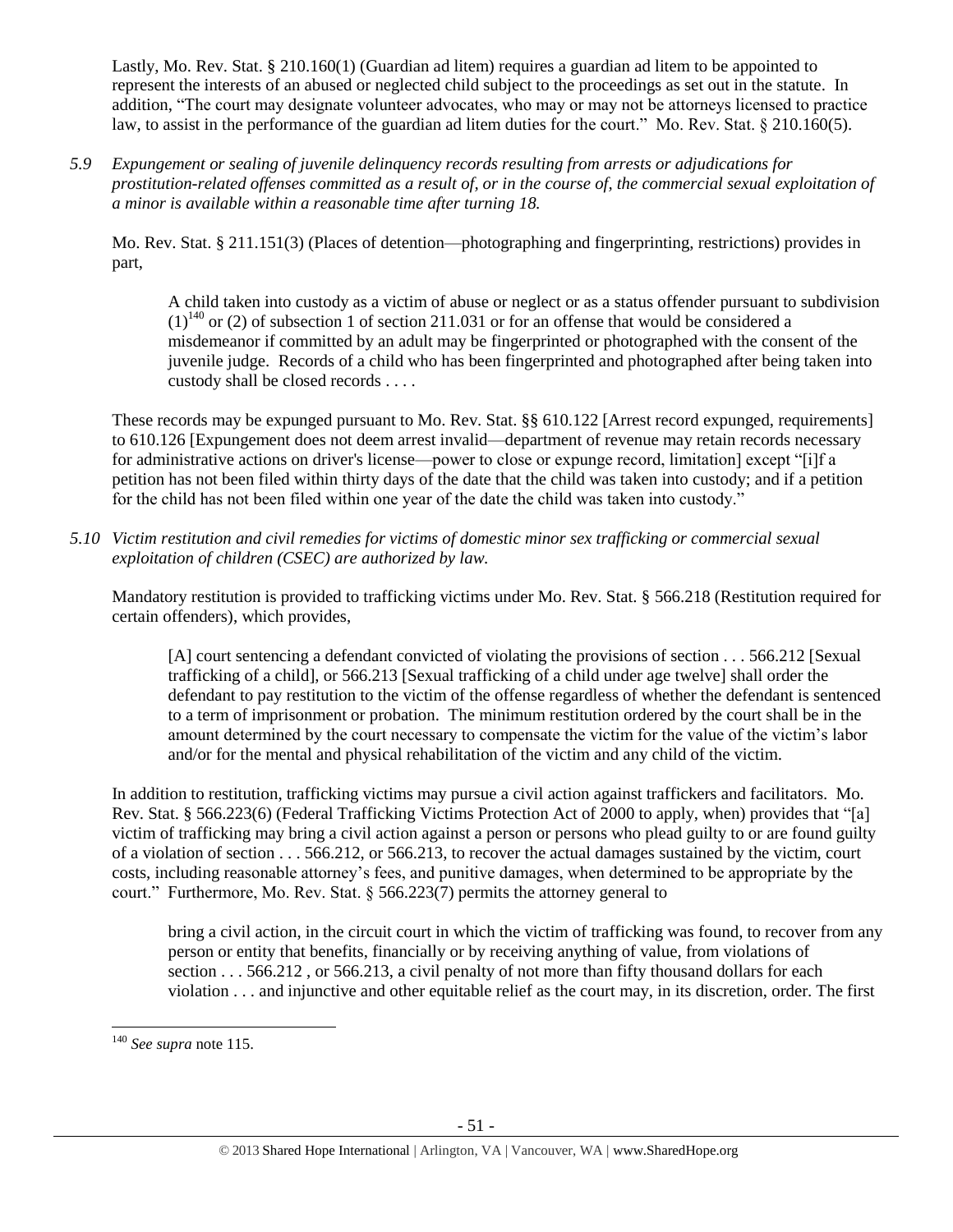Lastly, Mo. Rev. Stat. § 210.160(1) (Guardian ad litem) requires a guardian ad litem to be appointed to represent the interests of an abused or neglected child subject to the proceedings as set out in the statute. In addition, "The court may designate volunteer advocates, who may or may not be attorneys licensed to practice law, to assist in the performance of the guardian ad litem duties for the court." Mo. Rev. Stat. § 210.160(5).

*5.9 Expungement or sealing of juvenile delinquency records resulting from arrests or adjudications for prostitution-related offenses committed as a result of, or in the course of, the commercial sexual exploitation of a minor is available within a reasonable time after turning 18.*

Mo. Rev. Stat. § 211.151(3) (Places of detention—photographing and fingerprinting, restrictions) provides in part,

> A child taken into custody as a victim of abuse or neglect or as a status offender pursuant to subdivision (1)[140] or (2) of subsection 1 of section 211.031 or for an offense that would be considered a misdemeanor if committed by an adult may be fingerprinted or photographed with the consent of the juvenile judge. Records of a child who has been fingerprinted and photographed after being taken into custody shall be closed records . . . .

These records may be expunged pursuant to Mo. Rev. Stat. §§ 610.122 [Arrest record expunged, requirements] to 610.126 [Expungement does not deem arrest invalid—department of revenue may retain records necessary for administrative actions on driver's license—power to close or expunge record, limitation] except "[i]f a petition has not been filed within thirty days of the date that the child was taken into custody; and if a petition for the child has not been filed within one year of the date the child was taken into custody."

*5.10 Victim restitution and civil remedies for victims of domestic minor sex trafficking or commercial sexual exploitation of children (CSEC) are authorized by law.*

Mandatory restitution is provided to trafficking victims under Mo. Rev. Stat. § 566.218 (Restitution required for certain offenders), which provides,

> [A] court sentencing a defendant convicted of violating the provisions of section . . . 566.212 [Sexual trafficking of a child], or 566.213 [Sexual trafficking of a child under age twelve] shall order the defendant to pay restitution to the victim of the offense regardless of whether the defendant is sentenced to a term of imprisonment or probation. The minimum restitution ordered by the court shall be in the amount determined by the court necessary to compensate the victim for the value of the victim's labor and/or for the mental and physical rehabilitation of the victim and any child of the victim.

In addition to restitution, trafficking victims may pursue a civil action against traffickers and facilitators. Mo. Rev. Stat. § 566.223(6) (Federal Trafficking Victims Protection Act of 2000 to apply, when) provides that "[a] victim of trafficking may bring a civil action against a person or persons who plead guilty to or are found guilty of a violation of section . . . 566.212, or 566.213, to recover the actual damages sustained by the victim, court costs, including reasonable attorney's fees, and punitive damages, when determined to be appropriate by the court." Furthermore, Mo. Rev. Stat. § 566.223(7) permits the attorney general to

> bring a civil action, in the circuit court in which the victim of trafficking was found, to recover from any person or entity that benefits, financially or by receiving anything of value, from violations of section . . . 566.212 , or 566.213, a civil penalty of not more than fifty thousand dollars for each violation . . . and injunctive and other equitable relief as the court may, in its discretion, order. The first

[140] *See supra* note 115.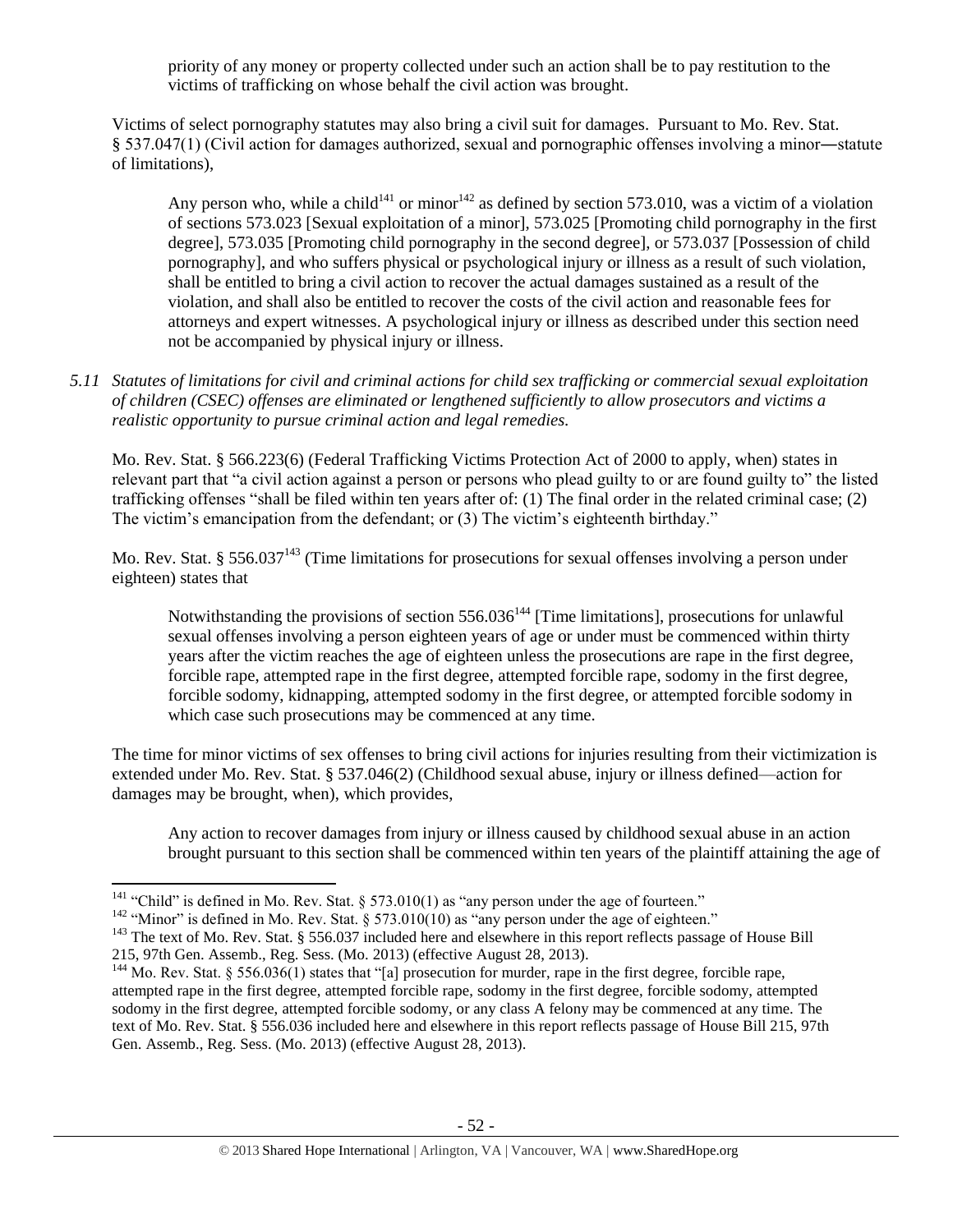priority of any money or property collected under such an action shall be to pay restitution to the victims of trafficking on whose behalf the civil action was brought.

Victims of select pornography statutes may also bring a civil suit for damages. Pursuant to Mo. Rev. Stat. § 537.047(1) (Civil action for damages authorized, sexual and pornographic offenses involving a minor―statute of limitations),

> Any person who, while a child[141] or minor[142] as defined by section 573.010, was a victim of a violation of sections 573.023 [Sexual exploitation of a minor], 573.025 [Promoting child pornography in the first degree], 573.035 [Promoting child pornography in the second degree], or 573.037 [Possession of child pornography], and who suffers physical or psychological injury or illness as a result of such violation, shall be entitled to bring a civil action to recover the actual damages sustained as a result of the violation, and shall also be entitled to recover the costs of the civil action and reasonable fees for attorneys and expert witnesses. A psychological injury or illness as described under this section need not be accompanied by physical injury or illness.

*5.11 Statutes of limitations for civil and criminal actions for child sex trafficking or commercial sexual exploitation of children (CSEC) offenses are eliminated or lengthened sufficiently to allow prosecutors and victims a realistic opportunity to pursue criminal action and legal remedies.*

Mo. Rev. Stat. § 566.223(6) (Federal Trafficking Victims Protection Act of 2000 to apply, when) states in relevant part that "a civil action against a person or persons who plead guilty to or are found guilty to" the listed trafficking offenses "shall be filed within ten years after of: (1) The final order in the related criminal case; (2) The victim's emancipation from the defendant; or (3) The victim's eighteenth birthday."

Mo. Rev. Stat. § 556.037[143] (Time limitations for prosecutions for sexual offenses involving a person under eighteen) states that

> Notwithstanding the provisions of section 556.036[144] [Time limitations], prosecutions for unlawful sexual offenses involving a person eighteen years of age or under must be commenced within thirty years after the victim reaches the age of eighteen unless the prosecutions are rape in the first degree, forcible rape, attempted rape in the first degree, attempted forcible rape, sodomy in the first degree, forcible sodomy, kidnapping, attempted sodomy in the first degree, or attempted forcible sodomy in which case such prosecutions may be commenced at any time.

The time for minor victims of sex offenses to bring civil actions for injuries resulting from their victimization is extended under Mo. Rev. Stat. § 537.046(2) (Childhood sexual abuse, injury or illness defined—action for damages may be brought, when), which provides,

> Any action to recover damages from injury or illness caused by childhood sexual abuse in an action brought pursuant to this section shall be commenced within ten years of the plaintiff attaining the age of

---

[141] "Child" is defined in Mo. Rev. Stat. § 573.010(1) as "any person under the age of fourteen."

[142] "Minor" is defined in Mo. Rev. Stat. § 573.010(10) as "any person under the age of eighteen."

[143] The text of Mo. Rev. Stat. § 556.037 included here and elsewhere in this report reflects passage of House Bill 215, 97th Gen. Assemb., Reg. Sess. (Mo. 2013) (effective August 28, 2013).

[144] Mo. Rev. Stat. § 556.036(1) states that "[a] prosecution for murder, rape in the first degree, forcible rape, attempted rape in the first degree, attempted forcible rape, sodomy in the first degree, forcible sodomy, attempted sodomy in the first degree, attempted forcible sodomy, or any class A felony may be commenced at any time. The text of Mo. Rev. Stat. § 556.036 included here and elsewhere in this report reflects passage of House Bill 215, 97th Gen. Assemb., Reg. Sess. (Mo. 2013) (effective August 28, 2013).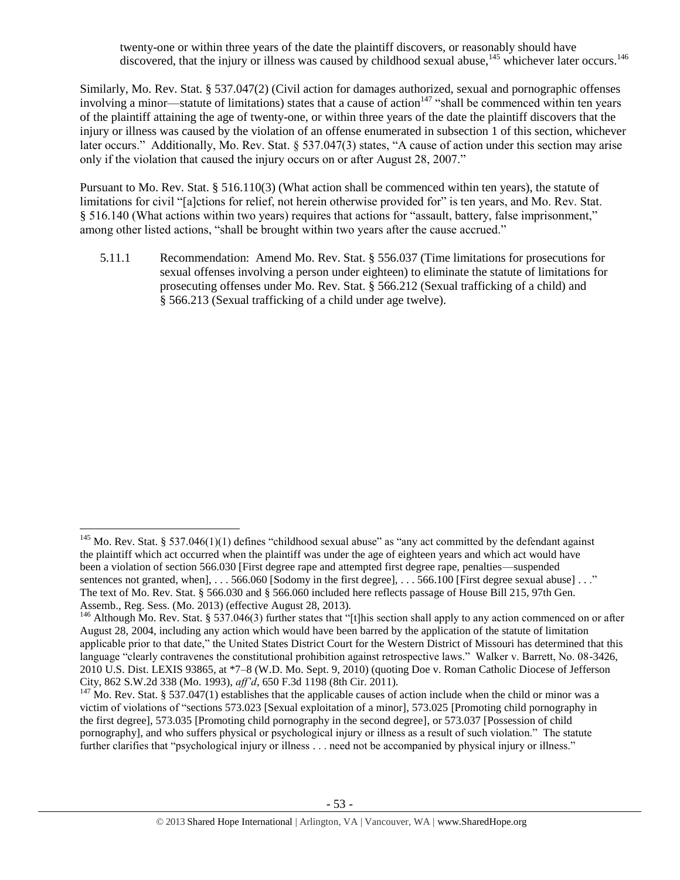twenty-one or within three years of the date the plaintiff discovers, or reasonably should have discovered, that the injury or illness was caused by childhood sexual abuse,[145] whichever later occurs.[146]

Similarly, Mo. Rev. Stat. § 537.047(2) (Civil action for damages authorized, sexual and pornographic offenses involving a minor—statute of limitations) states that a cause of action[147] "shall be commenced within ten years of the plaintiff attaining the age of twenty-one, or within three years of the date the plaintiff discovers that the injury or illness was caused by the violation of an offense enumerated in subsection 1 of this section, whichever later occurs." Additionally, Mo. Rev. Stat. § 537.047(3) states, "A cause of action under this section may arise only if the violation that caused the injury occurs on or after August 28, 2007."

Pursuant to Mo. Rev. Stat. § 516.110(3) (What action shall be commenced within ten years), the statute of limitations for civil "[a]ctions for relief, not herein otherwise provided for" is ten years, and Mo. Rev. Stat. § 516.140 (What actions within two years) requires that actions for "assault, battery, false imprisonment," among other listed actions, "shall be brought within two years after the cause accrued."

5.11.1 Recommendation: Amend Mo. Rev. Stat. § 556.037 (Time limitations for prosecutions for sexual offenses involving a person under eighteen) to eliminate the statute of limitations for prosecuting offenses under Mo. Rev. Stat. § 566.212 (Sexual trafficking of a child) and § 566.213 (Sexual trafficking of a child under age twelve).

---

[145] Mo. Rev. Stat. § 537.046(1)(1) defines "childhood sexual abuse" as "any act committed by the defendant against the plaintiff which act occurred when the plaintiff was under the age of eighteen years and which act would have been a violation of section 566.030 [First degree rape and attempted first degree rape, penalties—suspended sentences not granted, when], . . . 566.060 [Sodomy in the first degree], . . . 566.100 [First degree sexual abuse] . . ." The text of Mo. Rev. Stat. § 566.030 and § 566.060 included here reflects passage of House Bill 215, 97th Gen. Assemb., Reg. Sess. (Mo. 2013) (effective August 28, 2013).

[146] Although Mo. Rev. Stat. § 537.046(3) further states that "[t]his section shall apply to any action commenced on or after August 28, 2004, including any action which would have been barred by the application of the statute of limitation applicable prior to that date," the United States District Court for the Western District of Missouri has determined that this language "clearly contravenes the constitutional prohibition against retrospective laws." Walker v. Barrett, No. 08-3426, 2010 U.S. Dist. LEXIS 93865, at *7–8 (W.D. Mo. Sept. 9, 2010) (quoting Doe v. Roman Catholic Diocese of Jefferson City, 862 S.W.2d 338 (Mo. 1993), *aff'd*, 650 F.3d 1198 (8th Cir. 2011).

[147] Mo. Rev. Stat. § 537.047(1) establishes that the applicable causes of action include when the child or minor was a victim of violations of "sections 573.023 [Sexual exploitation of a minor], 573.025 [Promoting child pornography in the first degree], 573.035 [Promoting child pornography in the second degree], or 573.037 [Possession of child pornography], and who suffers physical or psychological injury or illness as a result of such violation." The statute further clarifies that "psychological injury or illness . . . need not be accompanied by physical injury or illness."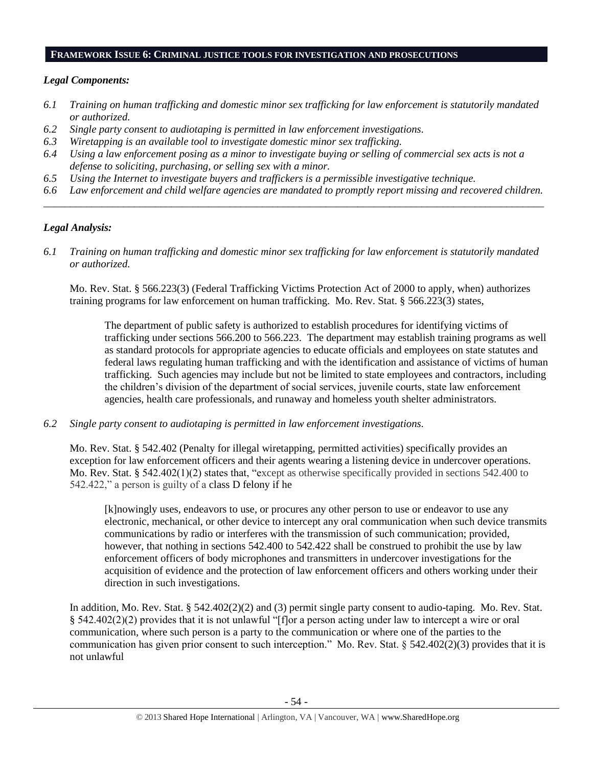## FRAMEWORK ISSUE 6: CRIMINAL JUSTICE TOOLS FOR INVESTIGATION AND PROSECUTIONS

### *Legal Components:*

*6.1 Training on human trafficking and domestic minor sex trafficking for law enforcement is statutorily mandated or authorized.*
*6.2 Single party consent to audiotaping is permitted in law enforcement investigations.*
*6.3 Wiretapping is an available tool to investigate domestic minor sex trafficking.*
*6.4 Using a law enforcement posing as a minor to investigate buying or selling of commercial sex acts is not a defense to soliciting, purchasing, or selling sex with a minor.*
*6.5 Using the Internet to investigate buyers and traffickers is a permissible investigative technique.*
*6.6 Law enforcement and child welfare agencies are mandated to promptly report missing and recovered children.*

---

### *Legal Analysis:*

*6.1 Training on human trafficking and domestic minor sex trafficking for law enforcement is statutorily mandated or authorized.*

Mo. Rev. Stat. § 566.223(3) (Federal Trafficking Victims Protection Act of 2000 to apply, when) authorizes training programs for law enforcement on human trafficking. Mo. Rev. Stat. § 566.223(3) states,

> The department of public safety is authorized to establish procedures for identifying victims of trafficking under sections 566.200 to 566.223. The department may establish training programs as well as standard protocols for appropriate agencies to educate officials and employees on state statutes and federal laws regulating human trafficking and with the identification and assistance of victims of human trafficking. Such agencies may include but not be limited to state employees and contractors, including the children's division of the department of social services, juvenile courts, state law enforcement agencies, health care professionals, and runaway and homeless youth shelter administrators.

*6.2 Single party consent to audiotaping is permitted in law enforcement investigations.*

Mo. Rev. Stat. § 542.402 (Penalty for illegal wiretapping, permitted activities) specifically provides an exception for law enforcement officers and their agents wearing a listening device in undercover operations. Mo. Rev. Stat. § 542.402(1)(2) states that, "except as otherwise specifically provided in sections 542.400 to 542.422," a person is guilty of a class D felony if he

> [k]nowingly uses, endeavors to use, or procures any other person to use or endeavor to use any electronic, mechanical, or other device to intercept any oral communication when such device transmits communications by radio or interferes with the transmission of such communication; provided, however, that nothing in sections 542.400 to 542.422 shall be construed to prohibit the use by law enforcement officers of body microphones and transmitters in undercover investigations for the acquisition of evidence and the protection of law enforcement officers and others working under their direction in such investigations.

In addition, Mo. Rev. Stat. § 542.402(2)(2) and (3) permit single party consent to audio-taping. Mo. Rev. Stat. § 542.402(2)(2) provides that it is not unlawful "[f]or a person acting under law to intercept a wire or oral communication, where such person is a party to the communication or where one of the parties to the communication has given prior consent to such interception." Mo. Rev. Stat. § 542.402(2)(3) provides that it is not unlawful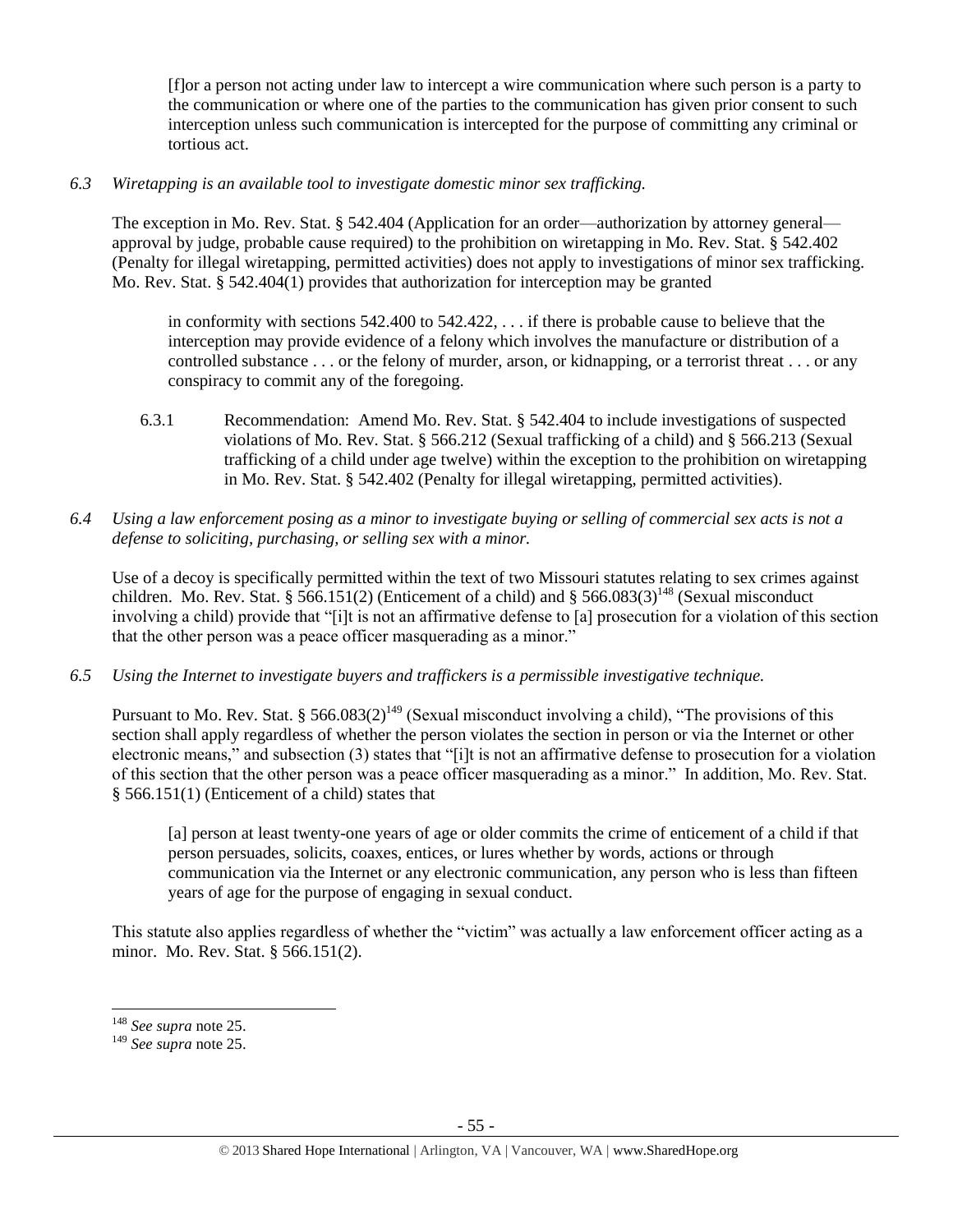> [f]or a person not acting under law to intercept a wire communication where such person is a party to the communication or where one of the parties to the communication has given prior consent to such interception unless such communication is intercepted for the purpose of committing any criminal or tortious act.

*6.3 Wiretapping is an available tool to investigate domestic minor sex trafficking.*

The exception in Mo. Rev. Stat. § 542.404 (Application for an order—authorization by attorney general—approval by judge, probable cause required) to the prohibition on wiretapping in Mo. Rev. Stat. § 542.402 (Penalty for illegal wiretapping, permitted activities) does not apply to investigations of minor sex trafficking. Mo. Rev. Stat. § 542.404(1) provides that authorization for interception may be granted

> in conformity with sections 542.400 to 542.422, . . . if there is probable cause to believe that the interception may provide evidence of a felony which involves the manufacture or distribution of a controlled substance . . . or the felony of murder, arson, or kidnapping, or a terrorist threat . . . or any conspiracy to commit any of the foregoing.

6.3.1 Recommendation: Amend Mo. Rev. Stat. § 542.404 to include investigations of suspected violations of Mo. Rev. Stat. § 566.212 (Sexual trafficking of a child) and § 566.213 (Sexual trafficking of a child under age twelve) within the exception to the prohibition on wiretapping in Mo. Rev. Stat. § 542.402 (Penalty for illegal wiretapping, permitted activities).

*6.4 Using a law enforcement posing as a minor to investigate buying or selling of commercial sex acts is not a defense to soliciting, purchasing, or selling sex with a minor.*

Use of a decoy is specifically permitted within the text of two Missouri statutes relating to sex crimes against children. Mo. Rev. Stat. § 566.151(2) (Enticement of a child) and § 566.083(3)[148] (Sexual misconduct involving a child) provide that "[i]t is not an affirmative defense to [a] prosecution for a violation of this section that the other person was a peace officer masquerading as a minor."

*6.5 Using the Internet to investigate buyers and traffickers is a permissible investigative technique.*

Pursuant to Mo. Rev. Stat. § 566.083(2)[149] (Sexual misconduct involving a child), "The provisions of this section shall apply regardless of whether the person violates the section in person or via the Internet or other electronic means," and subsection (3) states that "[i]t is not an affirmative defense to prosecution for a violation of this section that the other person was a peace officer masquerading as a minor." In addition, Mo. Rev. Stat. § 566.151(1) (Enticement of a child) states that

> [a] person at least twenty-one years of age or older commits the crime of enticement of a child if that person persuades, solicits, coaxes, entices, or lures whether by words, actions or through communication via the Internet or any electronic communication, any person who is less than fifteen years of age for the purpose of engaging in sexual conduct.

This statute also applies regardless of whether the "victim" was actually a law enforcement officer acting as a minor. Mo. Rev. Stat. § 566.151(2).

---

[148] *See supra* note 25.

[149] *See supra* note 25.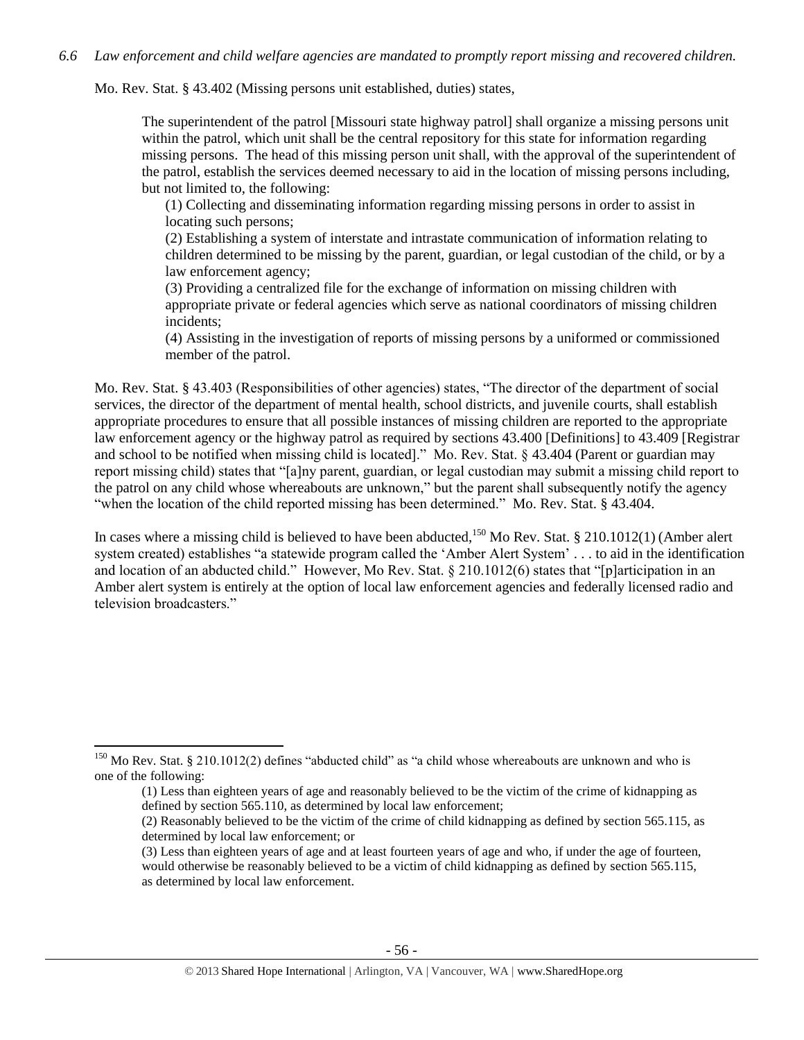*6.6 Law enforcement and child welfare agencies are mandated to promptly report missing and recovered children.*

Mo. Rev. Stat. § 43.402 (Missing persons unit established, duties) states,

> The superintendent of the patrol [Missouri state highway patrol] shall organize a missing persons unit within the patrol, which unit shall be the central repository for this state for information regarding missing persons. The head of this missing person unit shall, with the approval of the superintendent of the patrol, establish the services deemed necessary to aid in the location of missing persons including, but not limited to, the following:
>
> (1) Collecting and disseminating information regarding missing persons in order to assist in locating such persons;
>
> (2) Establishing a system of interstate and intrastate communication of information relating to children determined to be missing by the parent, guardian, or legal custodian of the child, or by a law enforcement agency;
>
> (3) Providing a centralized file for the exchange of information on missing children with appropriate private or federal agencies which serve as national coordinators of missing children incidents;
>
> (4) Assisting in the investigation of reports of missing persons by a uniformed or commissioned member of the patrol.

Mo. Rev. Stat. § 43.403 (Responsibilities of other agencies) states, "The director of the department of social services, the director of the department of mental health, school districts, and juvenile courts, shall establish appropriate procedures to ensure that all possible instances of missing children are reported to the appropriate law enforcement agency or the highway patrol as required by sections 43.400 [Definitions] to 43.409 [Registrar and school to be notified when missing child is located]." Mo. Rev. Stat. § 43.404 (Parent or guardian may report missing child) states that "[a]ny parent, guardian, or legal custodian may submit a missing child report to the patrol on any child whose whereabouts are unknown," but the parent shall subsequently notify the agency "when the location of the child reported missing has been determined." Mo. Rev. Stat. § 43.404.

In cases where a missing child is believed to have been abducted,[150] Mo Rev. Stat. § 210.1012(1) (Amber alert system created) establishes "a statewide program called the 'Amber Alert System' . . . to aid in the identification and location of an abducted child." However, Mo Rev. Stat. § 210.1012(6) states that "[p]articipation in an Amber alert system is entirely at the option of local law enforcement agencies and federally licensed radio and television broadcasters."

---

[150] Mo Rev. Stat. § 210.1012(2) defines "abducted child" as "a child whose whereabouts are unknown and who is one of the following:

> (1) Less than eighteen years of age and reasonably believed to be the victim of the crime of kidnapping as defined by section 565.110, as determined by local law enforcement;
>
> (2) Reasonably believed to be the victim of the crime of child kidnapping as defined by section 565.115, as determined by local law enforcement; or
>
> (3) Less than eighteen years of age and at least fourteen years of age and who, if under the age of fourteen, would otherwise be reasonably believed to be a victim of child kidnapping as defined by section 565.115, as determined by local law enforcement.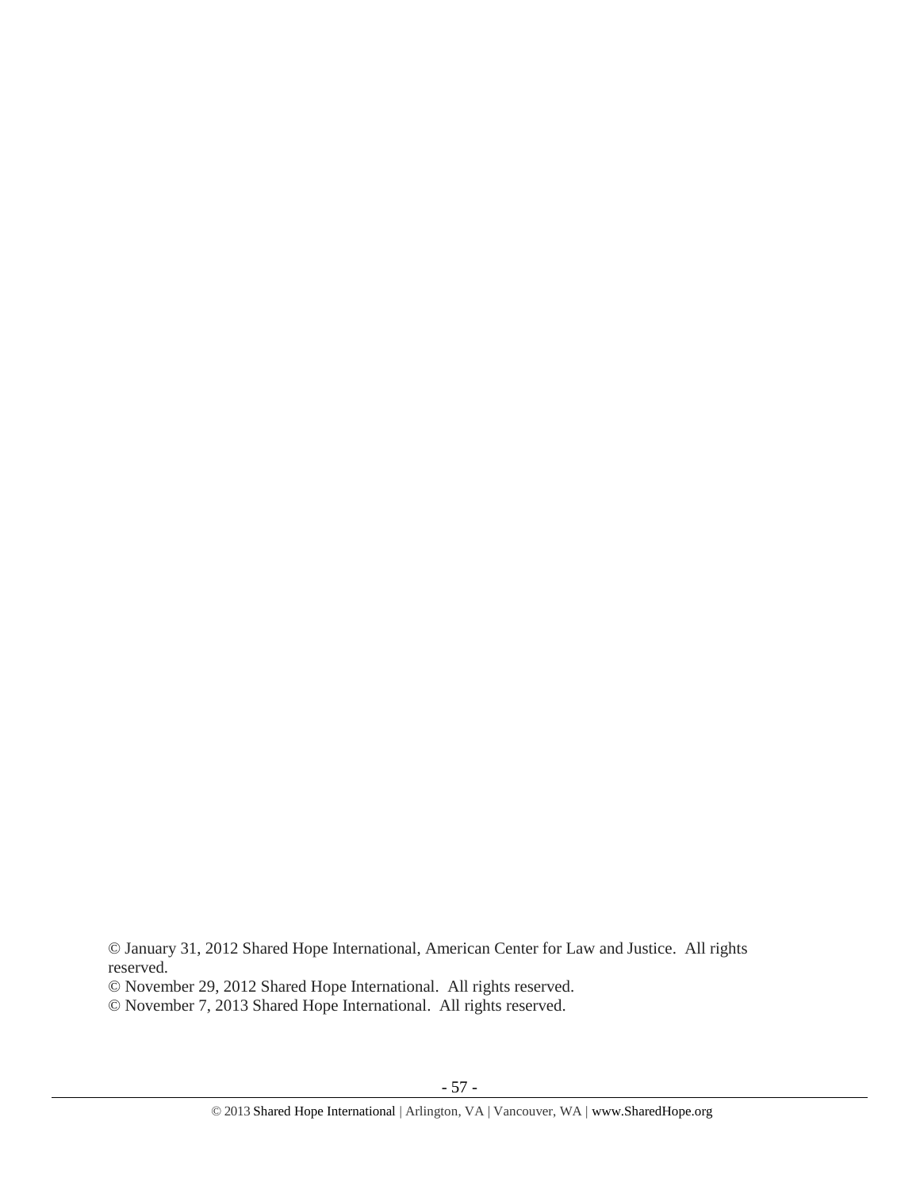© January 31, 2012 Shared Hope International, American Center for Law and Justice. All rights reserved.

© November 29, 2012 Shared Hope International. All rights reserved.

© November 7, 2013 Shared Hope International. All rights reserved.